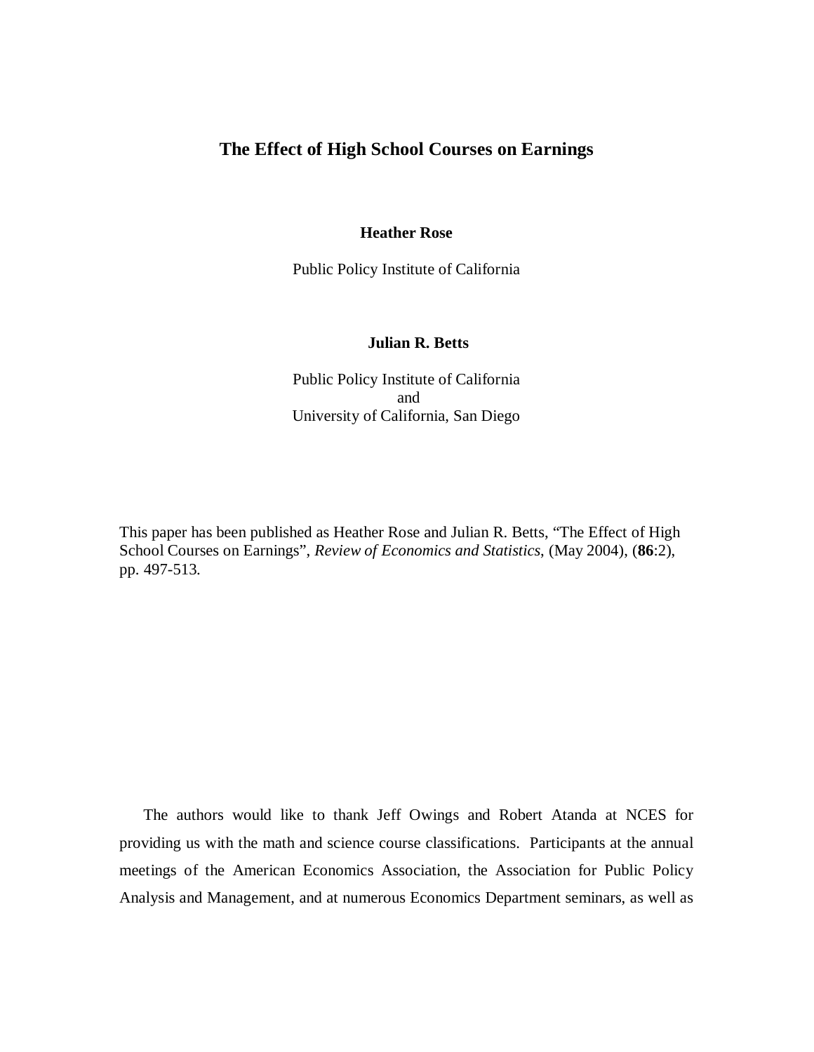# The Effect of High School Courses on Earnings

**Heather Rose**

Public Policy Institute of California

**Julian R. Betts**

Public Policy Institute of California
and
University of California, San Diego

This paper has been published as Heather Rose and Julian R. Betts, "The Effect of High School Courses on Earnings", *Review of Economics and Statistics*, (May 2004), (**86**:2), pp. 497-513.

The authors would like to thank Jeff Owings and Robert Atanda at NCES for providing us with the math and science course classifications. Participants at the annual meetings of the American Economics Association, the Association for Public Policy Analysis and Management, and at numerous Economics Department seminars, as well as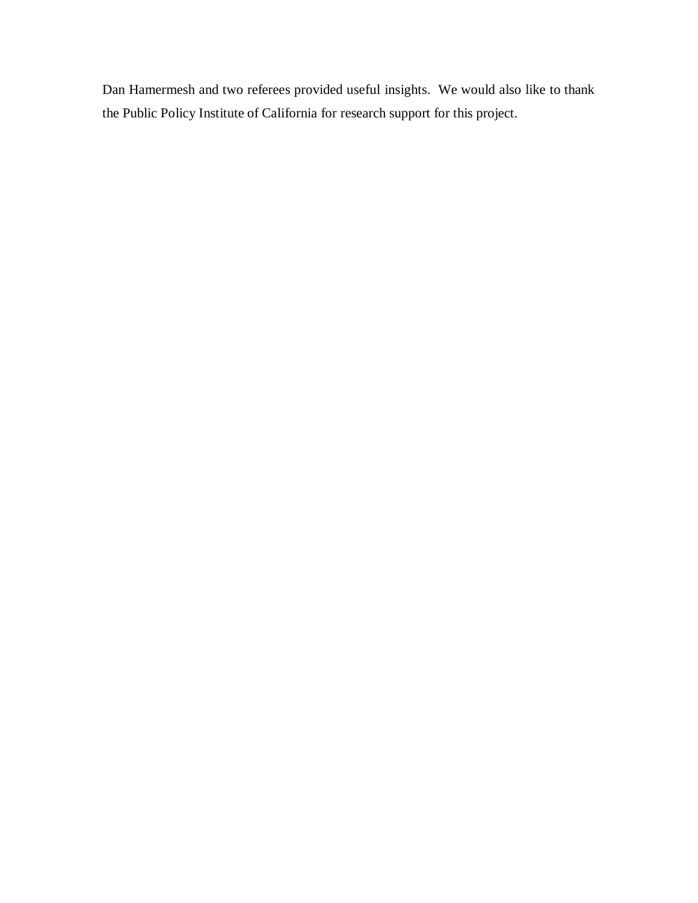Dan Hamermesh and two referees provided useful insights. We would also like to thank the Public Policy Institute of California for research support for this project.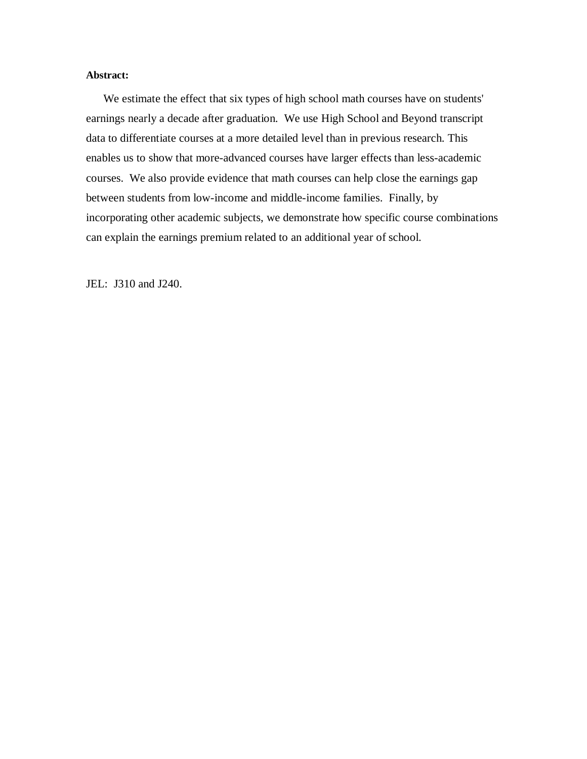**Abstract:**

We estimate the effect that six types of high school math courses have on students' earnings nearly a decade after graduation. We use High School and Beyond transcript data to differentiate courses at a more detailed level than in previous research. This enables us to show that more-advanced courses have larger effects than less-academic courses. We also provide evidence that math courses can help close the earnings gap between students from low-income and middle-income families. Finally, by incorporating other academic subjects, we demonstrate how specific course combinations can explain the earnings premium related to an additional year of school.

JEL: J310 and J240.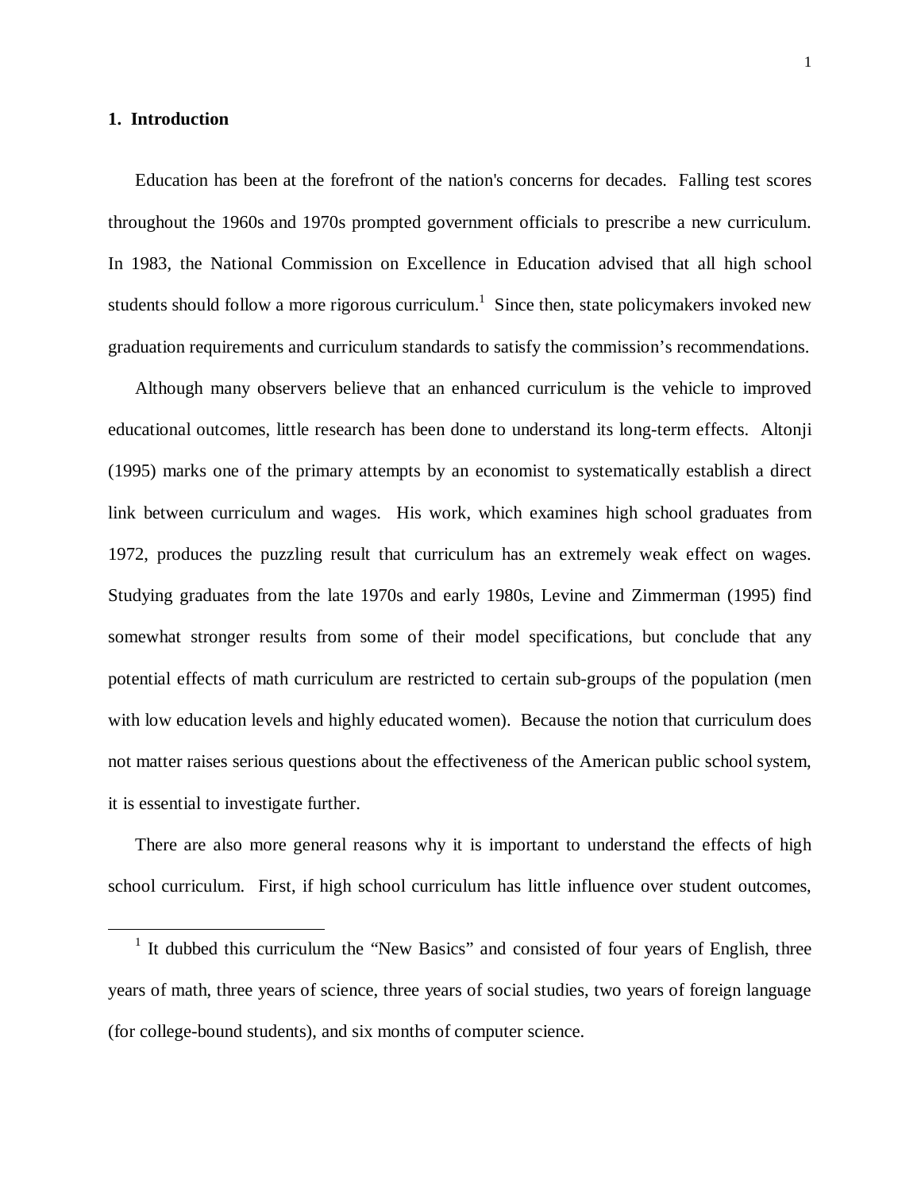## 1. Introduction

Education has been at the forefront of the nation's concerns for decades. Falling test scores throughout the 1960s and 1970s prompted government officials to prescribe a new curriculum. In 1983, the National Commission on Excellence in Education advised that all high school students should follow a more rigorous curriculum.[1] Since then, state policymakers invoked new graduation requirements and curriculum standards to satisfy the commission's recommendations.

Although many observers believe that an enhanced curriculum is the vehicle to improved educational outcomes, little research has been done to understand its long-term effects. Altonji (1995) marks one of the primary attempts by an economist to systematically establish a direct link between curriculum and wages. His work, which examines high school graduates from 1972, produces the puzzling result that curriculum has an extremely weak effect on wages. Studying graduates from the late 1970s and early 1980s, Levine and Zimmerman (1995) find somewhat stronger results from some of their model specifications, but conclude that any potential effects of math curriculum are restricted to certain sub-groups of the population (men with low education levels and highly educated women). Because the notion that curriculum does not matter raises serious questions about the effectiveness of the American public school system, it is essential to investigate further.

There are also more general reasons why it is important to understand the effects of high school curriculum. First, if high school curriculum has little influence over student outcomes,

---

[1] It dubbed this curriculum the "New Basics" and consisted of four years of English, three years of math, three years of science, three years of social studies, two years of foreign language (for college-bound students), and six months of computer science.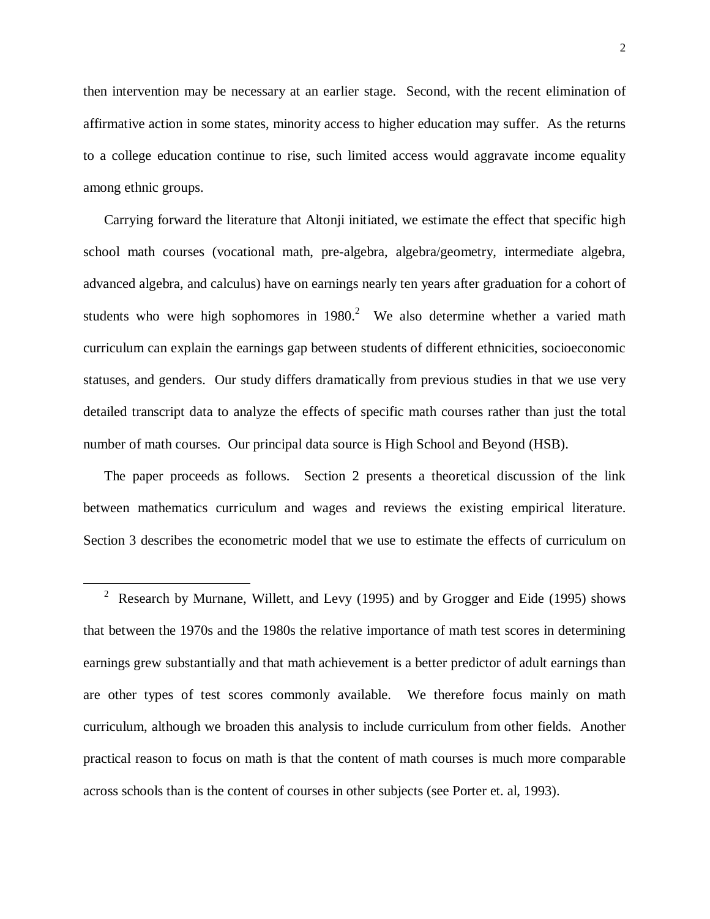then intervention may be necessary at an earlier stage. Second, with the recent elimination of affirmative action in some states, minority access to higher education may suffer. As the returns to a college education continue to rise, such limited access would aggravate income equality among ethnic groups.

Carrying forward the literature that Altonji initiated, we estimate the effect that specific high school math courses (vocational math, pre-algebra, algebra/geometry, intermediate algebra, advanced algebra, and calculus) have on earnings nearly ten years after graduation for a cohort of students who were high sophomores in 1980.[2] We also determine whether a varied math curriculum can explain the earnings gap between students of different ethnicities, socioeconomic statuses, and genders. Our study differs dramatically from previous studies in that we use very detailed transcript data to analyze the effects of specific math courses rather than just the total number of math courses. Our principal data source is High School and Beyond (HSB).

The paper proceeds as follows. Section 2 presents a theoretical discussion of the link between mathematics curriculum and wages and reviews the existing empirical literature. Section 3 describes the econometric model that we use to estimate the effects of curriculum on

---

[2] Research by Murnane, Willett, and Levy (1995) and by Grogger and Eide (1995) shows that between the 1970s and the 1980s the relative importance of math test scores in determining earnings grew substantially and that math achievement is a better predictor of adult earnings than are other types of test scores commonly available. We therefore focus mainly on math curriculum, although we broaden this analysis to include curriculum from other fields. Another practical reason to focus on math is that the content of math courses is much more comparable across schools than is the content of courses in other subjects (see Porter et. al, 1993).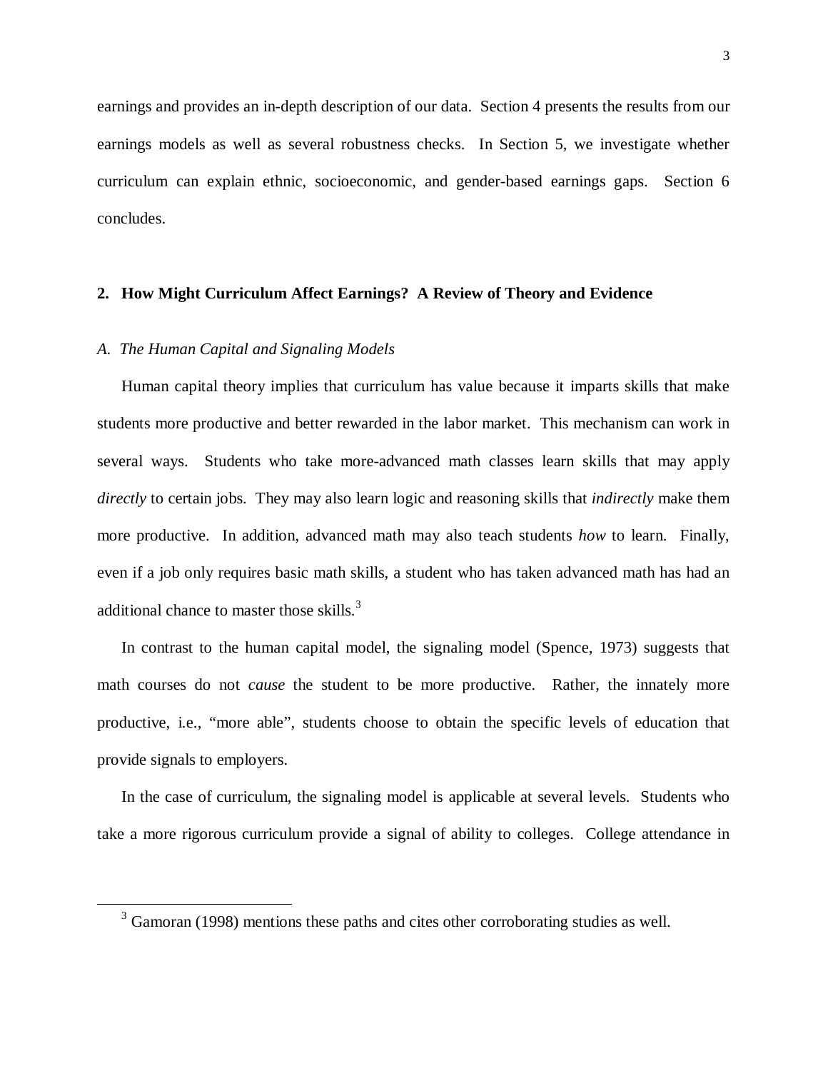earnings and provides an in-depth description of our data. Section 4 presents the results from our earnings models as well as several robustness checks. In Section 5, we investigate whether curriculum can explain ethnic, socioeconomic, and gender-based earnings gaps. Section 6 concludes.

## 2. How Might Curriculum Affect Earnings? A Review of Theory and Evidence

### *A. The Human Capital and Signaling Models*

Human capital theory implies that curriculum has value because it imparts skills that make students more productive and better rewarded in the labor market. This mechanism can work in several ways. Students who take more-advanced math classes learn skills that may apply *directly* to certain jobs. They may also learn logic and reasoning skills that *indirectly* make them more productive. In addition, advanced math may also teach students *how* to learn. Finally, even if a job only requires basic math skills, a student who has taken advanced math has had an additional chance to master those skills.[3]

In contrast to the human capital model, the signaling model (Spence, 1973) suggests that math courses do not *cause* the student to be more productive. Rather, the innately more productive, i.e., "more able", students choose to obtain the specific levels of education that provide signals to employers.

In the case of curriculum, the signaling model is applicable at several levels. Students who take a more rigorous curriculum provide a signal of ability to colleges. College attendance in

[3] Gamoran (1998) mentions these paths and cites other corroborating studies as well.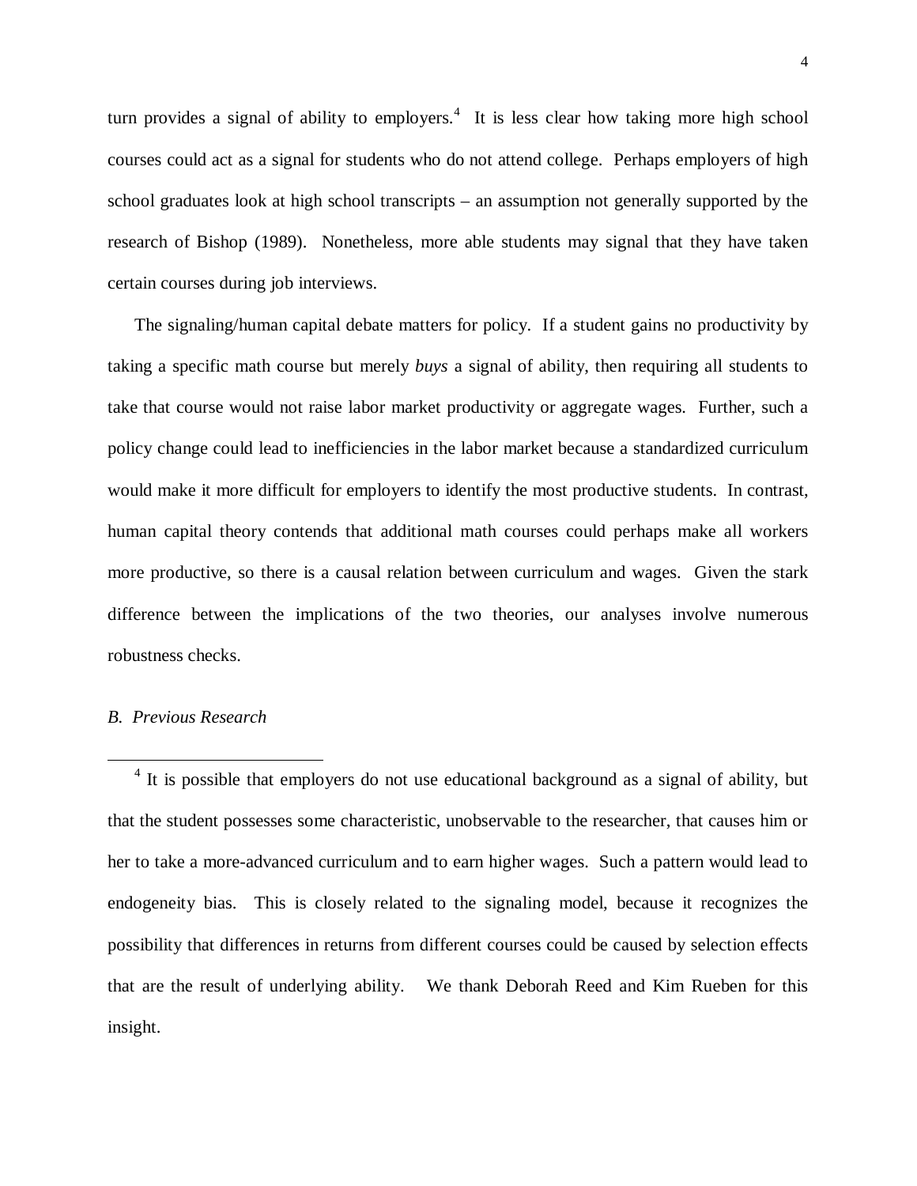turn provides a signal of ability to employers.[4] It is less clear how taking more high school courses could act as a signal for students who do not attend college. Perhaps employers of high school graduates look at high school transcripts – an assumption not generally supported by the research of Bishop (1989). Nonetheless, more able students may signal that they have taken certain courses during job interviews.

The signaling/human capital debate matters for policy. If a student gains no productivity by taking a specific math course but merely *buys* a signal of ability, then requiring all students to take that course would not raise labor market productivity or aggregate wages. Further, such a policy change could lead to inefficiencies in the labor market because a standardized curriculum would make it more difficult for employers to identify the most productive students. In contrast, human capital theory contends that additional math courses could perhaps make all workers more productive, so there is a causal relation between curriculum and wages. Given the stark difference between the implications of the two theories, our analyses involve numerous robustness checks.

### *B. Previous Research*

[4] It is possible that employers do not use educational background as a signal of ability, but that the student possesses some characteristic, unobservable to the researcher, that causes him or her to take a more-advanced curriculum and to earn higher wages. Such a pattern would lead to endogeneity bias. This is closely related to the signaling model, because it recognizes the possibility that differences in returns from different courses could be caused by selection effects that are the result of underlying ability. We thank Deborah Reed and Kim Rueben for this insight.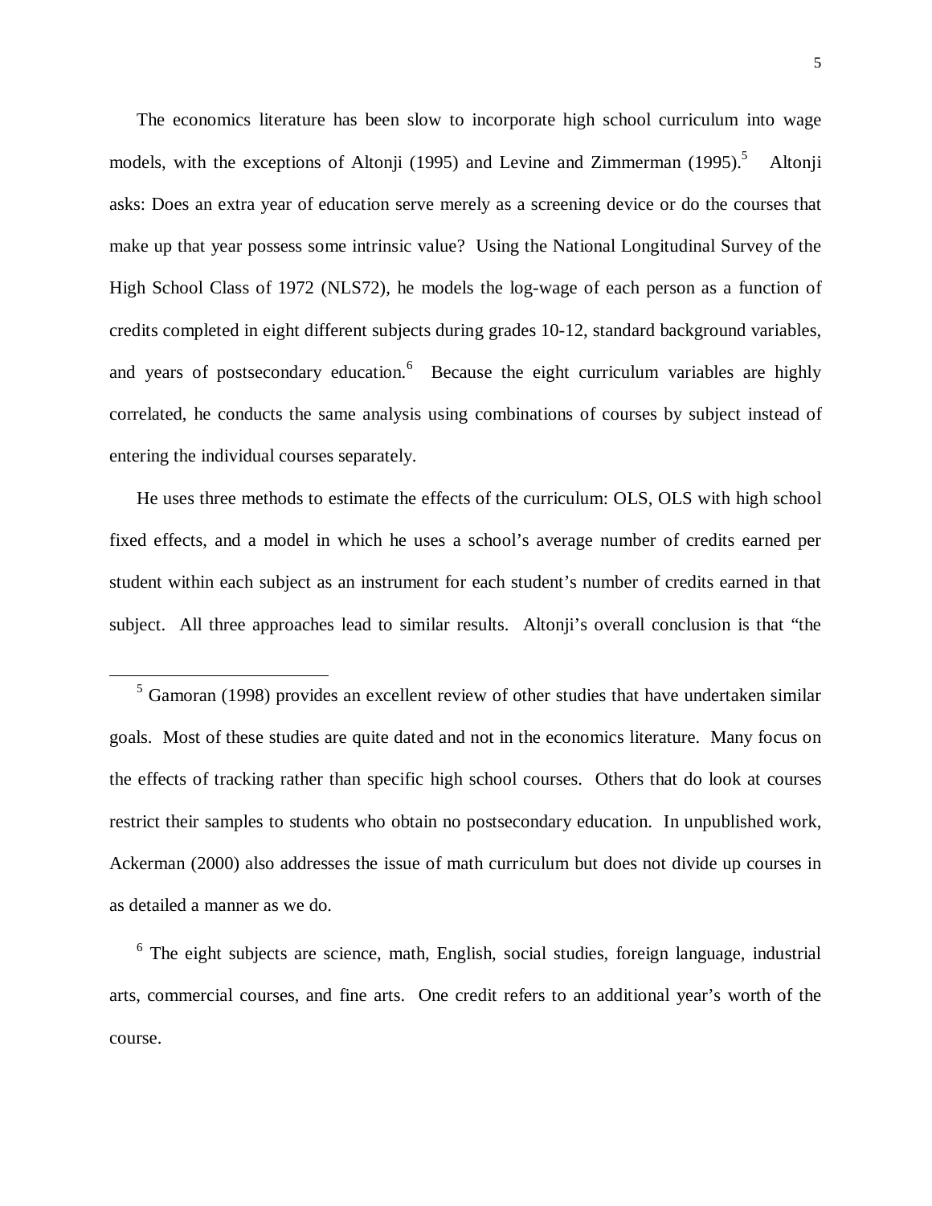The economics literature has been slow to incorporate high school curriculum into wage models, with the exceptions of Altonji (1995) and Levine and Zimmerman (1995).[5] Altonji asks: Does an extra year of education serve merely as a screening device or do the courses that make up that year possess some intrinsic value? Using the National Longitudinal Survey of the High School Class of 1972 (NLS72), he models the log-wage of each person as a function of credits completed in eight different subjects during grades 10-12, standard background variables, and years of postsecondary education.[6] Because the eight curriculum variables are highly correlated, he conducts the same analysis using combinations of courses by subject instead of entering the individual courses separately.

He uses three methods to estimate the effects of the curriculum: OLS, OLS with high school fixed effects, and a model in which he uses a school's average number of credits earned per student within each subject as an instrument for each student's number of credits earned in that subject. All three approaches lead to similar results. Altonji's overall conclusion is that "the

---

[5] Gamoran (1998) provides an excellent review of other studies that have undertaken similar goals. Most of these studies are quite dated and not in the economics literature. Many focus on the effects of tracking rather than specific high school courses. Others that do look at courses restrict their samples to students who obtain no postsecondary education. In unpublished work, Ackerman (2000) also addresses the issue of math curriculum but does not divide up courses in as detailed a manner as we do.

[6] The eight subjects are science, math, English, social studies, foreign language, industrial arts, commercial courses, and fine arts. One credit refers to an additional year's worth of the course.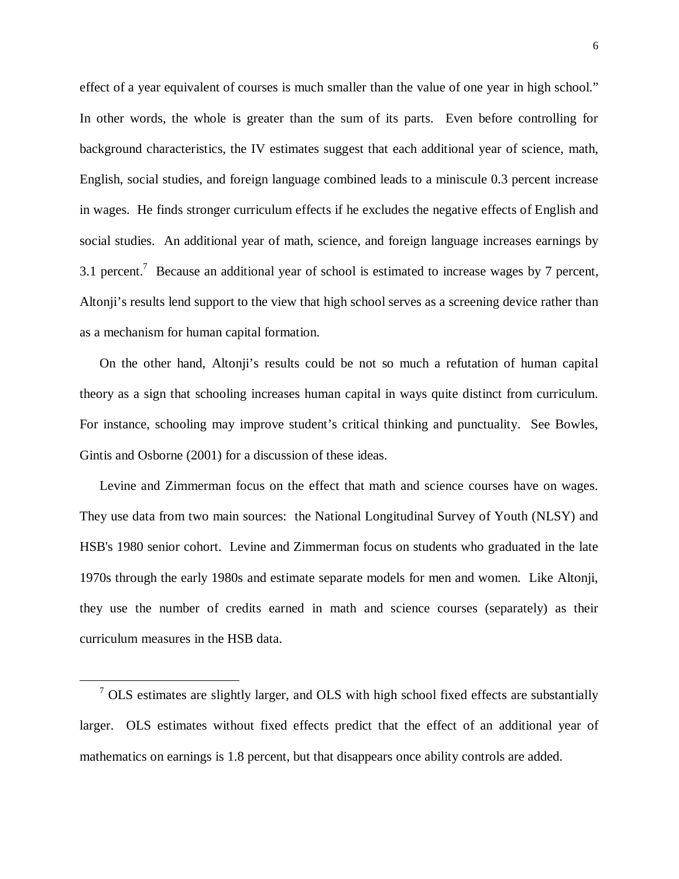effect of a year equivalent of courses is much smaller than the value of one year in high school." In other words, the whole is greater than the sum of its parts. Even before controlling for background characteristics, the IV estimates suggest that each additional year of science, math, English, social studies, and foreign language combined leads to a miniscule 0.3 percent increase in wages. He finds stronger curriculum effects if he excludes the negative effects of English and social studies. An additional year of math, science, and foreign language increases earnings by 3.1 percent.[7] Because an additional year of school is estimated to increase wages by 7 percent, Altonji's results lend support to the view that high school serves as a screening device rather than as a mechanism for human capital formation.

On the other hand, Altonji's results could be not so much a refutation of human capital theory as a sign that schooling increases human capital in ways quite distinct from curriculum. For instance, schooling may improve student's critical thinking and punctuality. See Bowles, Gintis and Osborne (2001) for a discussion of these ideas.

Levine and Zimmerman focus on the effect that math and science courses have on wages. They use data from two main sources: the National Longitudinal Survey of Youth (NLSY) and HSB's 1980 senior cohort. Levine and Zimmerman focus on students who graduated in the late 1970s through the early 1980s and estimate separate models for men and women. Like Altonji, they use the number of credits earned in math and science courses (separately) as their curriculum measures in the HSB data.

---

[7] OLS estimates are slightly larger, and OLS with high school fixed effects are substantially larger. OLS estimates without fixed effects predict that the effect of an additional year of mathematics on earnings is 1.8 percent, but that disappears once ability controls are added.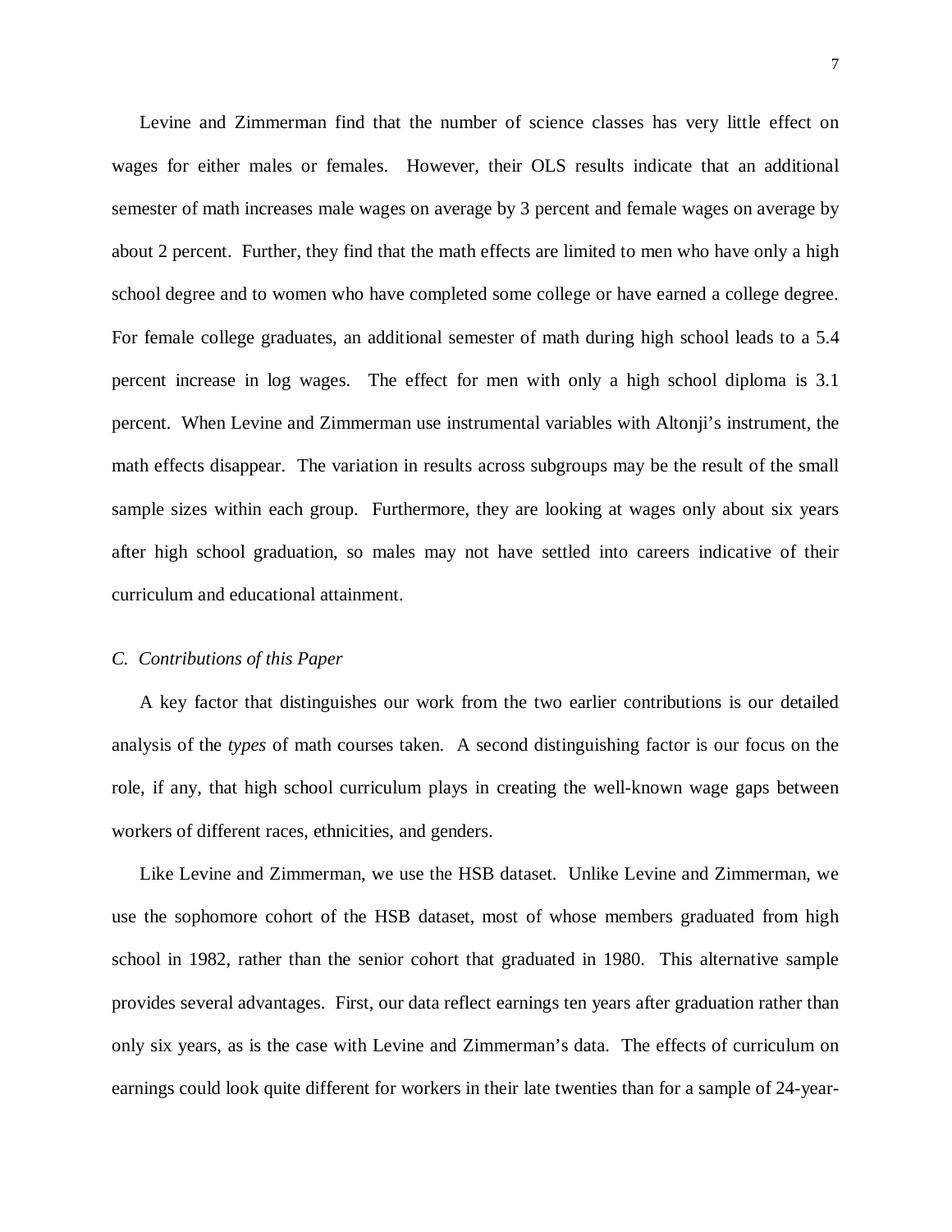Levine and Zimmerman find that the number of science classes has very little effect on wages for either males or females. However, their OLS results indicate that an additional semester of math increases male wages on average by 3 percent and female wages on average by about 2 percent. Further, they find that the math effects are limited to men who have only a high school degree and to women who have completed some college or have earned a college degree. For female college graduates, an additional semester of math during high school leads to a 5.4 percent increase in log wages. The effect for men with only a high school diploma is 3.1 percent. When Levine and Zimmerman use instrumental variables with Altonji's instrument, the math effects disappear. The variation in results across subgroups may be the result of the small sample sizes within each group. Furthermore, they are looking at wages only about six years after high school graduation, so males may not have settled into careers indicative of their curriculum and educational attainment.

### *C. Contributions of this Paper*

A key factor that distinguishes our work from the two earlier contributions is our detailed analysis of the *types* of math courses taken. A second distinguishing factor is our focus on the role, if any, that high school curriculum plays in creating the well-known wage gaps between workers of different races, ethnicities, and genders.

Like Levine and Zimmerman, we use the HSB dataset. Unlike Levine and Zimmerman, we use the sophomore cohort of the HSB dataset, most of whose members graduated from high school in 1982, rather than the senior cohort that graduated in 1980. This alternative sample provides several advantages. First, our data reflect earnings ten years after graduation rather than only six years, as is the case with Levine and Zimmerman's data. The effects of curriculum on earnings could look quite different for workers in their late twenties than for a sample of 24-year-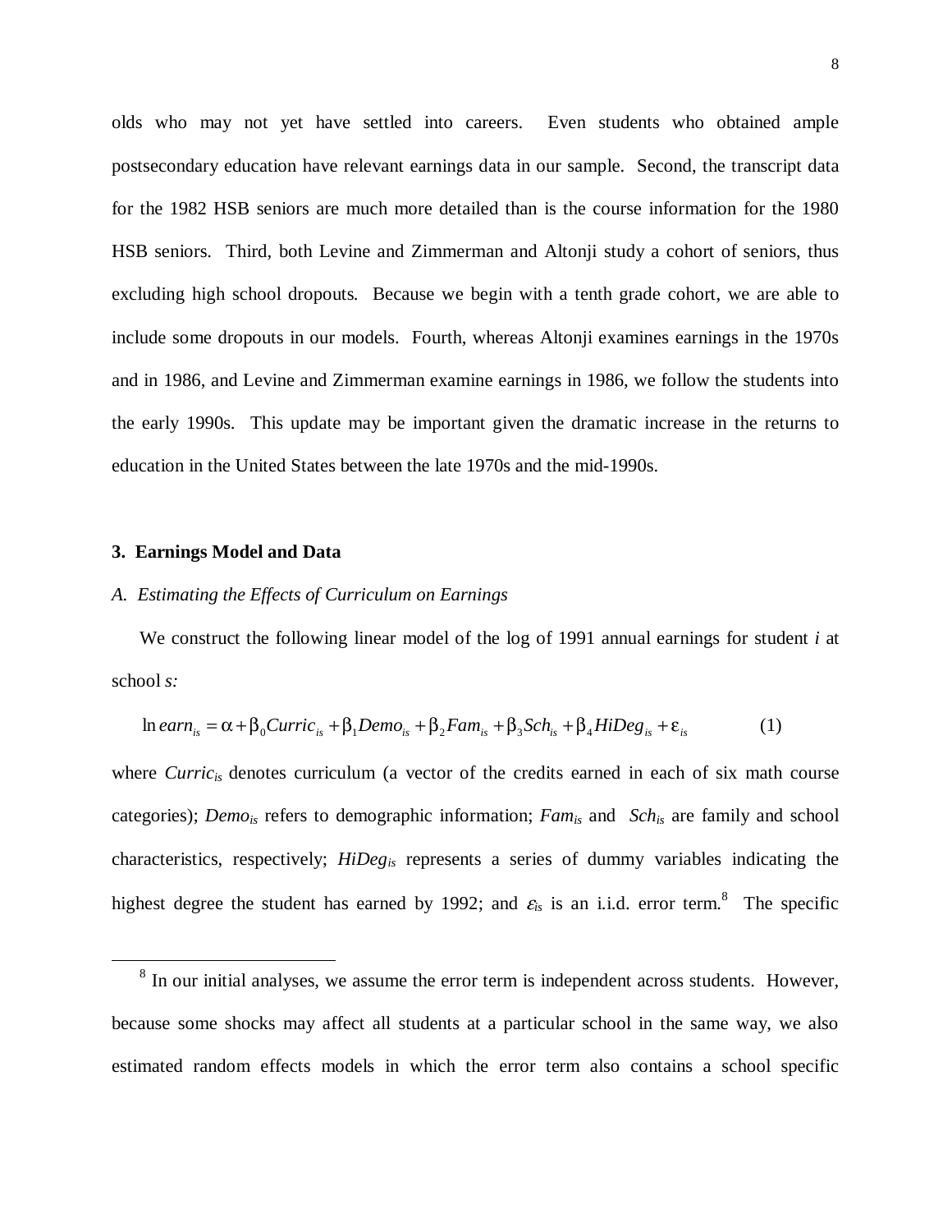olds who may not yet have settled into careers. Even students who obtained ample postsecondary education have relevant earnings data in our sample. Second, the transcript data for the 1982 HSB seniors are much more detailed than is the course information for the 1980 HSB seniors. Third, both Levine and Zimmerman and Altonji study a cohort of seniors, thus excluding high school dropouts. Because we begin with a tenth grade cohort, we are able to include some dropouts in our models. Fourth, whereas Altonji examines earnings in the 1970s and in 1986, and Levine and Zimmerman examine earnings in 1986, we follow the students into the early 1990s. This update may be important given the dramatic increase in the returns to education in the United States between the late 1970s and the mid-1990s.

## 3. Earnings Model and Data

### *A. Estimating the Effects of Curriculum on Earnings*

We construct the following linear model of the log of 1991 annual earnings for student *i* at school *s:*

$$\ln earn_{is} = \alpha + \beta_0 Curric_{is} + \beta_1 Demo_{is} + \beta_2 Fam_{is} + \beta_3 Sch_{is} + \beta_4 HiDeg_{is} + \varepsilon_{is} \qquad (1)$$

where $Curric_{is}$ denotes curriculum (a vector of the credits earned in each of six math course categories); $Demo_{is}$ refers to demographic information; $Fam_{is}$ and $Sch_{is}$ are family and school characteristics, respectively; $HiDeg_{is}$ represents a series of dummy variables indicating the highest degree the student has earned by 1992; and $\varepsilon_{is}$ is an i.i.d. error term.[8] The specific

[8] In our initial analyses, we assume the error term is independent across students. However, because some shocks may affect all students at a particular school in the same way, we also estimated random effects models in which the error term also contains a school specific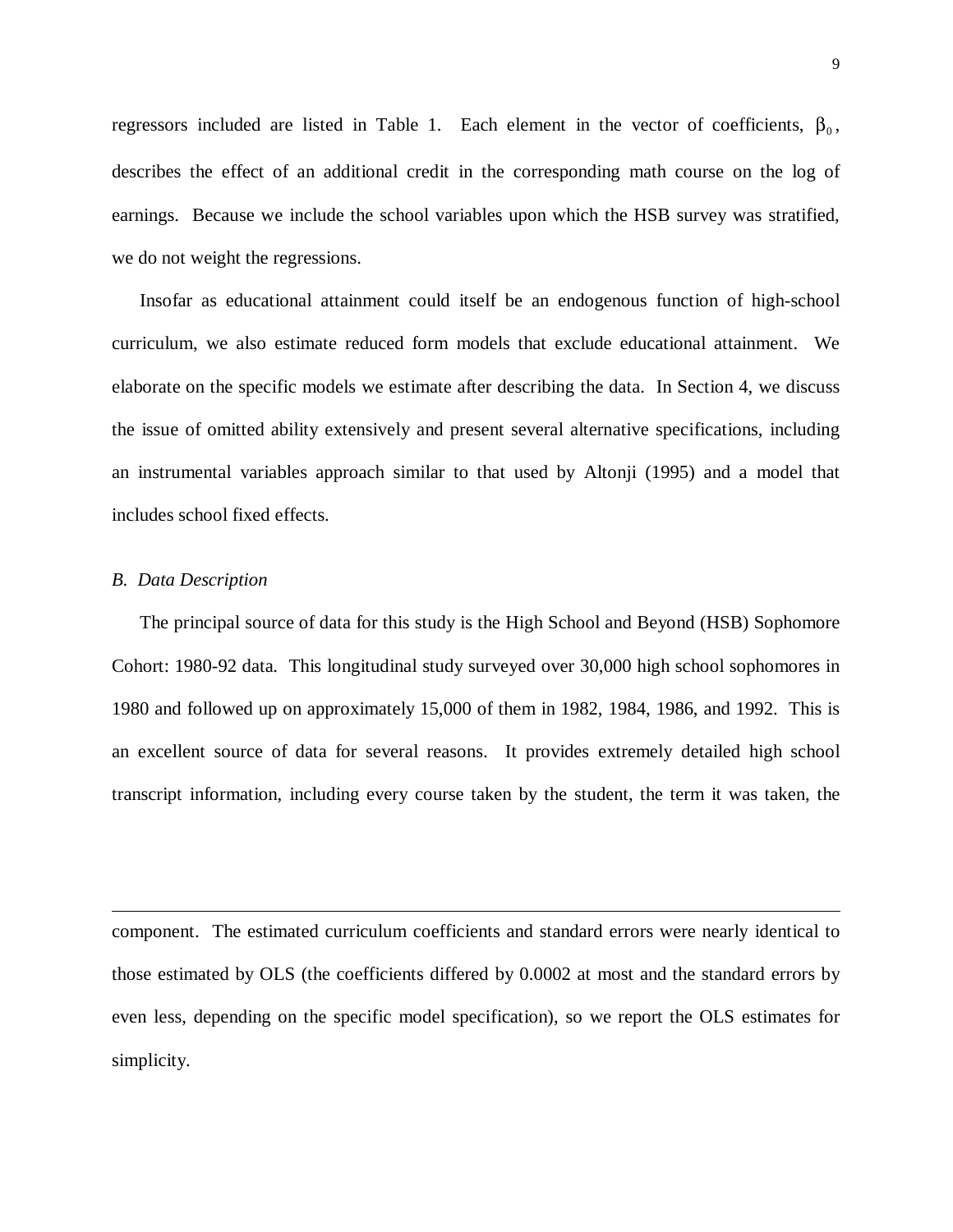regressors included are listed in Table 1. Each element in the vector of coefficients, $\beta_0$, describes the effect of an additional credit in the corresponding math course on the log of earnings. Because we include the school variables upon which the HSB survey was stratified, we do not weight the regressions.

Insofar as educational attainment could itself be an endogenous function of high-school curriculum, we also estimate reduced form models that exclude educational attainment. We elaborate on the specific models we estimate after describing the data. In Section 4, we discuss the issue of omitted ability extensively and present several alternative specifications, including an instrumental variables approach similar to that used by Altonji (1995) and a model that includes school fixed effects.

### *B. Data Description*

The principal source of data for this study is the High School and Beyond (HSB) Sophomore Cohort: 1980-92 data. This longitudinal study surveyed over 30,000 high school sophomores in 1980 and followed up on approximately 15,000 of them in 1982, 1984, 1986, and 1992. This is an excellent source of data for several reasons. It provides extremely detailed high school transcript information, including every course taken by the student, the term it was taken, the

---

component. The estimated curriculum coefficients and standard errors were nearly identical to those estimated by OLS (the coefficients differed by 0.0002 at most and the standard errors by even less, depending on the specific model specification), so we report the OLS estimates for simplicity.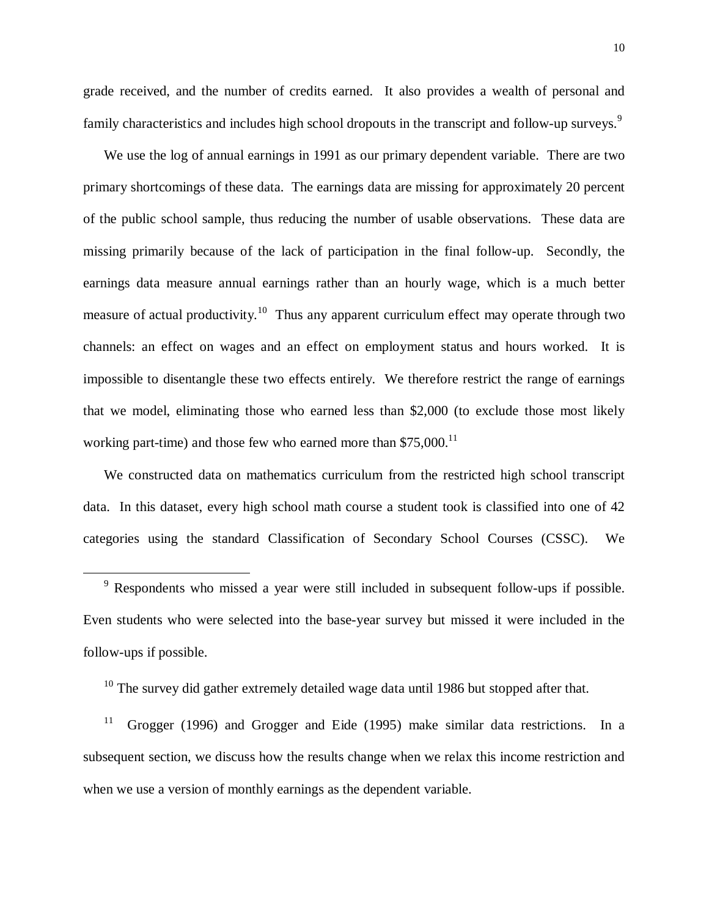grade received, and the number of credits earned. It also provides a wealth of personal and family characteristics and includes high school dropouts in the transcript and follow-up surveys.[9]

We use the log of annual earnings in 1991 as our primary dependent variable. There are two primary shortcomings of these data. The earnings data are missing for approximately 20 percent of the public school sample, thus reducing the number of usable observations. These data are missing primarily because of the lack of participation in the final follow-up. Secondly, the earnings data measure annual earnings rather than an hourly wage, which is a much better measure of actual productivity.[10] Thus any apparent curriculum effect may operate through two channels: an effect on wages and an effect on employment status and hours worked. It is impossible to disentangle these two effects entirely. We therefore restrict the range of earnings that we model, eliminating those who earned less than $2,000 (to exclude those most likely working part-time) and those few who earned more than $75,000.[11]

We constructed data on mathematics curriculum from the restricted high school transcript data. In this dataset, every high school math course a student took is classified into one of 42 categories using the standard Classification of Secondary School Courses (CSSC). We

---

[9] Respondents who missed a year were still included in subsequent follow-ups if possible. Even students who were selected into the base-year survey but missed it were included in the follow-ups if possible.

[10] The survey did gather extremely detailed wage data until 1986 but stopped after that.

[11] Grogger (1996) and Grogger and Eide (1995) make similar data restrictions. In a subsequent section, we discuss how the results change when we relax this income restriction and when we use a version of monthly earnings as the dependent variable.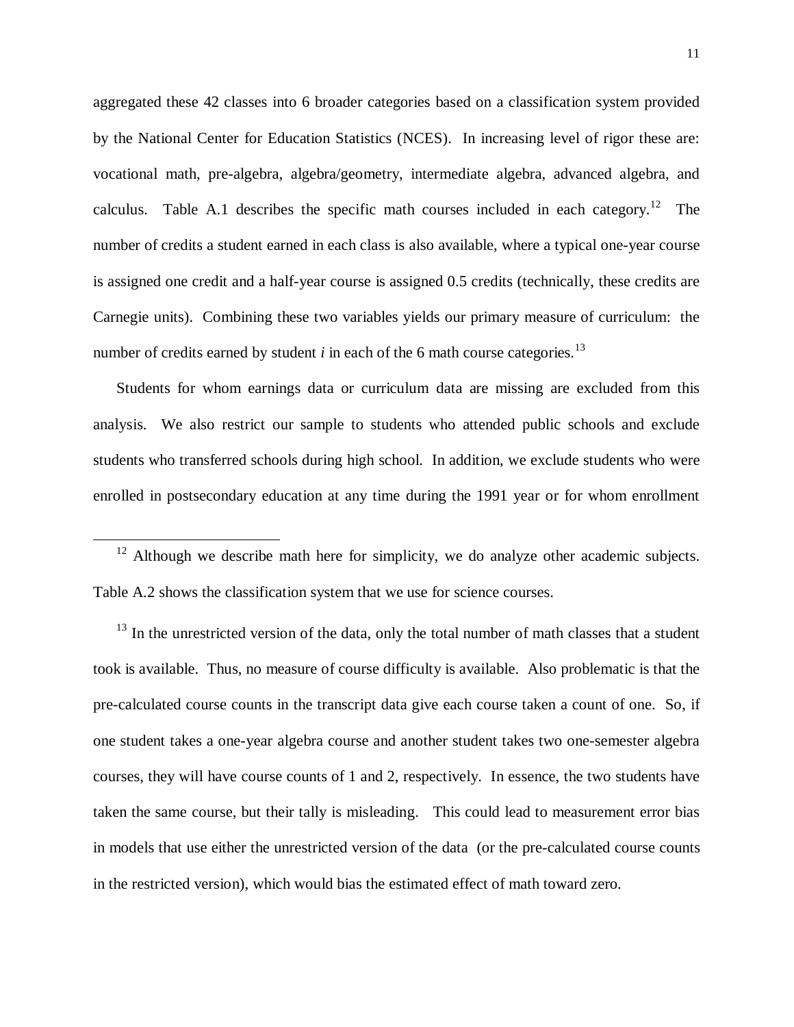aggregated these 42 classes into 6 broader categories based on a classification system provided by the National Center for Education Statistics (NCES). In increasing level of rigor these are: vocational math, pre-algebra, algebra/geometry, intermediate algebra, advanced algebra, and calculus. Table A.1 describes the specific math courses included in each category.[12] The number of credits a student earned in each class is also available, where a typical one-year course is assigned one credit and a half-year course is assigned 0.5 credits (technically, these credits are Carnegie units). Combining these two variables yields our primary measure of curriculum: the number of credits earned by student *i* in each of the 6 math course categories.[13]

Students for whom earnings data or curriculum data are missing are excluded from this analysis. We also restrict our sample to students who attended public schools and exclude students who transferred schools during high school. In addition, we exclude students who were enrolled in postsecondary education at any time during the 1991 year or for whom enrollment

---

[12] Although we describe math here for simplicity, we do analyze other academic subjects. Table A.2 shows the classification system that we use for science courses.

[13] In the unrestricted version of the data, only the total number of math classes that a student took is available. Thus, no measure of course difficulty is available. Also problematic is that the pre-calculated course counts in the transcript data give each course taken a count of one. So, if one student takes a one-year algebra course and another student takes two one-semester algebra courses, they will have course counts of 1 and 2, respectively. In essence, the two students have taken the same course, but their tally is misleading. This could lead to measurement error bias in models that use either the unrestricted version of the data (or the pre-calculated course counts in the restricted version), which would bias the estimated effect of math toward zero.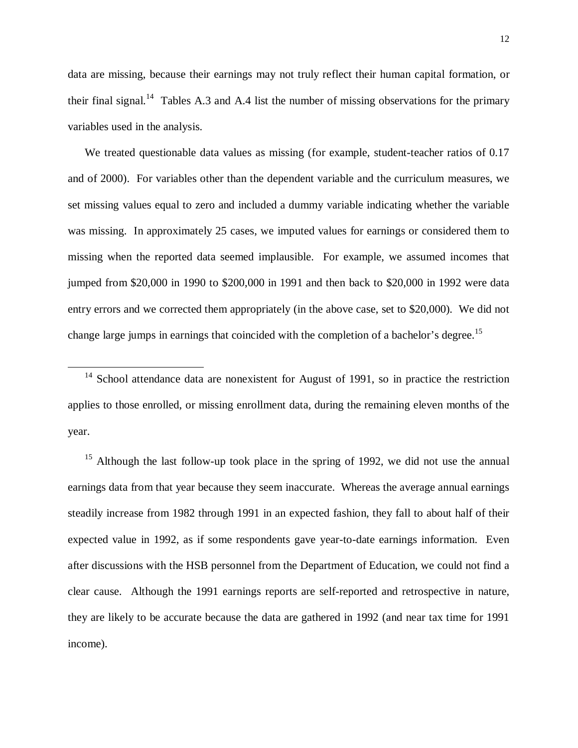data are missing, because their earnings may not truly reflect their human capital formation, or their final signal.[14] Tables A.3 and A.4 list the number of missing observations for the primary variables used in the analysis.

We treated questionable data values as missing (for example, student-teacher ratios of 0.17 and of 2000). For variables other than the dependent variable and the curriculum measures, we set missing values equal to zero and included a dummy variable indicating whether the variable was missing. In approximately 25 cases, we imputed values for earnings or considered them to missing when the reported data seemed implausible. For example, we assumed incomes that jumped from $20,000 in 1990 to $200,000 in 1991 and then back to $20,000 in 1992 were data entry errors and we corrected them appropriately (in the above case, set to $20,000). We did not change large jumps in earnings that coincided with the completion of a bachelor's degree.[15]

---

[14] School attendance data are nonexistent for August of 1991, so in practice the restriction applies to those enrolled, or missing enrollment data, during the remaining eleven months of the year.

[15] Although the last follow-up took place in the spring of 1992, we did not use the annual earnings data from that year because they seem inaccurate. Whereas the average annual earnings steadily increase from 1982 through 1991 in an expected fashion, they fall to about half of their expected value in 1992, as if some respondents gave year-to-date earnings information. Even after discussions with the HSB personnel from the Department of Education, we could not find a clear cause. Although the 1991 earnings reports are self-reported and retrospective in nature, they are likely to be accurate because the data are gathered in 1992 (and near tax time for 1991 income).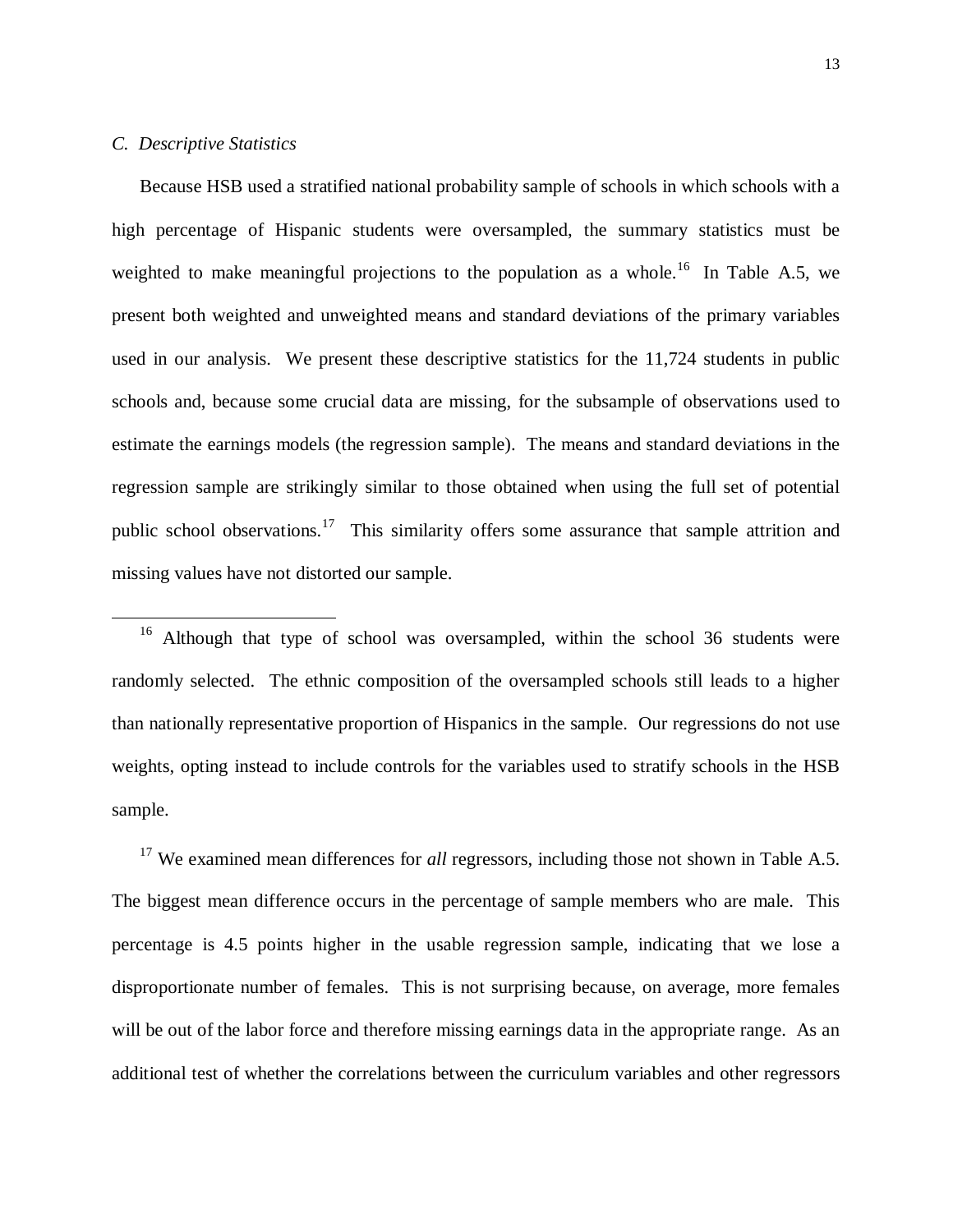### *C. Descriptive Statistics*

Because HSB used a stratified national probability sample of schools in which schools with a high percentage of Hispanic students were oversampled, the summary statistics must be weighted to make meaningful projections to the population as a whole.[16] In Table A.5, we present both weighted and unweighted means and standard deviations of the primary variables used in our analysis. We present these descriptive statistics for the 11,724 students in public schools and, because some crucial data are missing, for the subsample of observations used to estimate the earnings models (the regression sample). The means and standard deviations in the regression sample are strikingly similar to those obtained when using the full set of potential public school observations.[17] This similarity offers some assurance that sample attrition and missing values have not distorted our sample.

---

[16] Although that type of school was oversampled, within the school 36 students were randomly selected. The ethnic composition of the oversampled schools still leads to a higher than nationally representative proportion of Hispanics in the sample. Our regressions do not use weights, opting instead to include controls for the variables used to stratify schools in the HSB sample.

[17] We examined mean differences for *all* regressors, including those not shown in Table A.5. The biggest mean difference occurs in the percentage of sample members who are male. This percentage is 4.5 points higher in the usable regression sample, indicating that we lose a disproportionate number of females. This is not surprising because, on average, more females will be out of the labor force and therefore missing earnings data in the appropriate range. As an additional test of whether the correlations between the curriculum variables and other regressors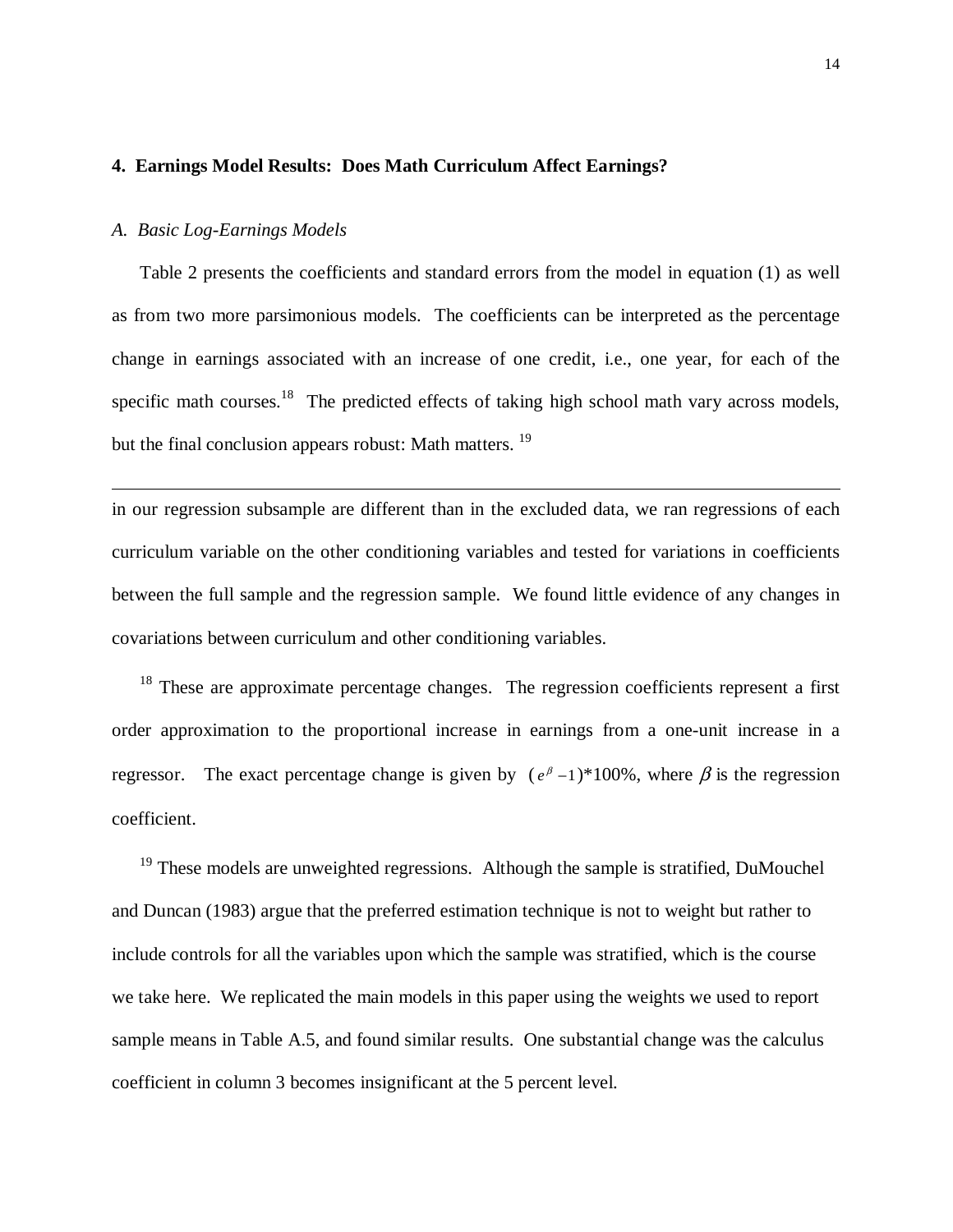## 4. Earnings Model Results: Does Math Curriculum Affect Earnings?

### *A. Basic Log-Earnings Models*

Table 2 presents the coefficients and standard errors from the model in equation (1) as well as from two more parsimonious models. The coefficients can be interpreted as the percentage change in earnings associated with an increase of one credit, i.e., one year, for each of the specific math courses.[18] The predicted effects of taking high school math vary across models, but the final conclusion appears robust: Math matters.[19]

---

in our regression subsample are different than in the excluded data, we ran regressions of each curriculum variable on the other conditioning variables and tested for variations in coefficients between the full sample and the regression sample. We found little evidence of any changes in covariations between curriculum and other conditioning variables.

[18] These are approximate percentage changes. The regression coefficients represent a first order approximation to the proportional increase in earnings from a one-unit increase in a regressor. The exact percentage change is given by $(e^{\beta}-1)$*100%, where $\beta$ is the regression coefficient.

[19] These models are unweighted regressions. Although the sample is stratified, DuMouchel and Duncan (1983) argue that the preferred estimation technique is not to weight but rather to include controls for all the variables upon which the sample was stratified, which is the course we take here. We replicated the main models in this paper using the weights we used to report sample means in Table A.5, and found similar results. One substantial change was the calculus coefficient in column 3 becomes insignificant at the 5 percent level.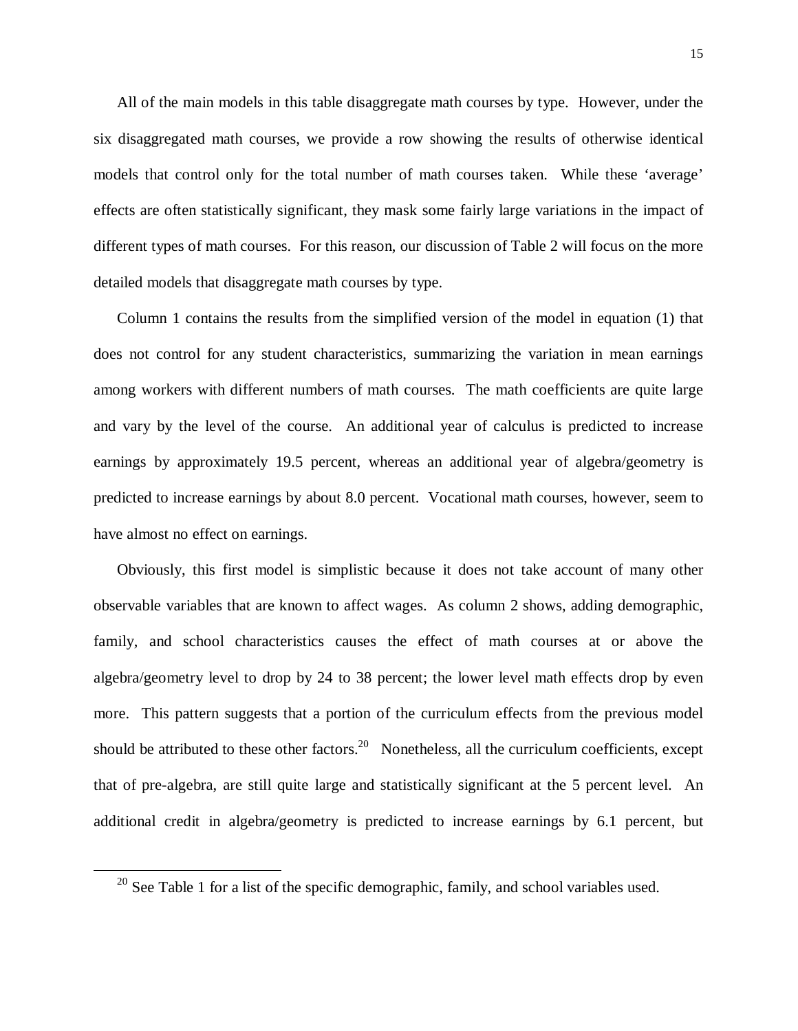All of the main models in this table disaggregate math courses by type. However, under the six disaggregated math courses, we provide a row showing the results of otherwise identical models that control only for the total number of math courses taken. While these 'average' effects are often statistically significant, they mask some fairly large variations in the impact of different types of math courses. For this reason, our discussion of Table 2 will focus on the more detailed models that disaggregate math courses by type.

Column 1 contains the results from the simplified version of the model in equation (1) that does not control for any student characteristics, summarizing the variation in mean earnings among workers with different numbers of math courses. The math coefficients are quite large and vary by the level of the course. An additional year of calculus is predicted to increase earnings by approximately 19.5 percent, whereas an additional year of algebra/geometry is predicted to increase earnings by about 8.0 percent. Vocational math courses, however, seem to have almost no effect on earnings.

Obviously, this first model is simplistic because it does not take account of many other observable variables that are known to affect wages. As column 2 shows, adding demographic, family, and school characteristics causes the effect of math courses at or above the algebra/geometry level to drop by 24 to 38 percent; the lower level math effects drop by even more. This pattern suggests that a portion of the curriculum effects from the previous model should be attributed to these other factors.[20] Nonetheless, all the curriculum coefficients, except that of pre-algebra, are still quite large and statistically significant at the 5 percent level. An additional credit in algebra/geometry is predicted to increase earnings by 6.1 percent, but

[20] See Table 1 for a list of the specific demographic, family, and school variables used.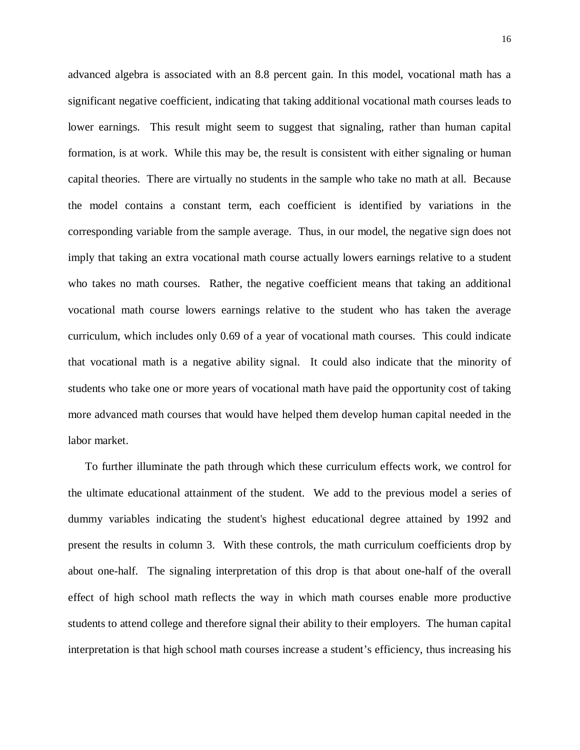advanced algebra is associated with an 8.8 percent gain. In this model, vocational math has a significant negative coefficient, indicating that taking additional vocational math courses leads to lower earnings. This result might seem to suggest that signaling, rather than human capital formation, is at work. While this may be, the result is consistent with either signaling or human capital theories. There are virtually no students in the sample who take no math at all. Because the model contains a constant term, each coefficient is identified by variations in the corresponding variable from the sample average. Thus, in our model, the negative sign does not imply that taking an extra vocational math course actually lowers earnings relative to a student who takes no math courses. Rather, the negative coefficient means that taking an additional vocational math course lowers earnings relative to the student who has taken the average curriculum, which includes only 0.69 of a year of vocational math courses. This could indicate that vocational math is a negative ability signal. It could also indicate that the minority of students who take one or more years of vocational math have paid the opportunity cost of taking more advanced math courses that would have helped them develop human capital needed in the labor market.

To further illuminate the path through which these curriculum effects work, we control for the ultimate educational attainment of the student. We add to the previous model a series of dummy variables indicating the student's highest educational degree attained by 1992 and present the results in column 3. With these controls, the math curriculum coefficients drop by about one-half. The signaling interpretation of this drop is that about one-half of the overall effect of high school math reflects the way in which math courses enable more productive students to attend college and therefore signal their ability to their employers. The human capital interpretation is that high school math courses increase a student's efficiency, thus increasing his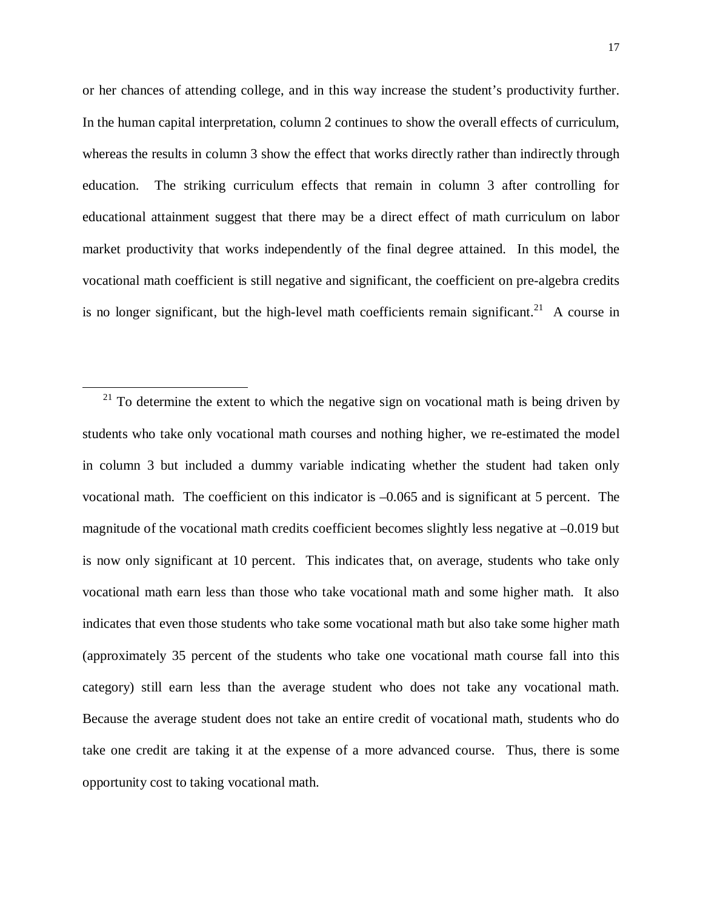or her chances of attending college, and in this way increase the student's productivity further. In the human capital interpretation, column 2 continues to show the overall effects of curriculum, whereas the results in column 3 show the effect that works directly rather than indirectly through education. The striking curriculum effects that remain in column 3 after controlling for educational attainment suggest that there may be a direct effect of math curriculum on labor market productivity that works independently of the final degree attained. In this model, the vocational math coefficient is still negative and significant, the coefficient on pre-algebra credits is no longer significant, but the high-level math coefficients remain significant.[21] A course in

[21] To determine the extent to which the negative sign on vocational math is being driven by students who take only vocational math courses and nothing higher, we re-estimated the model in column 3 but included a dummy variable indicating whether the student had taken only vocational math. The coefficient on this indicator is –0.065 and is significant at 5 percent. The magnitude of the vocational math credits coefficient becomes slightly less negative at –0.019 but is now only significant at 10 percent. This indicates that, on average, students who take only vocational math earn less than those who take vocational math and some higher math. It also indicates that even those students who take some vocational math but also take some higher math (approximately 35 percent of the students who take one vocational math course fall into this category) still earn less than the average student who does not take any vocational math. Because the average student does not take an entire credit of vocational math, students who do take one credit are taking it at the expense of a more advanced course. Thus, there is some opportunity cost to taking vocational math.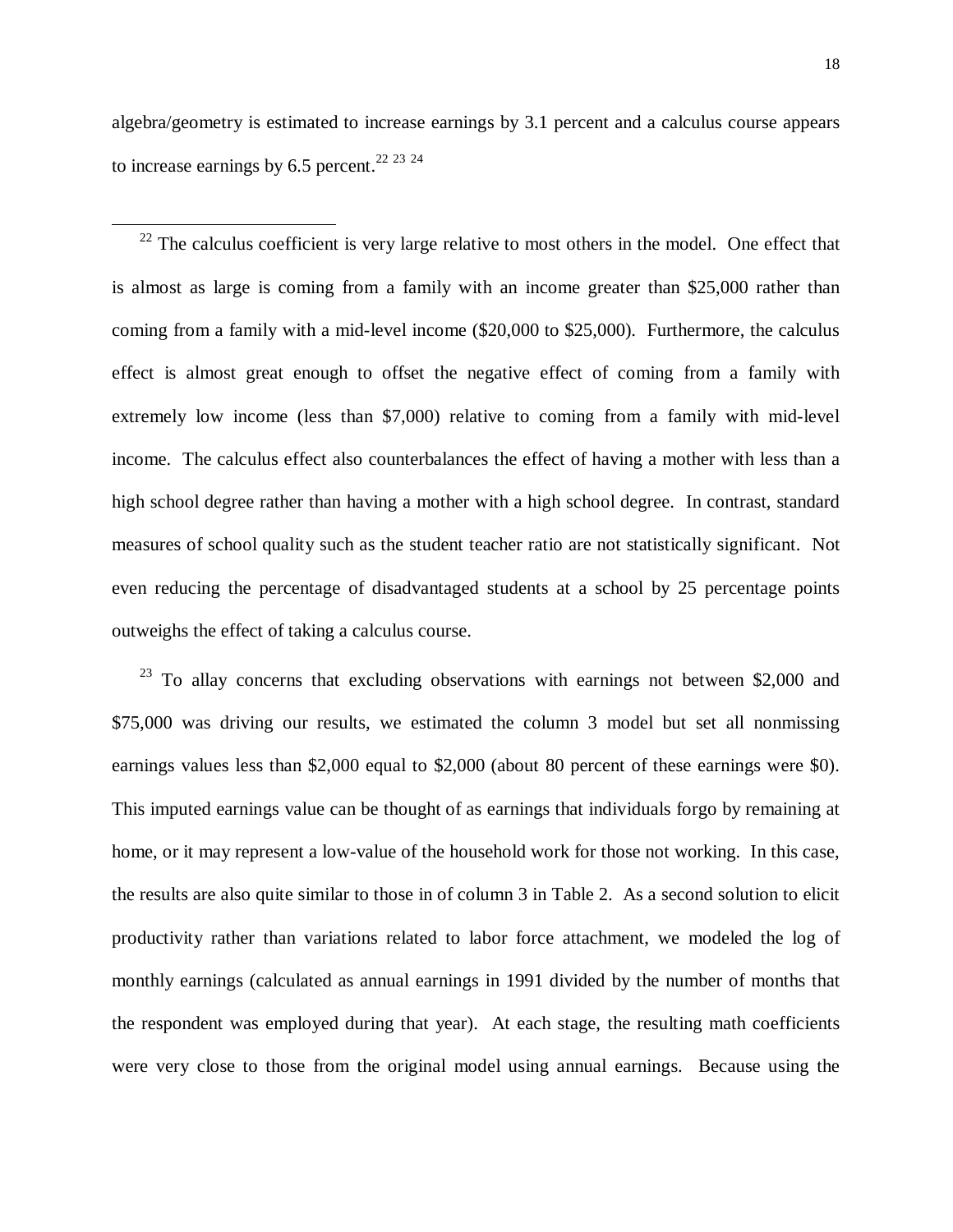algebra/geometry is estimated to increase earnings by 3.1 percent and a calculus course appears to increase earnings by 6.5 percent.[22] [23] [24]

---

[22] The calculus coefficient is very large relative to most others in the model. One effect that is almost as large is coming from a family with an income greater than $25,000 rather than coming from a family with a mid-level income ($20,000 to $25,000). Furthermore, the calculus effect is almost great enough to offset the negative effect of coming from a family with extremely low income (less than $7,000) relative to coming from a family with mid-level income. The calculus effect also counterbalances the effect of having a mother with less than a high school degree rather than having a mother with a high school degree. In contrast, standard measures of school quality such as the student teacher ratio are not statistically significant. Not even reducing the percentage of disadvantaged students at a school by 25 percentage points outweighs the effect of taking a calculus course.

[23] To allay concerns that excluding observations with earnings not between $2,000 and $75,000 was driving our results, we estimated the column 3 model but set all nonmissing earnings values less than $2,000 equal to $2,000 (about 80 percent of these earnings were $0). This imputed earnings value can be thought of as earnings that individuals forgo by remaining at home, or it may represent a low-value of the household work for those not working. In this case, the results are also quite similar to those in of column 3 in Table 2. As a second solution to elicit productivity rather than variations related to labor force attachment, we modeled the log of monthly earnings (calculated as annual earnings in 1991 divided by the number of months that the respondent was employed during that year). At each stage, the resulting math coefficients were very close to those from the original model using annual earnings. Because using the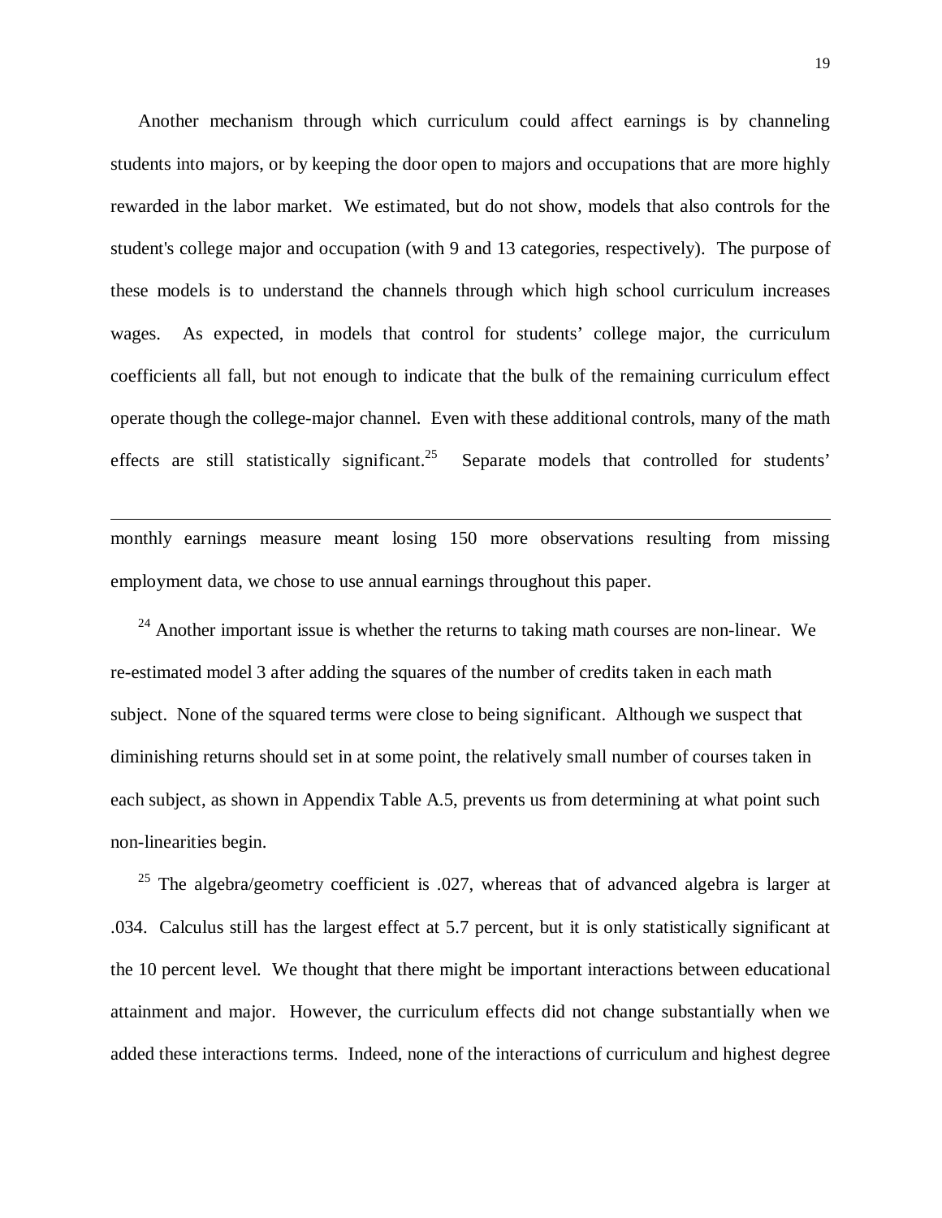Another mechanism through which curriculum could affect earnings is by channeling students into majors, or by keeping the door open to majors and occupations that are more highly rewarded in the labor market. We estimated, but do not show, models that also controls for the student's college major and occupation (with 9 and 13 categories, respectively). The purpose of these models is to understand the channels through which high school curriculum increases wages. As expected, in models that control for students' college major, the curriculum coefficients all fall, but not enough to indicate that the bulk of the remaining curriculum effect operate though the college-major channel. Even with these additional controls, many of the math effects are still statistically significant.[25] Separate models that controlled for students'

---

monthly earnings measure meant losing 150 more observations resulting from missing employment data, we chose to use annual earnings throughout this paper.

[24] Another important issue is whether the returns to taking math courses are non-linear. We re-estimated model 3 after adding the squares of the number of credits taken in each math subject. None of the squared terms were close to being significant. Although we suspect that diminishing returns should set in at some point, the relatively small number of courses taken in each subject, as shown in Appendix Table A.5, prevents us from determining at what point such non-linearities begin.

[25] The algebra/geometry coefficient is .027, whereas that of advanced algebra is larger at .034. Calculus still has the largest effect at 5.7 percent, but it is only statistically significant at the 10 percent level. We thought that there might be important interactions between educational attainment and major. However, the curriculum effects did not change substantially when we added these interactions terms. Indeed, none of the interactions of curriculum and highest degree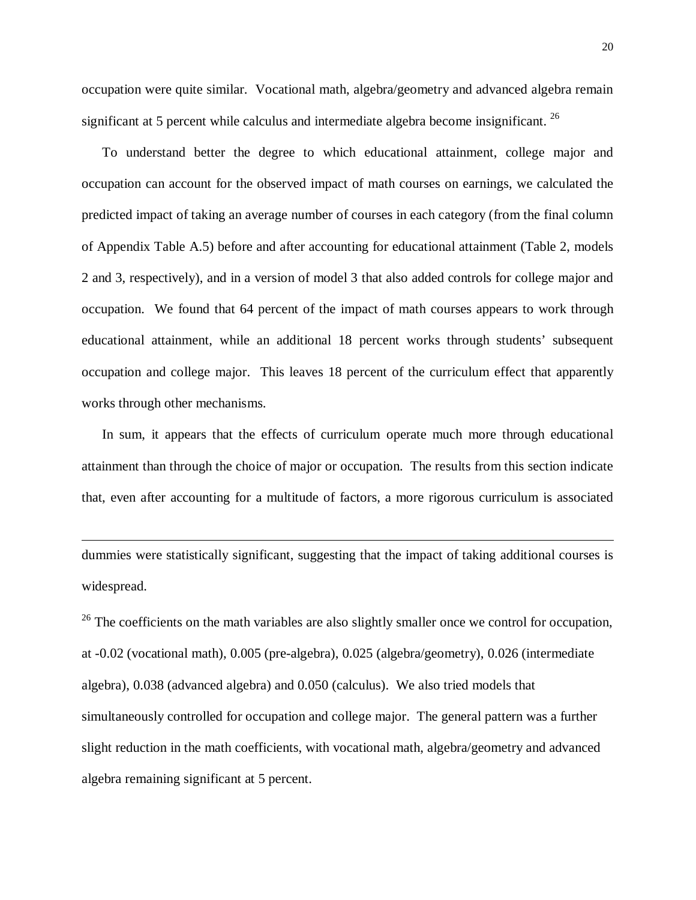occupation were quite similar. Vocational math, algebra/geometry and advanced algebra remain significant at 5 percent while calculus and intermediate algebra become insignificant. [26]

To understand better the degree to which educational attainment, college major and occupation can account for the observed impact of math courses on earnings, we calculated the predicted impact of taking an average number of courses in each category (from the final column of Appendix Table A.5) before and after accounting for educational attainment (Table 2, models 2 and 3, respectively), and in a version of model 3 that also added controls for college major and occupation. We found that 64 percent of the impact of math courses appears to work through educational attainment, while an additional 18 percent works through students' subsequent occupation and college major. This leaves 18 percent of the curriculum effect that apparently works through other mechanisms.

In sum, it appears that the effects of curriculum operate much more through educational attainment than through the choice of major or occupation. The results from this section indicate that, even after accounting for a multitude of factors, a more rigorous curriculum is associated

---

dummies were statistically significant, suggesting that the impact of taking additional courses is widespread.

[26] The coefficients on the math variables are also slightly smaller once we control for occupation, at -0.02 (vocational math), 0.005 (pre-algebra), 0.025 (algebra/geometry), 0.026 (intermediate algebra), 0.038 (advanced algebra) and 0.050 (calculus). We also tried models that simultaneously controlled for occupation and college major. The general pattern was a further slight reduction in the math coefficients, with vocational math, algebra/geometry and advanced algebra remaining significant at 5 percent.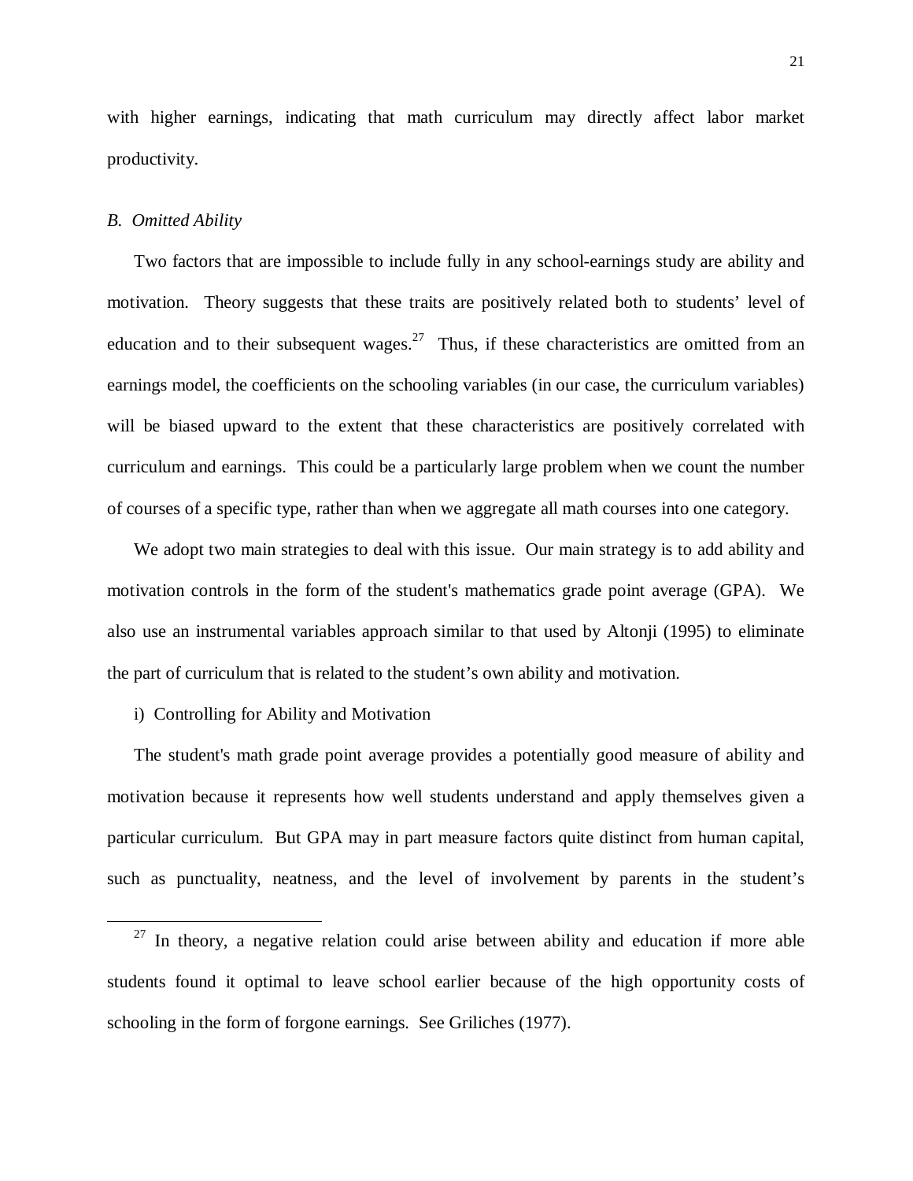with higher earnings, indicating that math curriculum may directly affect labor market productivity.

*B. Omitted Ability*

Two factors that are impossible to include fully in any school-earnings study are ability and motivation. Theory suggests that these traits are positively related both to students' level of education and to their subsequent wages.[27] Thus, if these characteristics are omitted from an earnings model, the coefficients on the schooling variables (in our case, the curriculum variables) will be biased upward to the extent that these characteristics are positively correlated with curriculum and earnings. This could be a particularly large problem when we count the number of courses of a specific type, rather than when we aggregate all math courses into one category.

We adopt two main strategies to deal with this issue. Our main strategy is to add ability and motivation controls in the form of the student's mathematics grade point average (GPA). We also use an instrumental variables approach similar to that used by Altonji (1995) to eliminate the part of curriculum that is related to the student's own ability and motivation.

i) Controlling for Ability and Motivation

The student's math grade point average provides a potentially good measure of ability and motivation because it represents how well students understand and apply themselves given a particular curriculum. But GPA may in part measure factors quite distinct from human capital, such as punctuality, neatness, and the level of involvement by parents in the student's

[27] In theory, a negative relation could arise between ability and education if more able students found it optimal to leave school earlier because of the high opportunity costs of schooling in the form of forgone earnings. See Griliches (1977).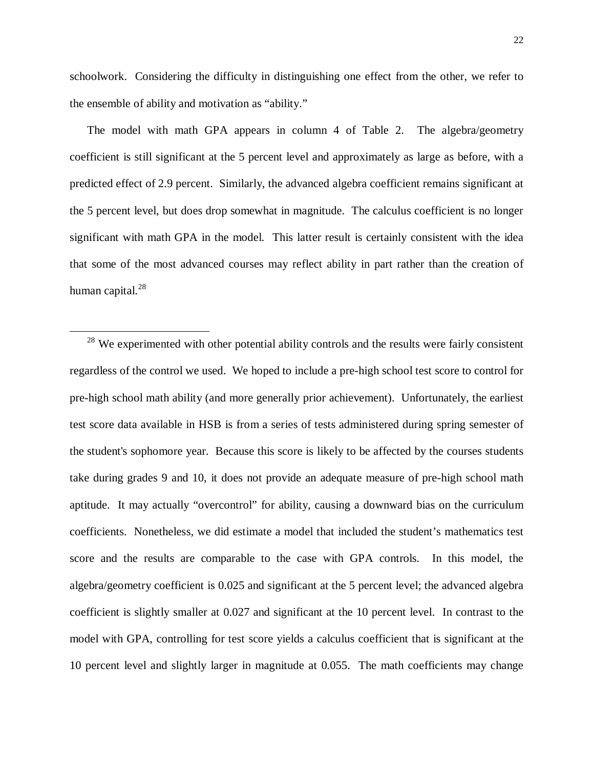schoolwork. Considering the difficulty in distinguishing one effect from the other, we refer to the ensemble of ability and motivation as "ability."

The model with math GPA appears in column 4 of Table 2. The algebra/geometry coefficient is still significant at the 5 percent level and approximately as large as before, with a predicted effect of 2.9 percent. Similarly, the advanced algebra coefficient remains significant at the 5 percent level, but does drop somewhat in magnitude. The calculus coefficient is no longer significant with math GPA in the model. This latter result is certainly consistent with the idea that some of the most advanced courses may reflect ability in part rather than the creation of human capital.[28]

---

[28] We experimented with other potential ability controls and the results were fairly consistent regardless of the control we used. We hoped to include a pre-high school test score to control for pre-high school math ability (and more generally prior achievement). Unfortunately, the earliest test score data available in HSB is from a series of tests administered during spring semester of the student's sophomore year. Because this score is likely to be affected by the courses students take during grades 9 and 10, it does not provide an adequate measure of pre-high school math aptitude. It may actually "overcontrol" for ability, causing a downward bias on the curriculum coefficients. Nonetheless, we did estimate a model that included the student's mathematics test score and the results are comparable to the case with GPA controls. In this model, the algebra/geometry coefficient is 0.025 and significant at the 5 percent level; the advanced algebra coefficient is slightly smaller at 0.027 and significant at the 10 percent level. In contrast to the model with GPA, controlling for test score yields a calculus coefficient that is significant at the 10 percent level and slightly larger in magnitude at 0.055. The math coefficients may change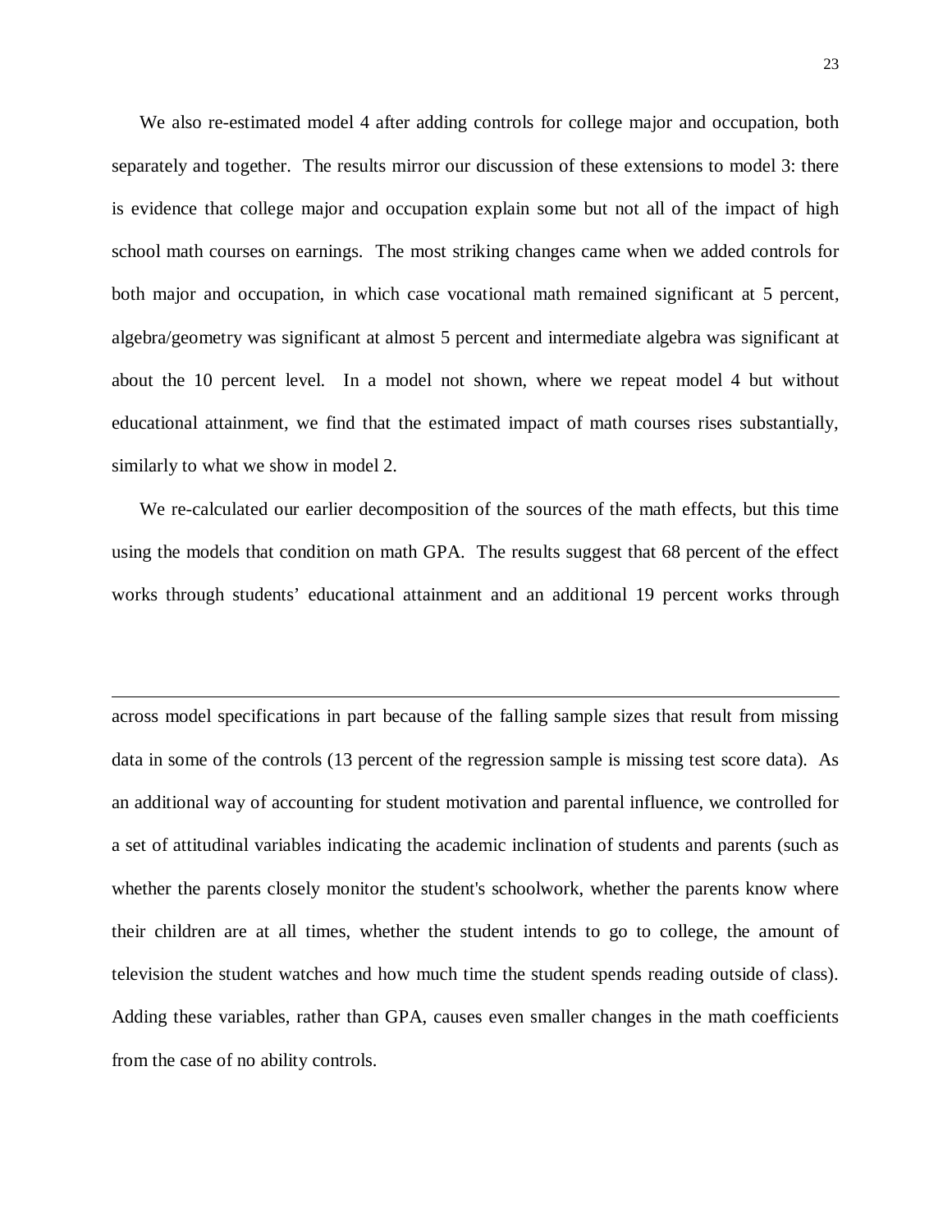We also re-estimated model 4 after adding controls for college major and occupation, both separately and together. The results mirror our discussion of these extensions to model 3: there is evidence that college major and occupation explain some but not all of the impact of high school math courses on earnings. The most striking changes came when we added controls for both major and occupation, in which case vocational math remained significant at 5 percent, algebra/geometry was significant at almost 5 percent and intermediate algebra was significant at about the 10 percent level. In a model not shown, where we repeat model 4 but without educational attainment, we find that the estimated impact of math courses rises substantially, similarly to what we show in model 2.

We re-calculated our earlier decomposition of the sources of the math effects, but this time using the models that condition on math GPA. The results suggest that 68 percent of the effect works through students' educational attainment and an additional 19 percent works through

---

across model specifications in part because of the falling sample sizes that result from missing data in some of the controls (13 percent of the regression sample is missing test score data). As an additional way of accounting for student motivation and parental influence, we controlled for a set of attitudinal variables indicating the academic inclination of students and parents (such as whether the parents closely monitor the student's schoolwork, whether the parents know where their children are at all times, whether the student intends to go to college, the amount of television the student watches and how much time the student spends reading outside of class). Adding these variables, rather than GPA, causes even smaller changes in the math coefficients from the case of no ability controls.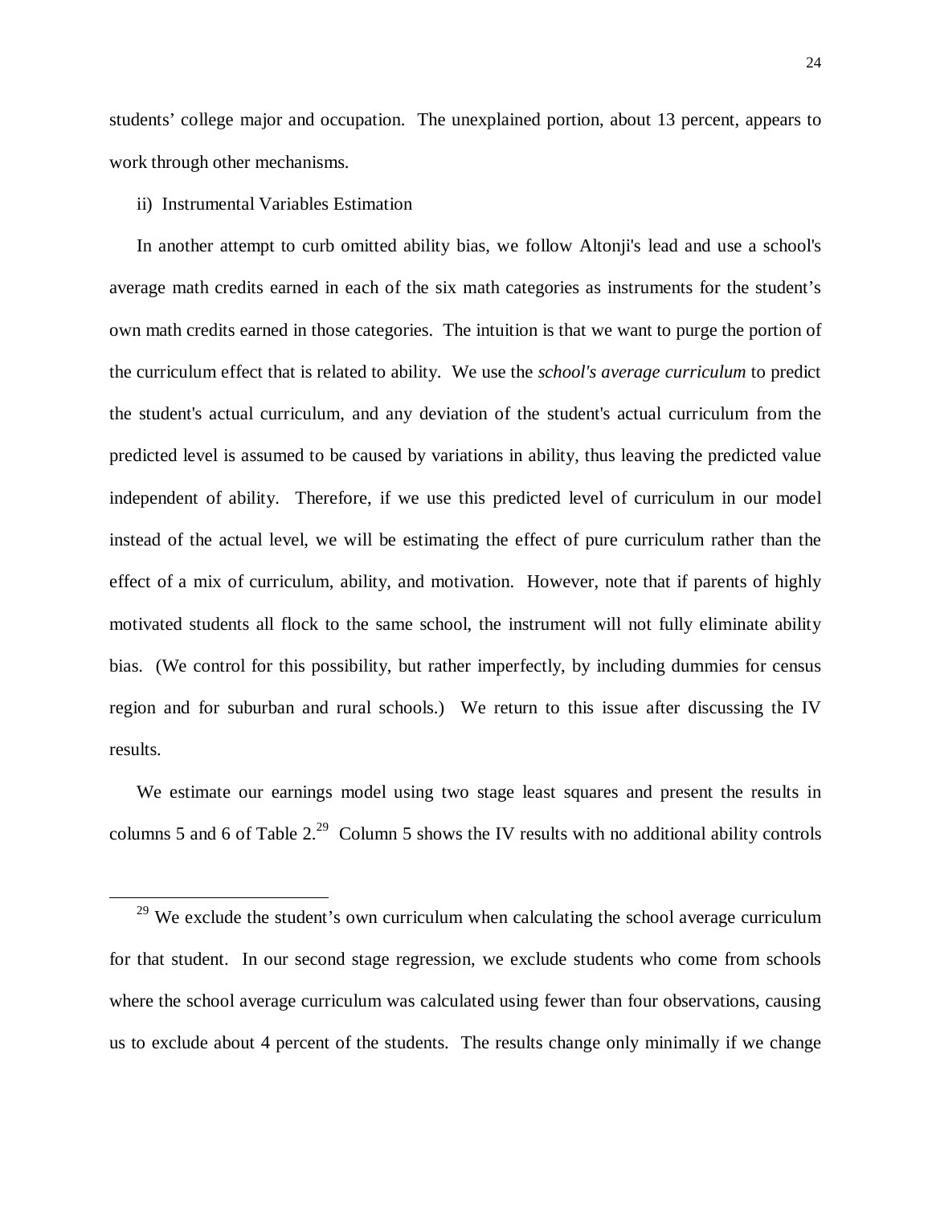students' college major and occupation. The unexplained portion, about 13 percent, appears to work through other mechanisms.

ii) Instrumental Variables Estimation

In another attempt to curb omitted ability bias, we follow Altonji's lead and use a school's average math credits earned in each of the six math categories as instruments for the student's own math credits earned in those categories. The intuition is that we want to purge the portion of the curriculum effect that is related to ability. We use the *school's average curriculum* to predict the student's actual curriculum, and any deviation of the student's actual curriculum from the predicted level is assumed to be caused by variations in ability, thus leaving the predicted value independent of ability. Therefore, if we use this predicted level of curriculum in our model instead of the actual level, we will be estimating the effect of pure curriculum rather than the effect of a mix of curriculum, ability, and motivation. However, note that if parents of highly motivated students all flock to the same school, the instrument will not fully eliminate ability bias. (We control for this possibility, but rather imperfectly, by including dummies for census region and for suburban and rural schools.) We return to this issue after discussing the IV results.

We estimate our earnings model using two stage least squares and present the results in columns 5 and 6 of Table 2.[29] Column 5 shows the IV results with no additional ability controls

[29] We exclude the student's own curriculum when calculating the school average curriculum for that student. In our second stage regression, we exclude students who come from schools where the school average curriculum was calculated using fewer than four observations, causing us to exclude about 4 percent of the students. The results change only minimally if we change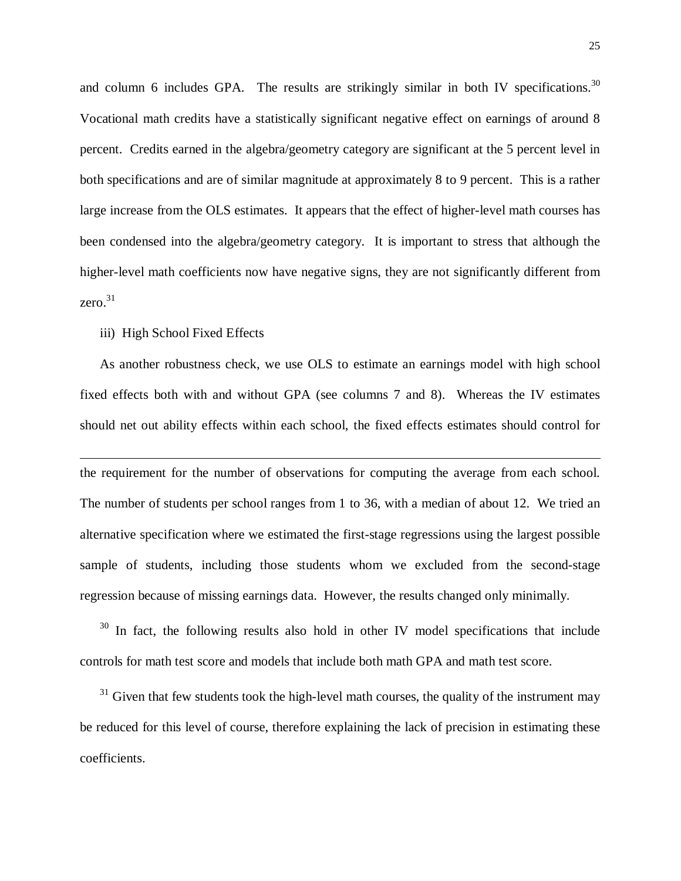and column 6 includes GPA. The results are strikingly similar in both IV specifications.[30] Vocational math credits have a statistically significant negative effect on earnings of around 8 percent. Credits earned in the algebra/geometry category are significant at the 5 percent level in both specifications and are of similar magnitude at approximately 8 to 9 percent. This is a rather large increase from the OLS estimates. It appears that the effect of higher-level math courses has been condensed into the algebra/geometry category. It is important to stress that although the higher-level math coefficients now have negative signs, they are not significantly different from zero.[31]

iii) High School Fixed Effects

As another robustness check, we use OLS to estimate an earnings model with high school fixed effects both with and without GPA (see columns 7 and 8). Whereas the IV estimates should net out ability effects within each school, the fixed effects estimates should control for

---

the requirement for the number of observations for computing the average from each school. The number of students per school ranges from 1 to 36, with a median of about 12. We tried an alternative specification where we estimated the first-stage regressions using the largest possible sample of students, including those students whom we excluded from the second-stage regression because of missing earnings data. However, the results changed only minimally.

[30] In fact, the following results also hold in other IV model specifications that include controls for math test score and models that include both math GPA and math test score.

[31] Given that few students took the high-level math courses, the quality of the instrument may be reduced for this level of course, therefore explaining the lack of precision in estimating these coefficients.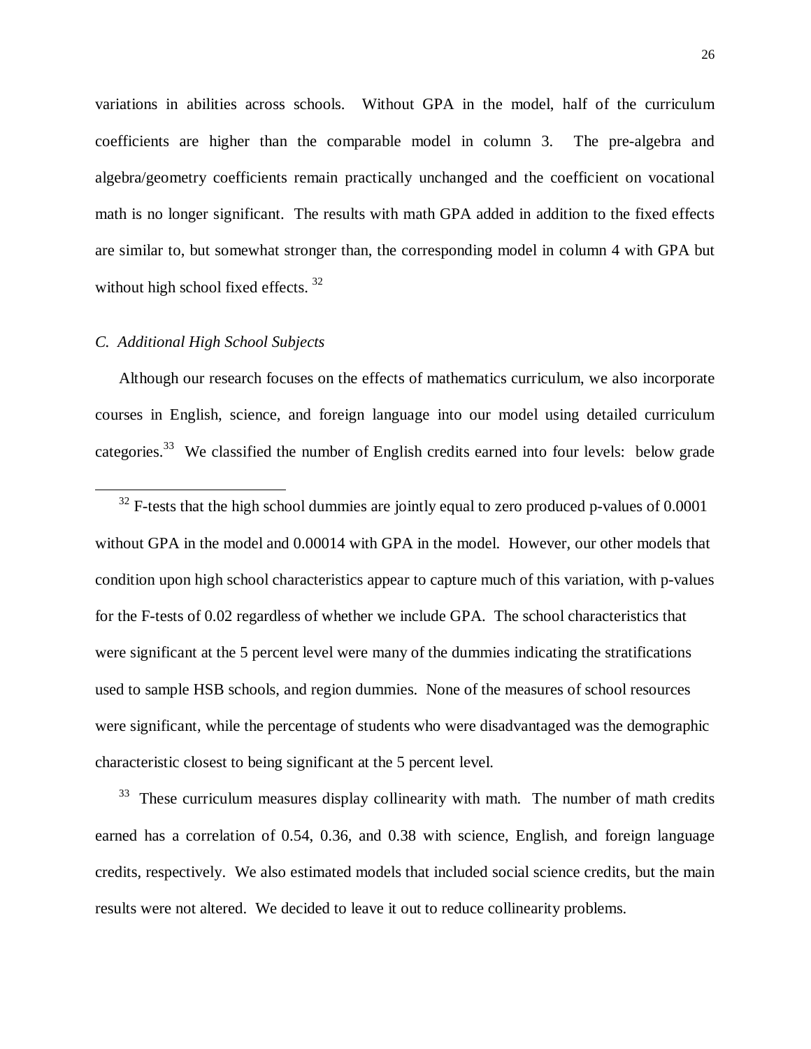variations in abilities across schools. Without GPA in the model, half of the curriculum coefficients are higher than the comparable model in column 3. The pre-algebra and algebra/geometry coefficients remain practically unchanged and the coefficient on vocational math is no longer significant. The results with math GPA added in addition to the fixed effects are similar to, but somewhat stronger than, the corresponding model in column 4 with GPA but without high school fixed effects. [32]

*C. Additional High School Subjects*

Although our research focuses on the effects of mathematics curriculum, we also incorporate courses in English, science, and foreign language into our model using detailed curriculum categories.[33] We classified the number of English credits earned into four levels: below grade

---

[32] F-tests that the high school dummies are jointly equal to zero produced p-values of 0.0001 without GPA in the model and 0.00014 with GPA in the model. However, our other models that condition upon high school characteristics appear to capture much of this variation, with p-values for the F-tests of 0.02 regardless of whether we include GPA. The school characteristics that were significant at the 5 percent level were many of the dummies indicating the stratifications used to sample HSB schools, and region dummies. None of the measures of school resources were significant, while the percentage of students who were disadvantaged was the demographic characteristic closest to being significant at the 5 percent level.

[33] These curriculum measures display collinearity with math. The number of math credits earned has a correlation of 0.54, 0.36, and 0.38 with science, English, and foreign language credits, respectively. We also estimated models that included social science credits, but the main results were not altered. We decided to leave it out to reduce collinearity problems.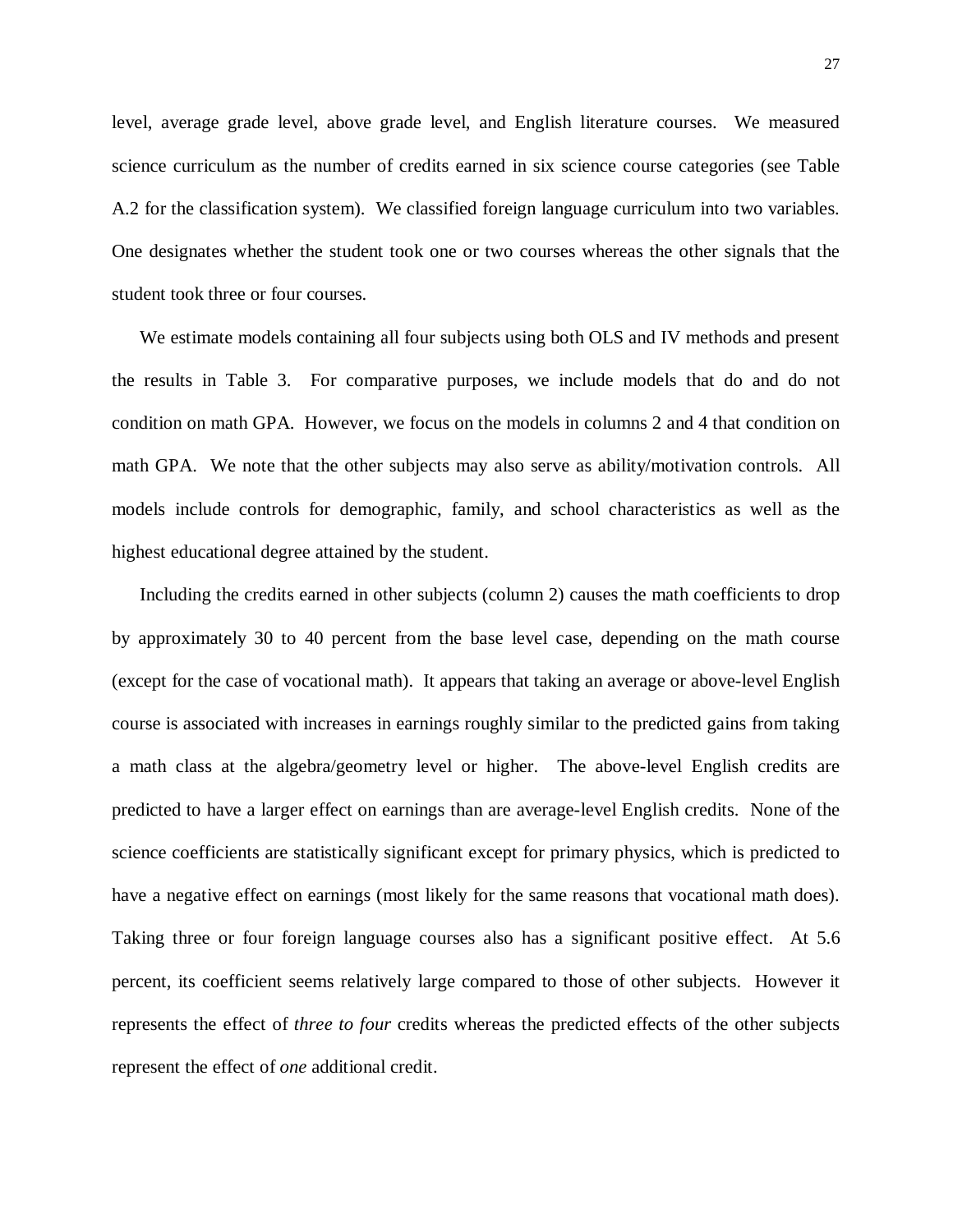level, average grade level, above grade level, and English literature courses. We measured science curriculum as the number of credits earned in six science course categories (see Table A.2 for the classification system). We classified foreign language curriculum into two variables. One designates whether the student took one or two courses whereas the other signals that the student took three or four courses.

We estimate models containing all four subjects using both OLS and IV methods and present the results in Table 3. For comparative purposes, we include models that do and do not condition on math GPA. However, we focus on the models in columns 2 and 4 that condition on math GPA. We note that the other subjects may also serve as ability/motivation controls. All models include controls for demographic, family, and school characteristics as well as the highest educational degree attained by the student.

Including the credits earned in other subjects (column 2) causes the math coefficients to drop by approximately 30 to 40 percent from the base level case, depending on the math course (except for the case of vocational math). It appears that taking an average or above-level English course is associated with increases in earnings roughly similar to the predicted gains from taking a math class at the algebra/geometry level or higher. The above-level English credits are predicted to have a larger effect on earnings than are average-level English credits. None of the science coefficients are statistically significant except for primary physics, which is predicted to have a negative effect on earnings (most likely for the same reasons that vocational math does). Taking three or four foreign language courses also has a significant positive effect. At 5.6 percent, its coefficient seems relatively large compared to those of other subjects. However it represents the effect of *three to four* credits whereas the predicted effects of the other subjects represent the effect of *one* additional credit.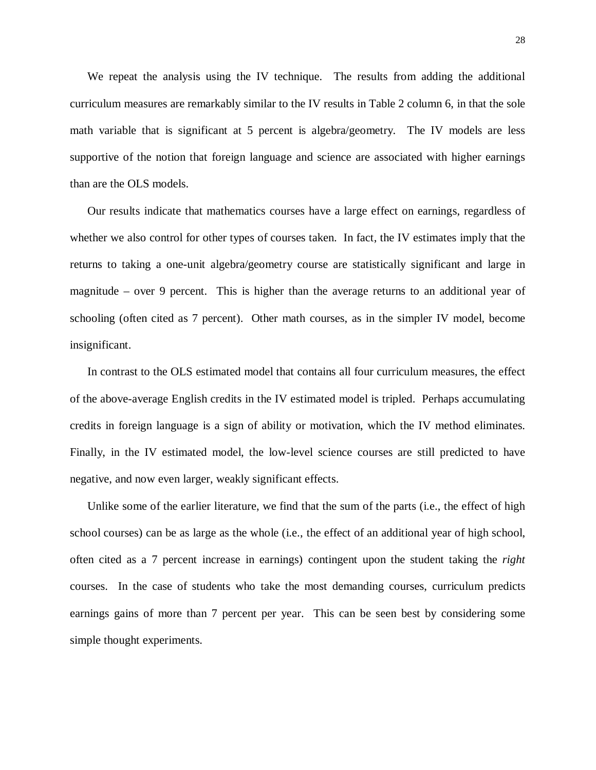We repeat the analysis using the IV technique. The results from adding the additional curriculum measures are remarkably similar to the IV results in Table 2 column 6, in that the sole math variable that is significant at 5 percent is algebra/geometry. The IV models are less supportive of the notion that foreign language and science are associated with higher earnings than are the OLS models.

Our results indicate that mathematics courses have a large effect on earnings, regardless of whether we also control for other types of courses taken. In fact, the IV estimates imply that the returns to taking a one-unit algebra/geometry course are statistically significant and large in magnitude – over 9 percent. This is higher than the average returns to an additional year of schooling (often cited as 7 percent). Other math courses, as in the simpler IV model, become insignificant.

In contrast to the OLS estimated model that contains all four curriculum measures, the effect of the above-average English credits in the IV estimated model is tripled. Perhaps accumulating credits in foreign language is a sign of ability or motivation, which the IV method eliminates. Finally, in the IV estimated model, the low-level science courses are still predicted to have negative, and now even larger, weakly significant effects.

Unlike some of the earlier literature, we find that the sum of the parts (i.e., the effect of high school courses) can be as large as the whole (i.e., the effect of an additional year of high school, often cited as a 7 percent increase in earnings) contingent upon the student taking the *right* courses. In the case of students who take the most demanding courses, curriculum predicts earnings gains of more than 7 percent per year. This can be seen best by considering some simple thought experiments.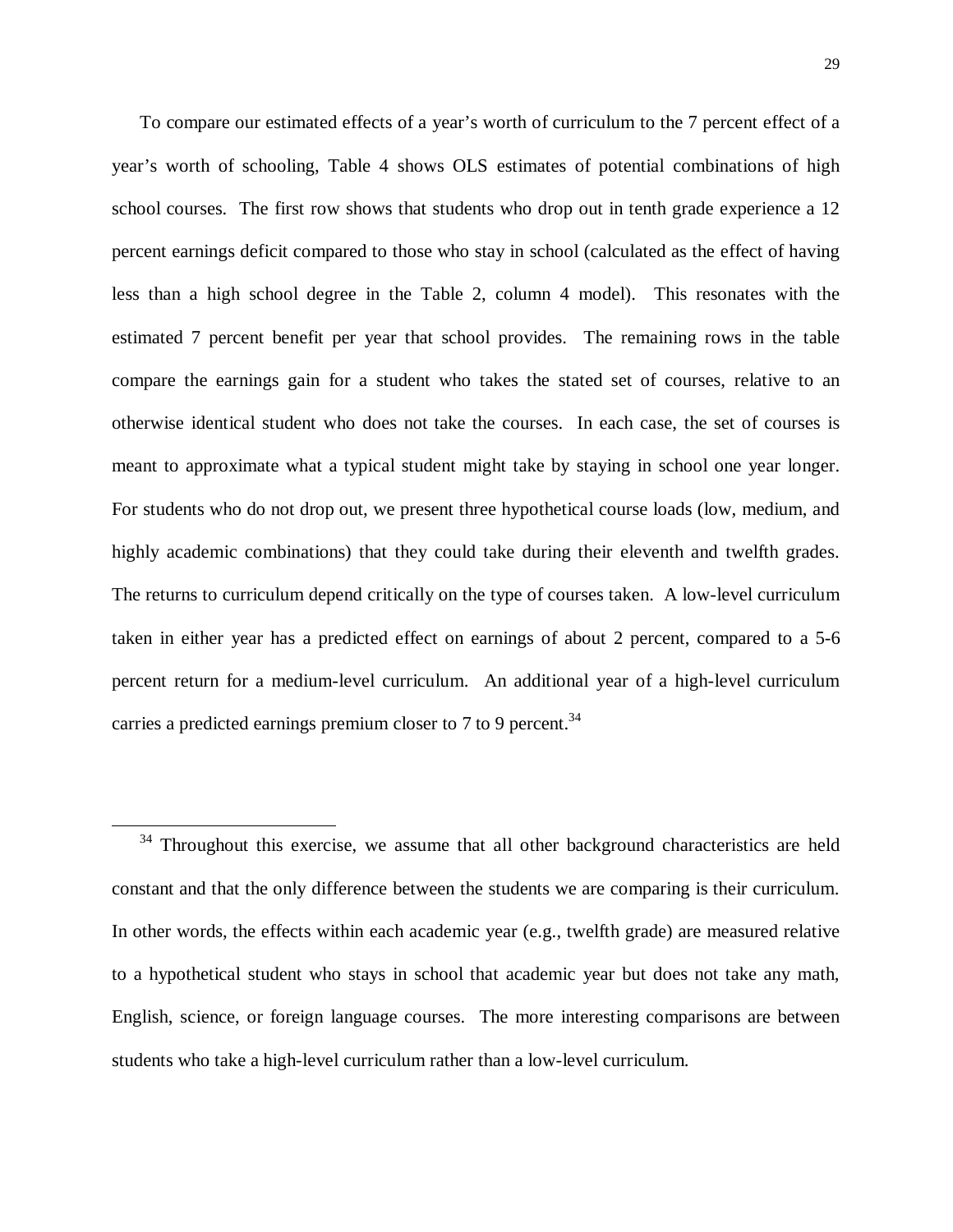To compare our estimated effects of a year's worth of curriculum to the 7 percent effect of a year's worth of schooling, Table 4 shows OLS estimates of potential combinations of high school courses. The first row shows that students who drop out in tenth grade experience a 12 percent earnings deficit compared to those who stay in school (calculated as the effect of having less than a high school degree in the Table 2, column 4 model). This resonates with the estimated 7 percent benefit per year that school provides. The remaining rows in the table compare the earnings gain for a student who takes the stated set of courses, relative to an otherwise identical student who does not take the courses. In each case, the set of courses is meant to approximate what a typical student might take by staying in school one year longer. For students who do not drop out, we present three hypothetical course loads (low, medium, and highly academic combinations) that they could take during their eleventh and twelfth grades. The returns to curriculum depend critically on the type of courses taken. A low-level curriculum taken in either year has a predicted effect on earnings of about 2 percent, compared to a 5-6 percent return for a medium-level curriculum. An additional year of a high-level curriculum carries a predicted earnings premium closer to 7 to 9 percent.[34]

[34] Throughout this exercise, we assume that all other background characteristics are held constant and that the only difference between the students we are comparing is their curriculum. In other words, the effects within each academic year (e.g., twelfth grade) are measured relative to a hypothetical student who stays in school that academic year but does not take any math, English, science, or foreign language courses. The more interesting comparisons are between students who take a high-level curriculum rather than a low-level curriculum.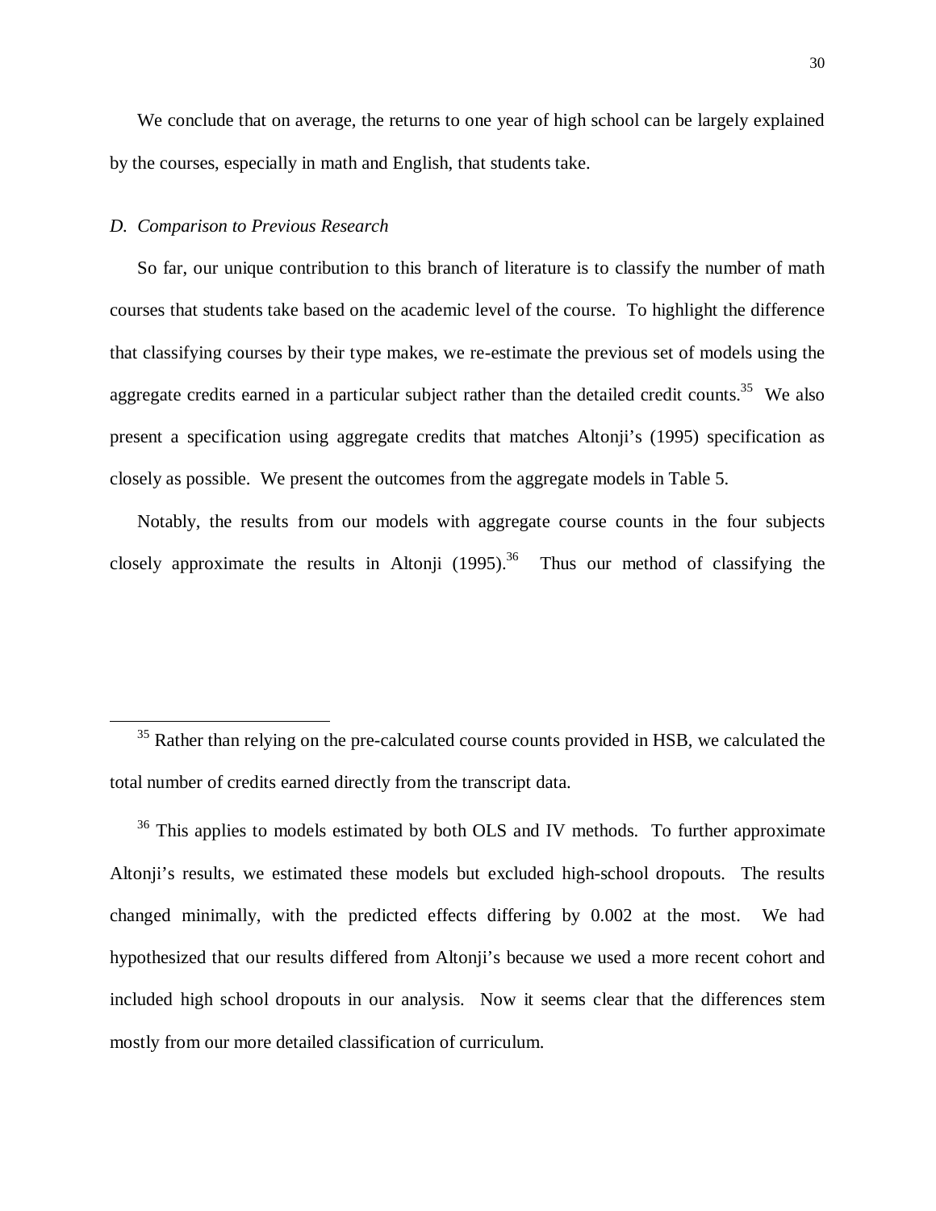We conclude that on average, the returns to one year of high school can be largely explained by the courses, especially in math and English, that students take.

### *D. Comparison to Previous Research*

So far, our unique contribution to this branch of literature is to classify the number of math courses that students take based on the academic level of the course. To highlight the difference that classifying courses by their type makes, we re-estimate the previous set of models using the aggregate credits earned in a particular subject rather than the detailed credit counts.[35] We also present a specification using aggregate credits that matches Altonji's (1995) specification as closely as possible. We present the outcomes from the aggregate models in Table 5.

Notably, the results from our models with aggregate course counts in the four subjects closely approximate the results in Altonji (1995).[36] Thus our method of classifying the

---

[35] Rather than relying on the pre-calculated course counts provided in HSB, we calculated the total number of credits earned directly from the transcript data.

[36] This applies to models estimated by both OLS and IV methods. To further approximate Altonji's results, we estimated these models but excluded high-school dropouts. The results changed minimally, with the predicted effects differing by 0.002 at the most. We had hypothesized that our results differed from Altonji's because we used a more recent cohort and included high school dropouts in our analysis. Now it seems clear that the differences stem mostly from our more detailed classification of curriculum.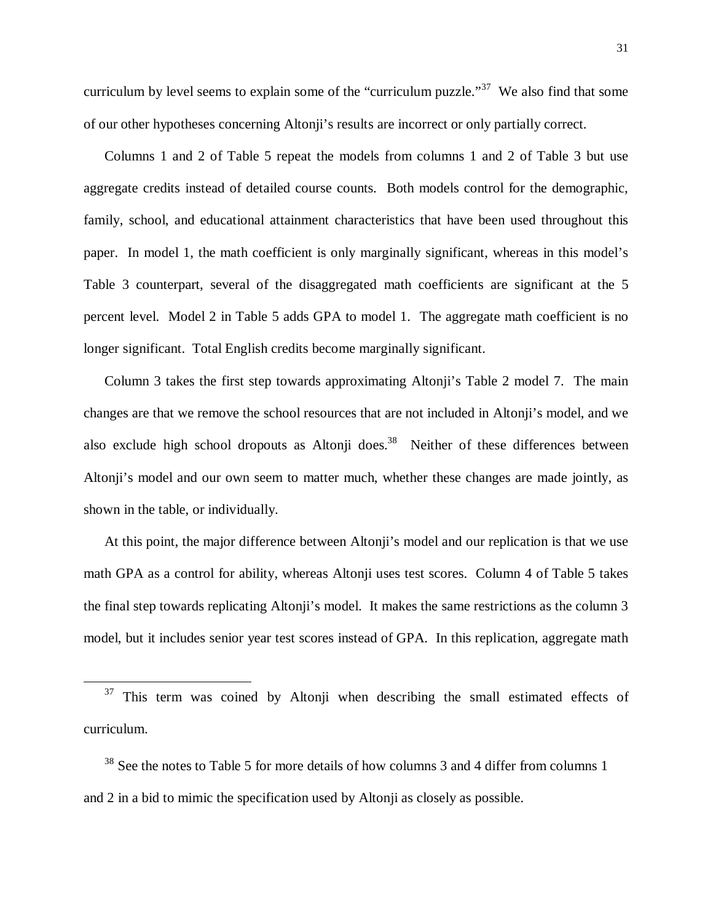curriculum by level seems to explain some of the "curriculum puzzle."[37] We also find that some of our other hypotheses concerning Altonji's results are incorrect or only partially correct.

Columns 1 and 2 of Table 5 repeat the models from columns 1 and 2 of Table 3 but use aggregate credits instead of detailed course counts. Both models control for the demographic, family, school, and educational attainment characteristics that have been used throughout this paper. In model 1, the math coefficient is only marginally significant, whereas in this model's Table 3 counterpart, several of the disaggregated math coefficients are significant at the 5 percent level. Model 2 in Table 5 adds GPA to model 1. The aggregate math coefficient is no longer significant. Total English credits become marginally significant.

Column 3 takes the first step towards approximating Altonji's Table 2 model 7. The main changes are that we remove the school resources that are not included in Altonji's model, and we also exclude high school dropouts as Altonji does.[38] Neither of these differences between Altonji's model and our own seem to matter much, whether these changes are made jointly, as shown in the table, or individually.

At this point, the major difference between Altonji's model and our replication is that we use math GPA as a control for ability, whereas Altonji uses test scores. Column 4 of Table 5 takes the final step towards replicating Altonji's model. It makes the same restrictions as the column 3 model, but it includes senior year test scores instead of GPA. In this replication, aggregate math

---

[37] This term was coined by Altonji when describing the small estimated effects of curriculum.

[38] See the notes to Table 5 for more details of how columns 3 and 4 differ from columns 1 and 2 in a bid to mimic the specification used by Altonji as closely as possible.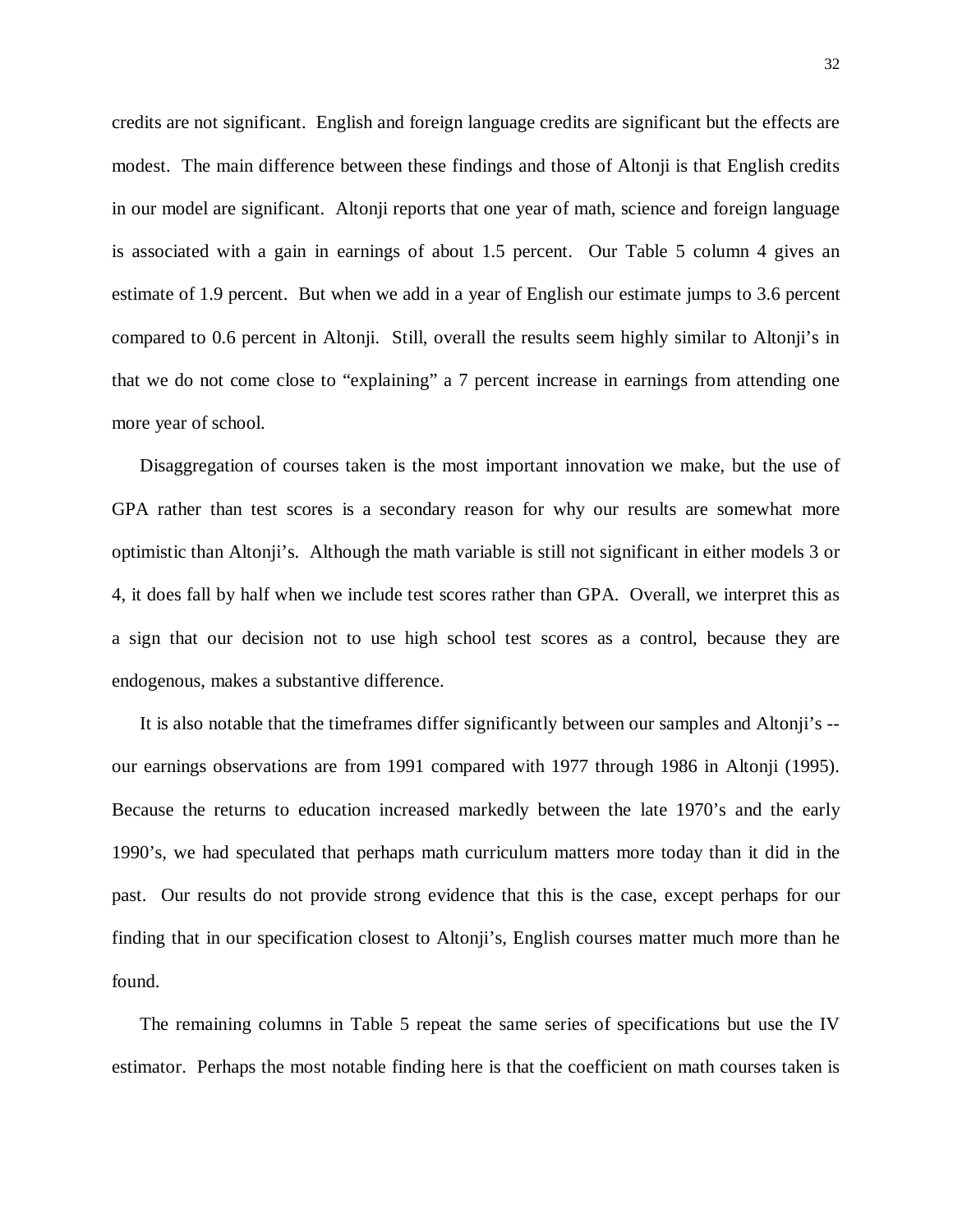credits are not significant. English and foreign language credits are significant but the effects are modest. The main difference between these findings and those of Altonji is that English credits in our model are significant. Altonji reports that one year of math, science and foreign language is associated with a gain in earnings of about 1.5 percent. Our Table 5 column 4 gives an estimate of 1.9 percent. But when we add in a year of English our estimate jumps to 3.6 percent compared to 0.6 percent in Altonji. Still, overall the results seem highly similar to Altonji's in that we do not come close to "explaining" a 7 percent increase in earnings from attending one more year of school.

Disaggregation of courses taken is the most important innovation we make, but the use of GPA rather than test scores is a secondary reason for why our results are somewhat more optimistic than Altonji's. Although the math variable is still not significant in either models 3 or 4, it does fall by half when we include test scores rather than GPA. Overall, we interpret this as a sign that our decision not to use high school test scores as a control, because they are endogenous, makes a substantive difference.

It is also notable that the timeframes differ significantly between our samples and Altonji's -- our earnings observations are from 1991 compared with 1977 through 1986 in Altonji (1995). Because the returns to education increased markedly between the late 1970's and the early 1990's, we had speculated that perhaps math curriculum matters more today than it did in the past. Our results do not provide strong evidence that this is the case, except perhaps for our finding that in our specification closest to Altonji's, English courses matter much more than he found.

The remaining columns in Table 5 repeat the same series of specifications but use the IV estimator. Perhaps the most notable finding here is that the coefficient on math courses taken is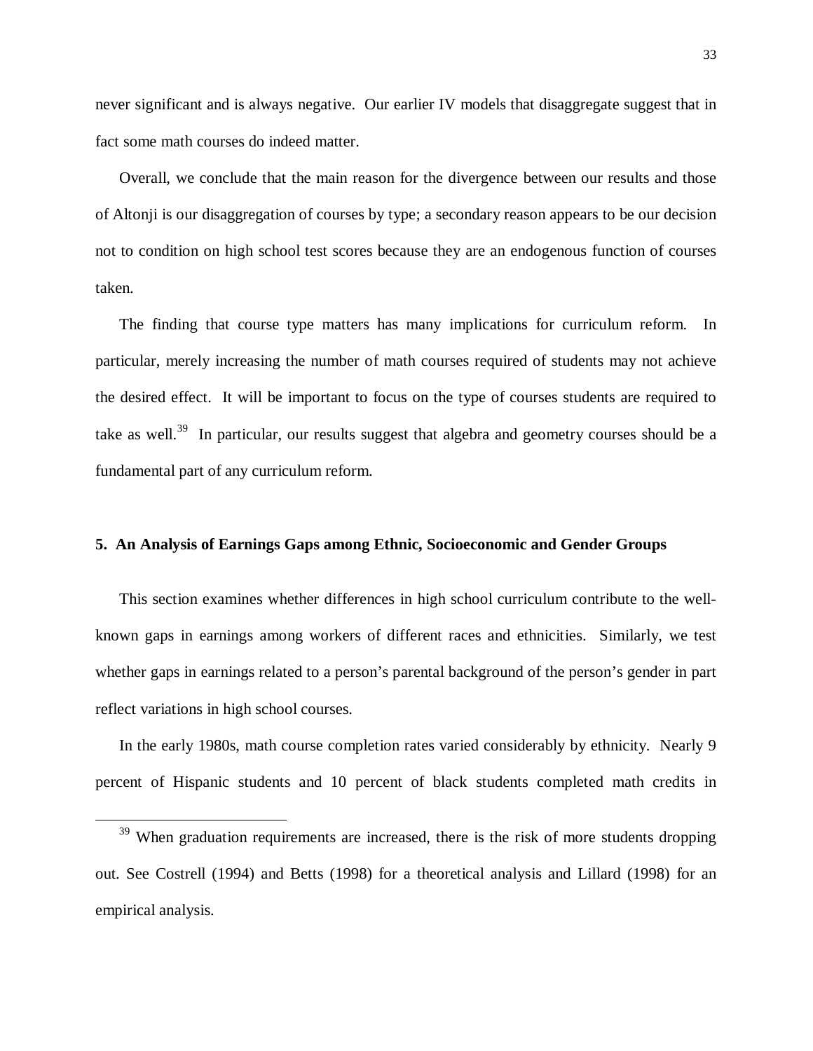never significant and is always negative. Our earlier IV models that disaggregate suggest that in fact some math courses do indeed matter.

Overall, we conclude that the main reason for the divergence between our results and those of Altonji is our disaggregation of courses by type; a secondary reason appears to be our decision not to condition on high school test scores because they are an endogenous function of courses taken.

The finding that course type matters has many implications for curriculum reform. In particular, merely increasing the number of math courses required of students may not achieve the desired effect. It will be important to focus on the type of courses students are required to take as well.[39] In particular, our results suggest that algebra and geometry courses should be a fundamental part of any curriculum reform.

## 5. An Analysis of Earnings Gaps among Ethnic, Socioeconomic and Gender Groups

This section examines whether differences in high school curriculum contribute to the well-known gaps in earnings among workers of different races and ethnicities. Similarly, we test whether gaps in earnings related to a person's parental background of the person's gender in part reflect variations in high school courses.

In the early 1980s, math course completion rates varied considerably by ethnicity. Nearly 9 percent of Hispanic students and 10 percent of black students completed math credits in

---

[39] When graduation requirements are increased, there is the risk of more students dropping out. See Costrell (1994) and Betts (1998) for a theoretical analysis and Lillard (1998) for an empirical analysis.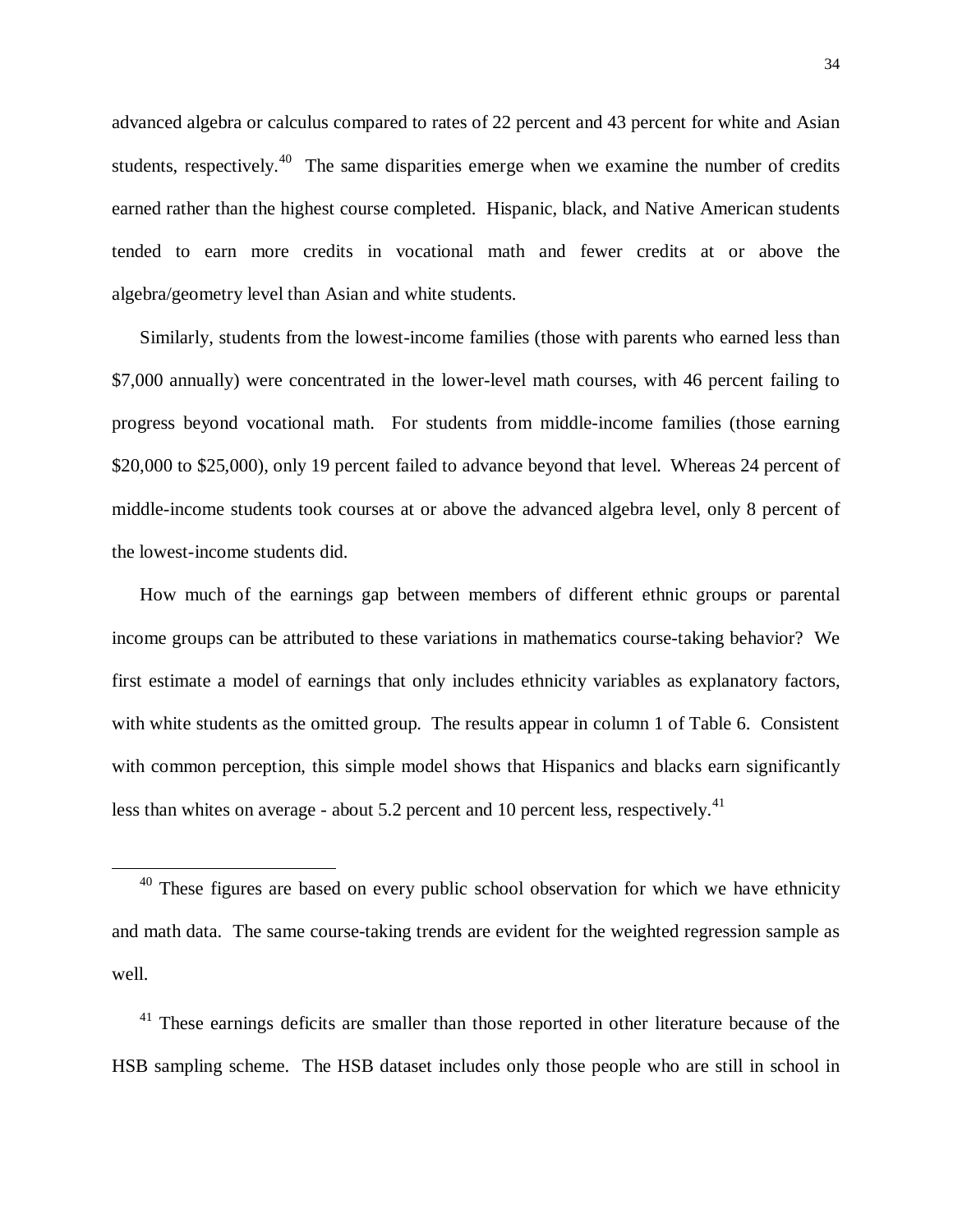advanced algebra or calculus compared to rates of 22 percent and 43 percent for white and Asian students, respectively.[40] The same disparities emerge when we examine the number of credits earned rather than the highest course completed. Hispanic, black, and Native American students tended to earn more credits in vocational math and fewer credits at or above the algebra/geometry level than Asian and white students.

Similarly, students from the lowest-income families (those with parents who earned less than $7,000 annually) were concentrated in the lower-level math courses, with 46 percent failing to progress beyond vocational math. For students from middle-income families (those earning $20,000 to $25,000), only 19 percent failed to advance beyond that level. Whereas 24 percent of middle-income students took courses at or above the advanced algebra level, only 8 percent of the lowest-income students did.

How much of the earnings gap between members of different ethnic groups or parental income groups can be attributed to these variations in mathematics course-taking behavior? We first estimate a model of earnings that only includes ethnicity variables as explanatory factors, with white students as the omitted group. The results appear in column 1 of Table 6. Consistent with common perception, this simple model shows that Hispanics and blacks earn significantly less than whites on average - about 5.2 percent and 10 percent less, respectively.[41]

---

[40] These figures are based on every public school observation for which we have ethnicity and math data. The same course-taking trends are evident for the weighted regression sample as well.

[41] These earnings deficits are smaller than those reported in other literature because of the HSB sampling scheme. The HSB dataset includes only those people who are still in school in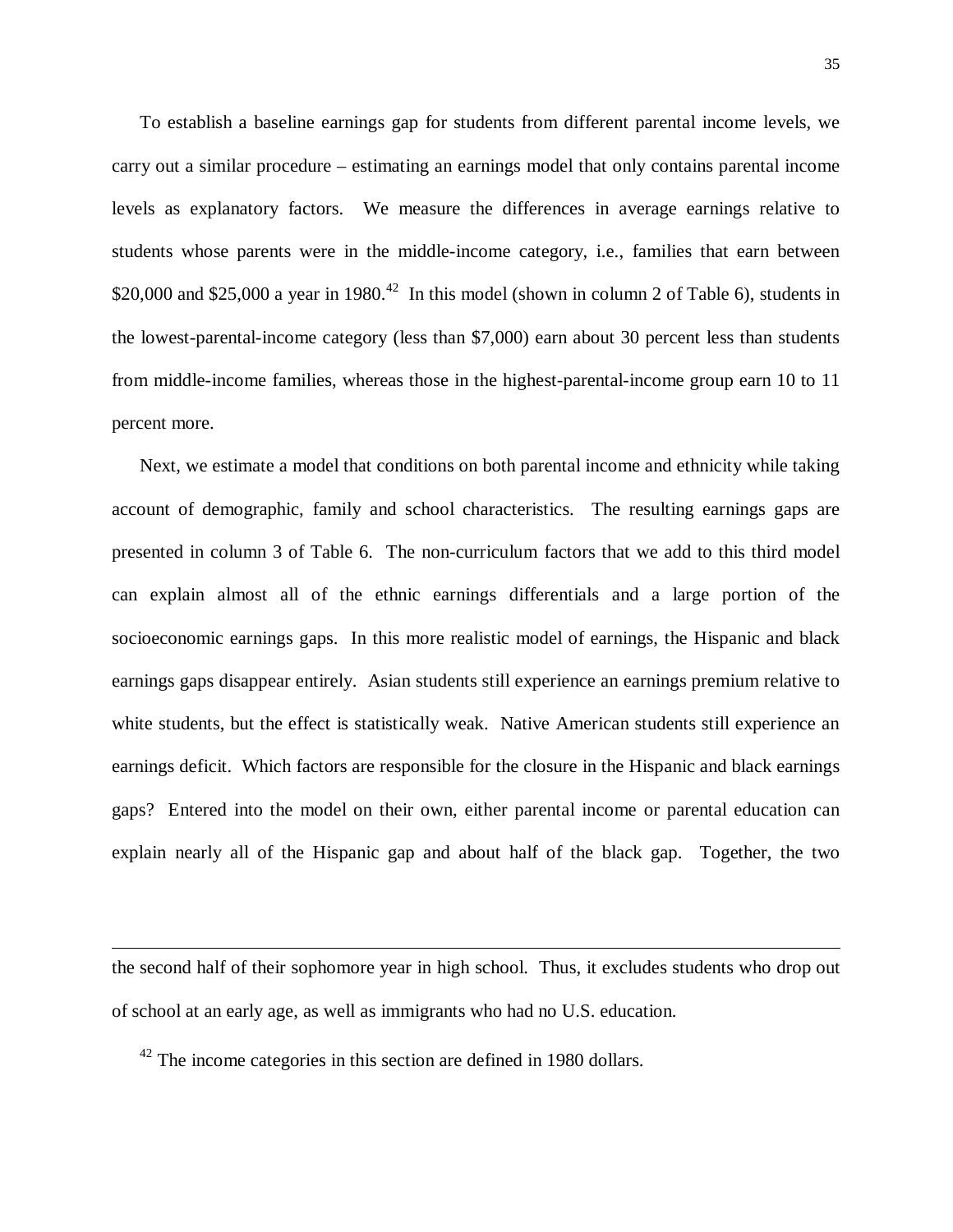To establish a baseline earnings gap for students from different parental income levels, we carry out a similar procedure – estimating an earnings model that only contains parental income levels as explanatory factors. We measure the differences in average earnings relative to students whose parents were in the middle-income category, i.e., families that earn between \$20,000 and \$25,000 a year in 1980.[42] In this model (shown in column 2 of Table 6), students in the lowest-parental-income category (less than \$7,000) earn about 30 percent less than students from middle-income families, whereas those in the highest-parental-income group earn 10 to 11 percent more.

Next, we estimate a model that conditions on both parental income and ethnicity while taking account of demographic, family and school characteristics. The resulting earnings gaps are presented in column 3 of Table 6. The non-curriculum factors that we add to this third model can explain almost all of the ethnic earnings differentials and a large portion of the socioeconomic earnings gaps. In this more realistic model of earnings, the Hispanic and black earnings gaps disappear entirely. Asian students still experience an earnings premium relative to white students, but the effect is statistically weak. Native American students still experience an earnings deficit. Which factors are responsible for the closure in the Hispanic and black earnings gaps? Entered into the model on their own, either parental income or parental education can explain nearly all of the Hispanic gap and about half of the black gap. Together, the two

---

the second half of their sophomore year in high school. Thus, it excludes students who drop out of school at an early age, as well as immigrants who had no U.S. education.

[42] The income categories in this section are defined in 1980 dollars.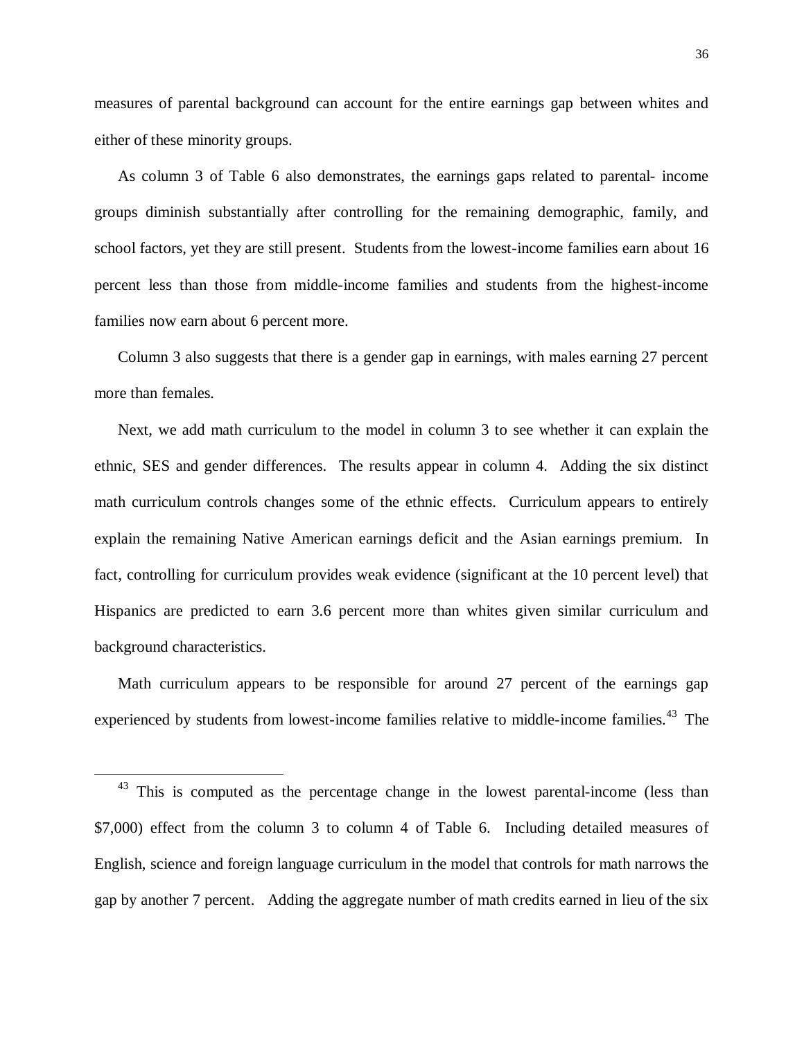measures of parental background can account for the entire earnings gap between whites and either of these minority groups.

As column 3 of Table 6 also demonstrates, the earnings gaps related to parental- income groups diminish substantially after controlling for the remaining demographic, family, and school factors, yet they are still present. Students from the lowest-income families earn about 16 percent less than those from middle-income families and students from the highest-income families now earn about 6 percent more.

Column 3 also suggests that there is a gender gap in earnings, with males earning 27 percent more than females.

Next, we add math curriculum to the model in column 3 to see whether it can explain the ethnic, SES and gender differences. The results appear in column 4. Adding the six distinct math curriculum controls changes some of the ethnic effects. Curriculum appears to entirely explain the remaining Native American earnings deficit and the Asian earnings premium. In fact, controlling for curriculum provides weak evidence (significant at the 10 percent level) that Hispanics are predicted to earn 3.6 percent more than whites given similar curriculum and background characteristics.

Math curriculum appears to be responsible for around 27 percent of the earnings gap experienced by students from lowest-income families relative to middle-income families.[43] The

---

[43] This is computed as the percentage change in the lowest parental-income (less than \$7,000) effect from the column 3 to column 4 of Table 6. Including detailed measures of English, science and foreign language curriculum in the model that controls for math narrows the gap by another 7 percent. Adding the aggregate number of math credits earned in lieu of the six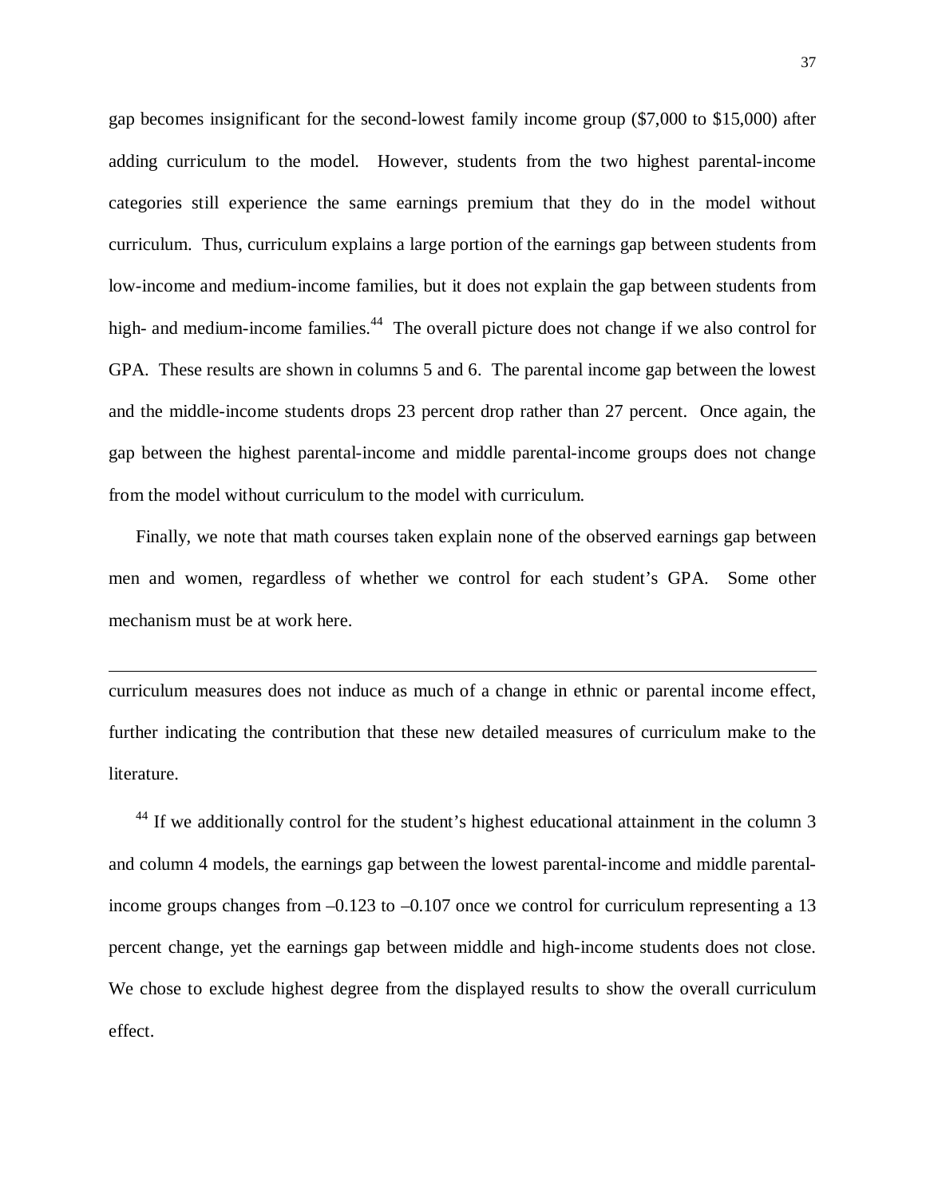gap becomes insignificant for the second-lowest family income group ($7,000 to $15,000) after adding curriculum to the model. However, students from the two highest parental-income categories still experience the same earnings premium that they do in the model without curriculum. Thus, curriculum explains a large portion of the earnings gap between students from low-income and medium-income families, but it does not explain the gap between students from high- and medium-income families.[44] The overall picture does not change if we also control for GPA. These results are shown in columns 5 and 6. The parental income gap between the lowest and the middle-income students drops 23 percent drop rather than 27 percent. Once again, the gap between the highest parental-income and middle parental-income groups does not change from the model without curriculum to the model with curriculum.

Finally, we note that math courses taken explain none of the observed earnings gap between men and women, regardless of whether we control for each student's GPA. Some other mechanism must be at work here.

---

curriculum measures does not induce as much of a change in ethnic or parental income effect, further indicating the contribution that these new detailed measures of curriculum make to the literature.

[44] If we additionally control for the student's highest educational attainment in the column 3 and column 4 models, the earnings gap between the lowest parental-income and middle parental-income groups changes from –0.123 to –0.107 once we control for curriculum representing a 13 percent change, yet the earnings gap between middle and high-income students does not close. We chose to exclude highest degree from the displayed results to show the overall curriculum effect.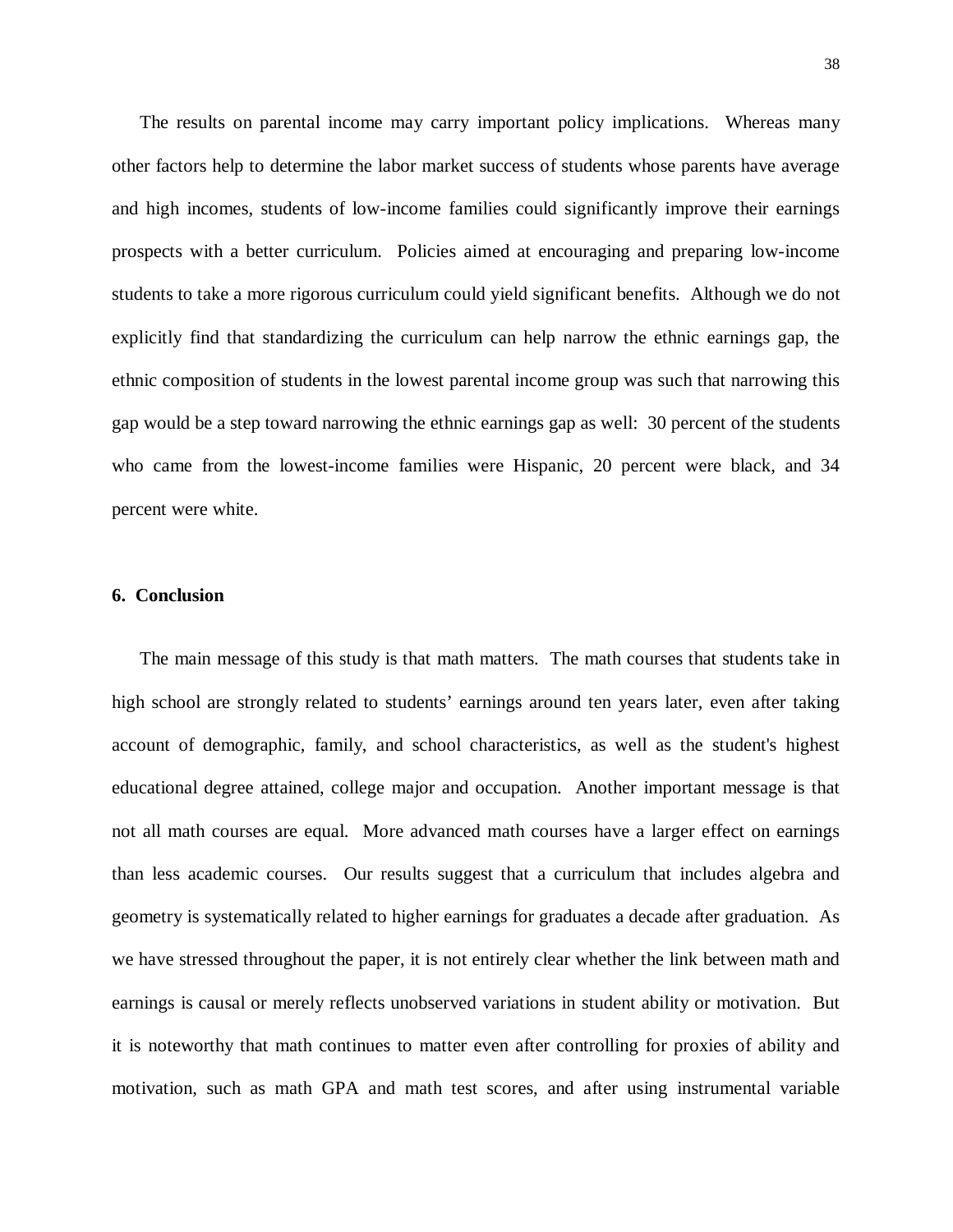The results on parental income may carry important policy implications. Whereas many other factors help to determine the labor market success of students whose parents have average and high incomes, students of low-income families could significantly improve their earnings prospects with a better curriculum. Policies aimed at encouraging and preparing low-income students to take a more rigorous curriculum could yield significant benefits. Although we do not explicitly find that standardizing the curriculum can help narrow the ethnic earnings gap, the ethnic composition of students in the lowest parental income group was such that narrowing this gap would be a step toward narrowing the ethnic earnings gap as well: 30 percent of the students who came from the lowest-income families were Hispanic, 20 percent were black, and 34 percent were white.

## 6. Conclusion

The main message of this study is that math matters. The math courses that students take in high school are strongly related to students' earnings around ten years later, even after taking account of demographic, family, and school characteristics, as well as the student's highest educational degree attained, college major and occupation. Another important message is that not all math courses are equal. More advanced math courses have a larger effect on earnings than less academic courses. Our results suggest that a curriculum that includes algebra and geometry is systematically related to higher earnings for graduates a decade after graduation. As we have stressed throughout the paper, it is not entirely clear whether the link between math and earnings is causal or merely reflects unobserved variations in student ability or motivation. But it is noteworthy that math continues to matter even after controlling for proxies of ability and motivation, such as math GPA and math test scores, and after using instrumental variable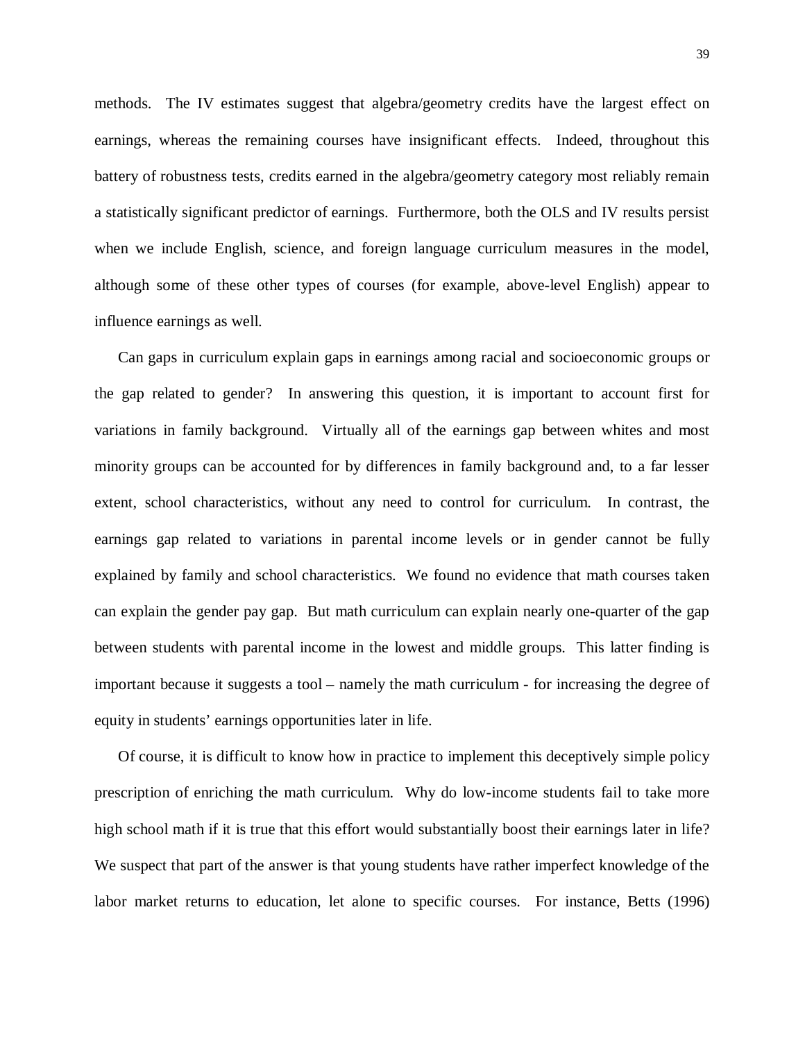methods. The IV estimates suggest that algebra/geometry credits have the largest effect on earnings, whereas the remaining courses have insignificant effects. Indeed, throughout this battery of robustness tests, credits earned in the algebra/geometry category most reliably remain a statistically significant predictor of earnings. Furthermore, both the OLS and IV results persist when we include English, science, and foreign language curriculum measures in the model, although some of these other types of courses (for example, above-level English) appear to influence earnings as well.

Can gaps in curriculum explain gaps in earnings among racial and socioeconomic groups or the gap related to gender? In answering this question, it is important to account first for variations in family background. Virtually all of the earnings gap between whites and most minority groups can be accounted for by differences in family background and, to a far lesser extent, school characteristics, without any need to control for curriculum. In contrast, the earnings gap related to variations in parental income levels or in gender cannot be fully explained by family and school characteristics. We found no evidence that math courses taken can explain the gender pay gap. But math curriculum can explain nearly one-quarter of the gap between students with parental income in the lowest and middle groups. This latter finding is important because it suggests a tool – namely the math curriculum - for increasing the degree of equity in students' earnings opportunities later in life.

Of course, it is difficult to know how in practice to implement this deceptively simple policy prescription of enriching the math curriculum. Why do low-income students fail to take more high school math if it is true that this effort would substantially boost their earnings later in life? We suspect that part of the answer is that young students have rather imperfect knowledge of the labor market returns to education, let alone to specific courses. For instance, Betts (1996)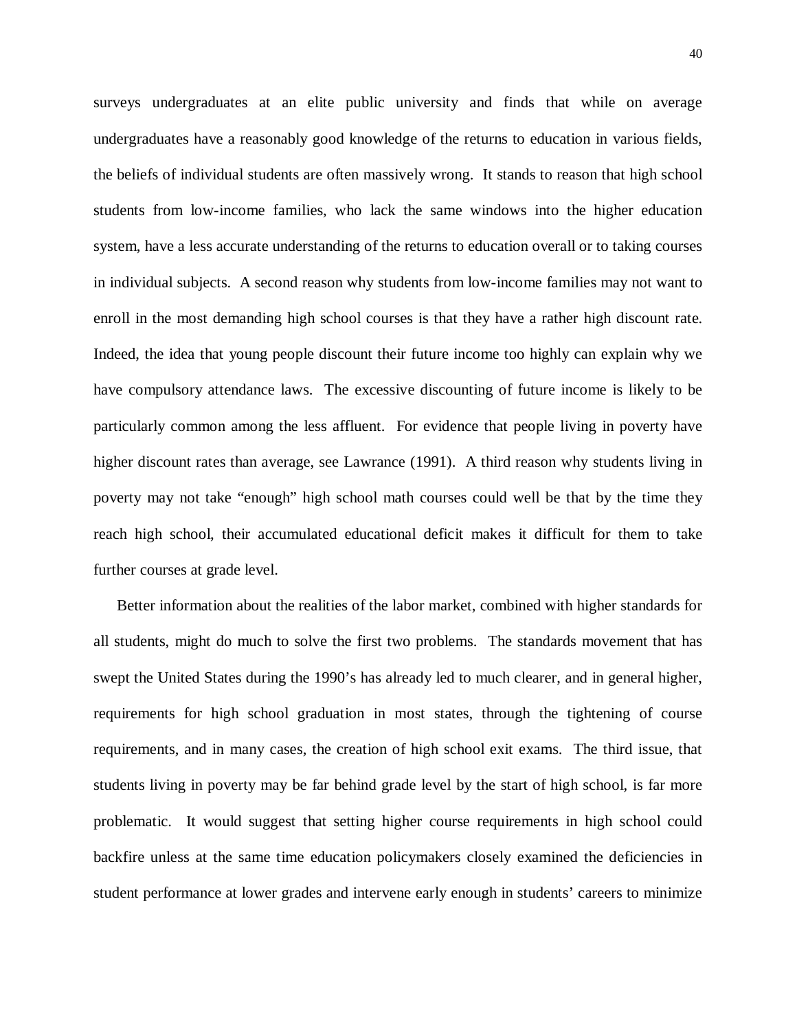surveys undergraduates at an elite public university and finds that while on average undergraduates have a reasonably good knowledge of the returns to education in various fields, the beliefs of individual students are often massively wrong. It stands to reason that high school students from low-income families, who lack the same windows into the higher education system, have a less accurate understanding of the returns to education overall or to taking courses in individual subjects. A second reason why students from low-income families may not want to enroll in the most demanding high school courses is that they have a rather high discount rate. Indeed, the idea that young people discount their future income too highly can explain why we have compulsory attendance laws. The excessive discounting of future income is likely to be particularly common among the less affluent. For evidence that people living in poverty have higher discount rates than average, see Lawrance (1991). A third reason why students living in poverty may not take "enough" high school math courses could well be that by the time they reach high school, their accumulated educational deficit makes it difficult for them to take further courses at grade level.

Better information about the realities of the labor market, combined with higher standards for all students, might do much to solve the first two problems. The standards movement that has swept the United States during the 1990's has already led to much clearer, and in general higher, requirements for high school graduation in most states, through the tightening of course requirements, and in many cases, the creation of high school exit exams. The third issue, that students living in poverty may be far behind grade level by the start of high school, is far more problematic. It would suggest that setting higher course requirements in high school could backfire unless at the same time education policymakers closely examined the deficiencies in student performance at lower grades and intervene early enough in students' careers to minimize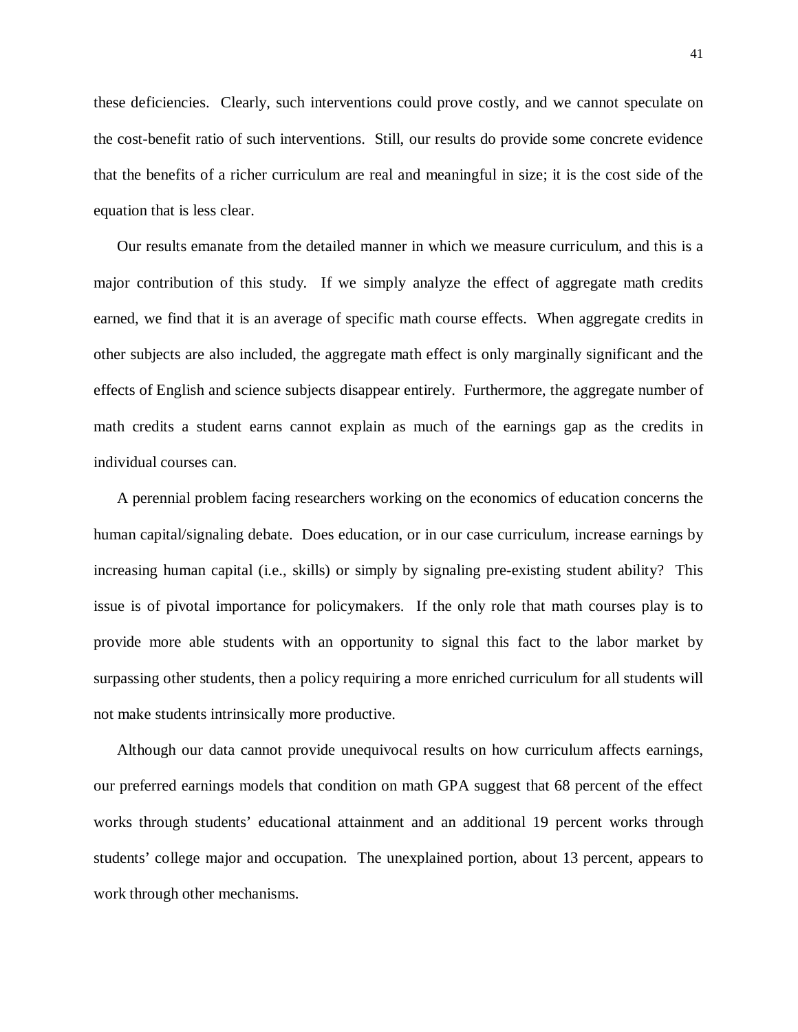these deficiencies. Clearly, such interventions could prove costly, and we cannot speculate on the cost-benefit ratio of such interventions. Still, our results do provide some concrete evidence that the benefits of a richer curriculum are real and meaningful in size; it is the cost side of the equation that is less clear.

Our results emanate from the detailed manner in which we measure curriculum, and this is a major contribution of this study. If we simply analyze the effect of aggregate math credits earned, we find that it is an average of specific math course effects. When aggregate credits in other subjects are also included, the aggregate math effect is only marginally significant and the effects of English and science subjects disappear entirely. Furthermore, the aggregate number of math credits a student earns cannot explain as much of the earnings gap as the credits in individual courses can.

A perennial problem facing researchers working on the economics of education concerns the human capital/signaling debate. Does education, or in our case curriculum, increase earnings by increasing human capital (i.e., skills) or simply by signaling pre-existing student ability? This issue is of pivotal importance for policymakers. If the only role that math courses play is to provide more able students with an opportunity to signal this fact to the labor market by surpassing other students, then a policy requiring a more enriched curriculum for all students will not make students intrinsically more productive.

Although our data cannot provide unequivocal results on how curriculum affects earnings, our preferred earnings models that condition on math GPA suggest that 68 percent of the effect works through students' educational attainment and an additional 19 percent works through students' college major and occupation. The unexplained portion, about 13 percent, appears to work through other mechanisms.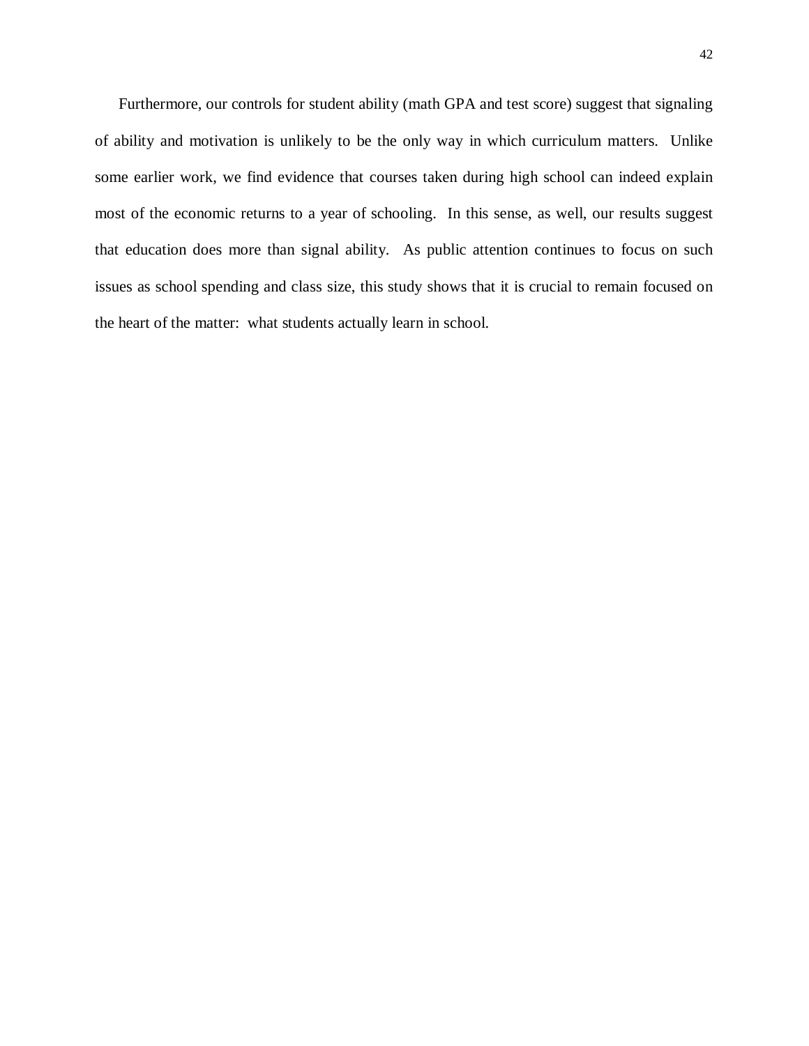Furthermore, our controls for student ability (math GPA and test score) suggest that signaling of ability and motivation is unlikely to be the only way in which curriculum matters. Unlike some earlier work, we find evidence that courses taken during high school can indeed explain most of the economic returns to a year of schooling. In this sense, as well, our results suggest that education does more than signal ability. As public attention continues to focus on such issues as school spending and class size, this study shows that it is crucial to remain focused on the heart of the matter: what students actually learn in school.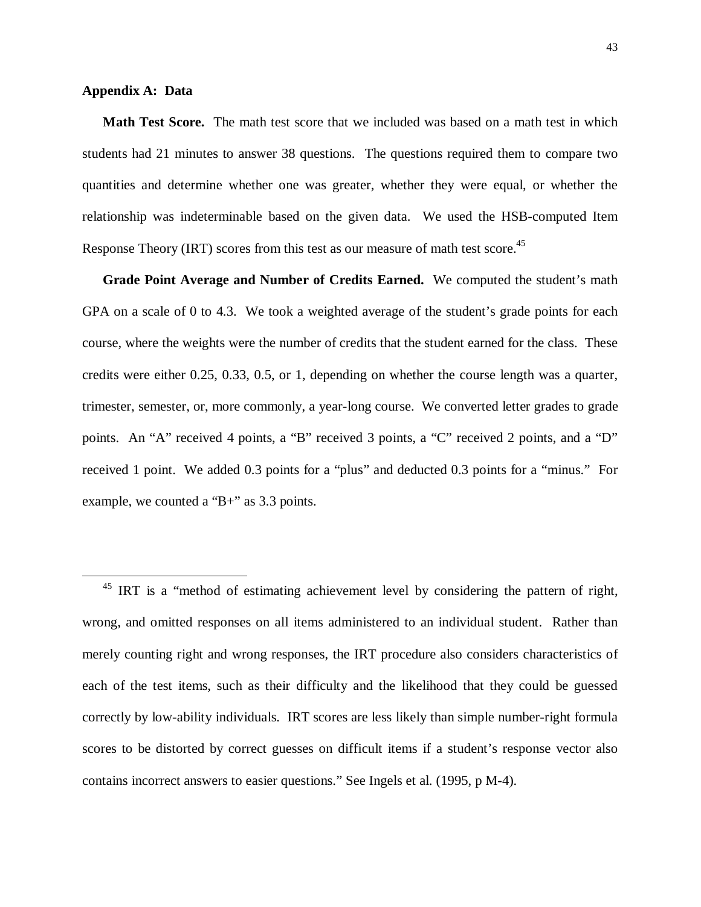## Appendix A: Data

**Math Test Score.** The math test score that we included was based on a math test in which students had 21 minutes to answer 38 questions. The questions required them to compare two quantities and determine whether one was greater, whether they were equal, or whether the relationship was indeterminable based on the given data. We used the HSB-computed Item Response Theory (IRT) scores from this test as our measure of math test score.[45]

**Grade Point Average and Number of Credits Earned.** We computed the student's math GPA on a scale of 0 to 4.3. We took a weighted average of the student's grade points for each course, where the weights were the number of credits that the student earned for the class. These credits were either 0.25, 0.33, 0.5, or 1, depending on whether the course length was a quarter, trimester, semester, or, more commonly, a year-long course. We converted letter grades to grade points. An "A" received 4 points, a "B" received 3 points, a "C" received 2 points, and a "D" received 1 point. We added 0.3 points for a "plus" and deducted 0.3 points for a "minus." For example, we counted a "B+" as 3.3 points.

---

[45] IRT is a "method of estimating achievement level by considering the pattern of right, wrong, and omitted responses on all items administered to an individual student. Rather than merely counting right and wrong responses, the IRT procedure also considers characteristics of each of the test items, such as their difficulty and the likelihood that they could be guessed correctly by low-ability individuals. IRT scores are less likely than simple number-right formula scores to be distorted by correct guesses on difficult items if a student's response vector also contains incorrect answers to easier questions." See Ingels et al. (1995, p M-4).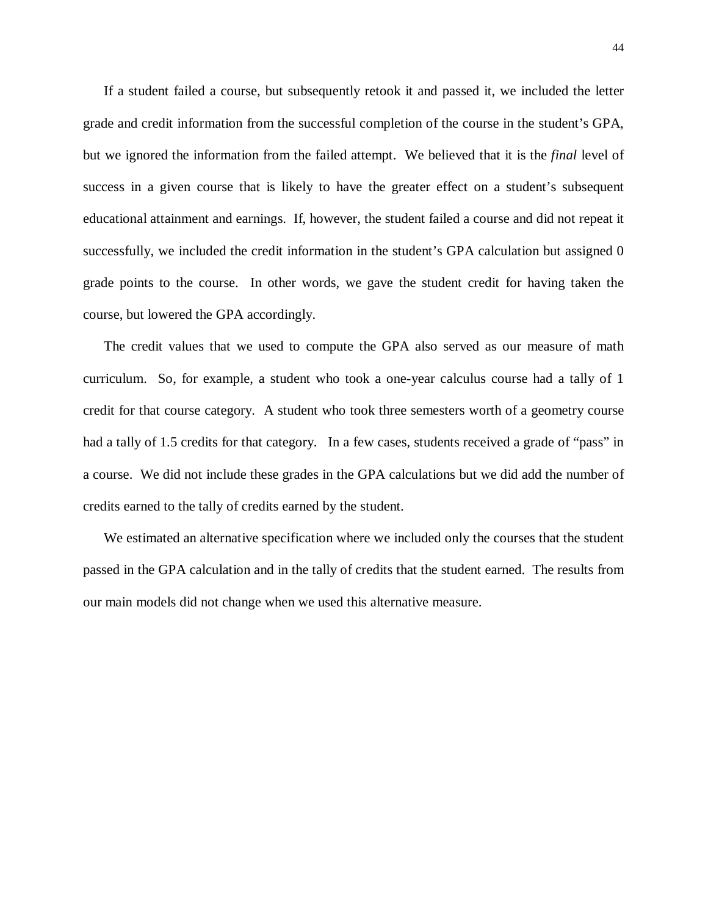If a student failed a course, but subsequently retook it and passed it, we included the letter grade and credit information from the successful completion of the course in the student's GPA, but we ignored the information from the failed attempt. We believed that it is the *final* level of success in a given course that is likely to have the greater effect on a student's subsequent educational attainment and earnings. If, however, the student failed a course and did not repeat it successfully, we included the credit information in the student's GPA calculation but assigned 0 grade points to the course. In other words, we gave the student credit for having taken the course, but lowered the GPA accordingly.

The credit values that we used to compute the GPA also served as our measure of math curriculum. So, for example, a student who took a one-year calculus course had a tally of 1 credit for that course category. A student who took three semesters worth of a geometry course had a tally of 1.5 credits for that category. In a few cases, students received a grade of "pass" in a course. We did not include these grades in the GPA calculations but we did add the number of credits earned to the tally of credits earned by the student.

We estimated an alternative specification where we included only the courses that the student passed in the GPA calculation and in the tally of credits that the student earned. The results from our main models did not change when we used this alternative measure.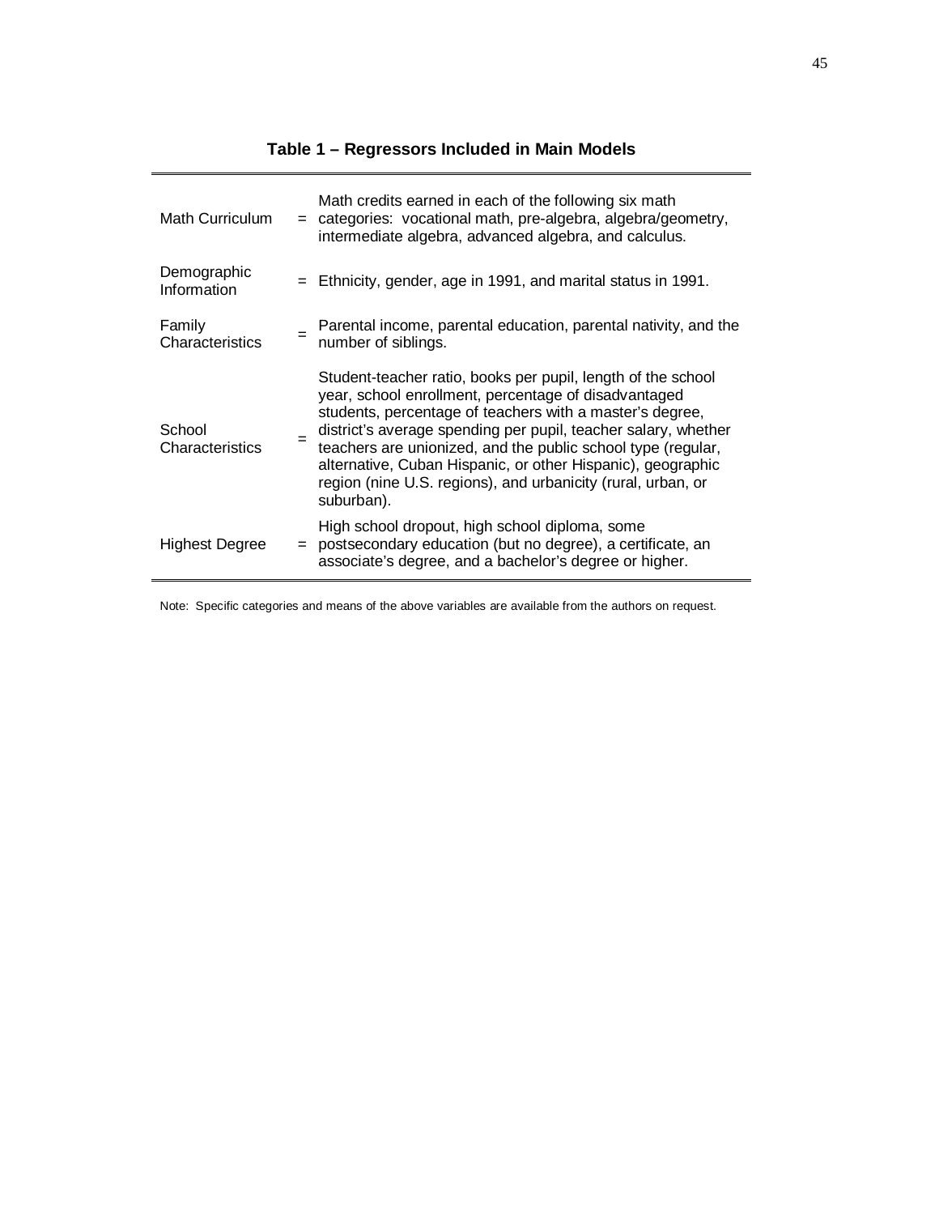**Table 1 – Regressors Included in Main Models**

| | | |
|---|---|---|
| Math Curriculum | = | Math credits earned in each of the following six math categories: vocational math, pre-algebra, algebra/geometry, intermediate algebra, advanced algebra, and calculus. |
| Demographic Information | = | Ethnicity, gender, age in 1991, and marital status in 1991. |
| Family Characteristics | = | Parental income, parental education, parental nativity, and the number of siblings. |
| School Characteristics | = | Student-teacher ratio, books per pupil, length of the school year, school enrollment, percentage of disadvantaged students, percentage of teachers with a master's degree, district's average spending per pupil, teacher salary, whether teachers are unionized, and the public school type (regular, alternative, Cuban Hispanic, or other Hispanic), geographic region (nine U.S. regions), and urbanicity (rural, urban, or suburban). |
| Highest Degree | = | High school dropout, high school diploma, some postsecondary education (but no degree), a certificate, an associate's degree, and a bachelor's degree or higher. |

Note: Specific categories and means of the above variables are available from the authors on request.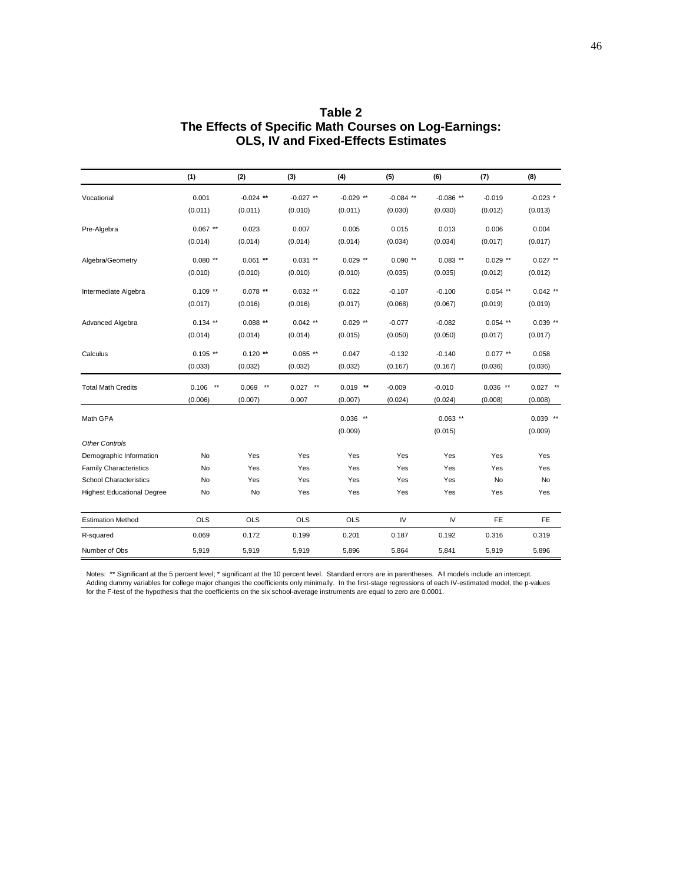# Table 2
## The Effects of Specific Math Courses on Log-Earnings: OLS, IV and Fixed-Effects Estimates

| | (1) | (2) | (3) | (4) | (5) | (6) | (7) | (8) |
|---|---|---|---|---|---|---|---|---|
| Vocational | 0.001 | -0.024 ** | -0.027 ** | -0.029 ** | -0.084 ** | -0.086 ** | -0.019 | -0.023 * |
| | (0.011) | (0.011) | (0.010) | (0.011) | (0.030) | (0.030) | (0.012) | (0.013) |
| Pre-Algebra | 0.067 ** | 0.023 | 0.007 | 0.005 | 0.015 | 0.013 | 0.006 | 0.004 |
| | (0.014) | (0.014) | (0.014) | (0.014) | (0.034) | (0.034) | (0.017) | (0.017) |
| Algebra/Geometry | 0.080 ** | 0.061 ** | 0.031 ** | 0.029 ** | 0.090 ** | 0.083 ** | 0.029 ** | 0.027 ** |
| | (0.010) | (0.010) | (0.010) | (0.010) | (0.035) | (0.035) | (0.012) | (0.012) |
| Intermediate Algebra | 0.109 ** | 0.078 ** | 0.032 ** | 0.022 | -0.107 | -0.100 | 0.054 ** | 0.042 ** |
| | (0.017) | (0.016) | (0.016) | (0.017) | (0.068) | (0.067) | (0.019) | (0.019) |
| Advanced Algebra | 0.134 ** | 0.088 ** | 0.042 ** | 0.029 ** | -0.077 | -0.082 | 0.054 ** | 0.039 ** |
| | (0.014) | (0.014) | (0.014) | (0.015) | (0.050) | (0.050) | (0.017) | (0.017) |
| Calculus | 0.195 ** | 0.120 ** | 0.065 ** | 0.047 | -0.132 | -0.140 | 0.077 ** | 0.058 |
| | (0.033) | (0.032) | (0.032) | (0.032) | (0.167) | (0.167) | (0.036) | (0.036) |
| Total Math Credits | 0.106 ** | 0.069 ** | 0.027 ** | 0.019 ** | -0.009 | -0.010 | 0.036 ** | 0.027 ** |
| | (0.006) | (0.007) | 0.007 | (0.007) | (0.024) | (0.024) | (0.008) | (0.008) |
| Math GPA | | | | 0.036 ** | | 0.063 ** | | 0.039 ** |
| | | | | (0.009) | | (0.015) | | (0.009) |
| *Other Controls* | | | | | | | | |
| Demographic Information | No | Yes | Yes | Yes | Yes | Yes | Yes | Yes |
| Family Characteristics | No | Yes | Yes | Yes | Yes | Yes | Yes | Yes |
| School Characteristics | No | Yes | Yes | Yes | Yes | Yes | No | No |
| Highest Educational Degree | No | No | Yes | Yes | Yes | Yes | Yes | Yes |
| Estimation Method | OLS | OLS | OLS | OLS | IV | IV | FE | FE |
| R-squared | 0.069 | 0.172 | 0.199 | 0.201 | 0.187 | 0.192 | 0.316 | 0.319 |
| Number of Obs | 5,919 | 5,919 | 5,919 | 5,896 | 5,864 | 5,841 | 5,919 | 5,896 |

Notes: ** Significant at the 5 percent level; * significant at the 10 percent level. Standard errors are in parentheses. All models include an intercept. Adding dummy variables for college major changes the coefficients only minimally. In the first-stage regressions of each IV-estimated model, the p-values for the F-test of the hypothesis that the coefficients on the six school-average instruments are equal to zero are 0.0001.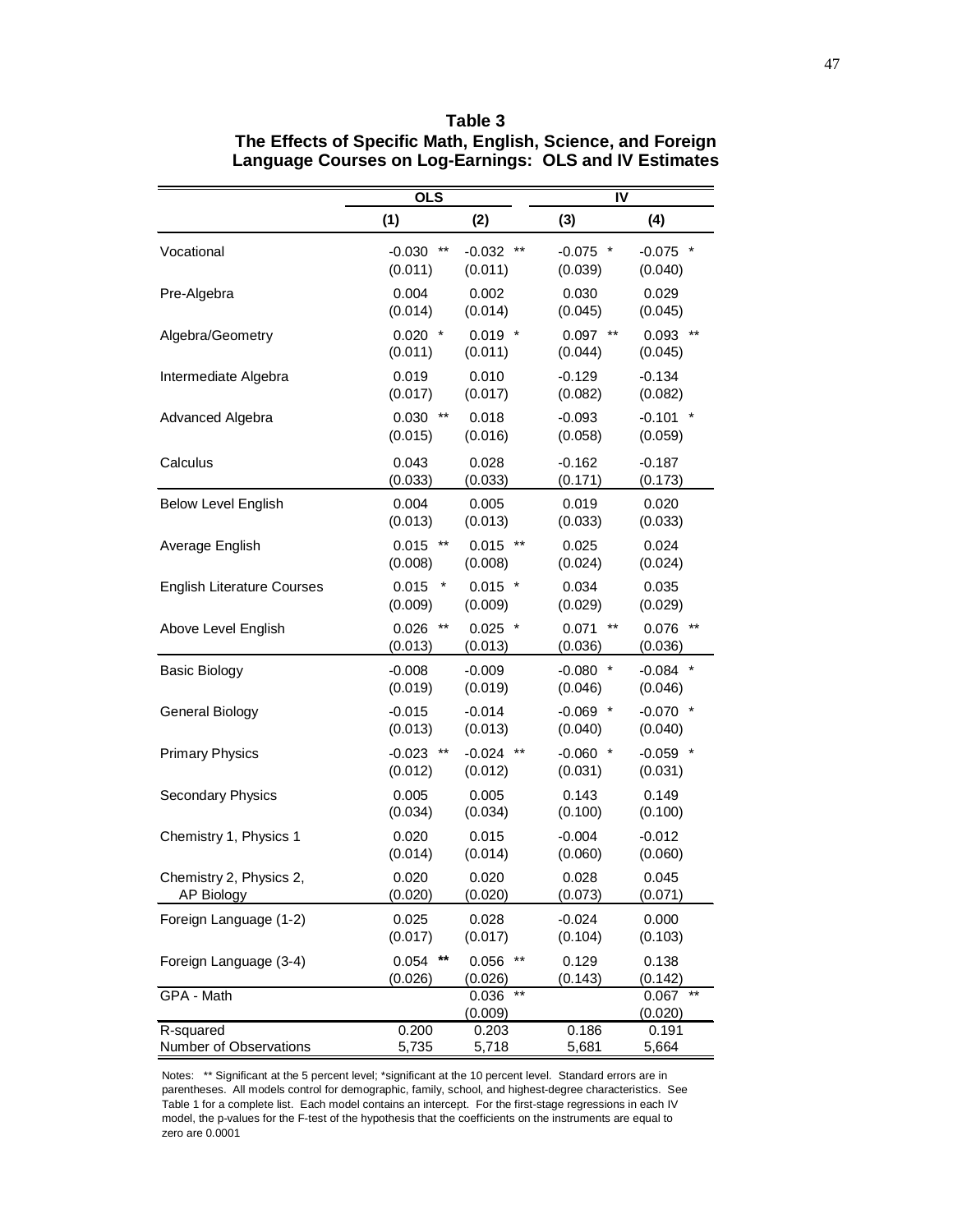**Table 3**
**The Effects of Specific Math, English, Science, and Foreign Language Courses on Log-Earnings: OLS and IV Estimates**

| | OLS | | IV | |
|---|---|---|---|---|
| | (1) | (2) | (3) | (4) |
| Vocational | -0.030 ** | -0.032 ** | -0.075 * | -0.075 * |
| | (0.011) | (0.011) | (0.039) | (0.040) |
| Pre-Algebra | 0.004 | 0.002 | 0.030 | 0.029 |
| | (0.014) | (0.014) | (0.045) | (0.045) |
| Algebra/Geometry | 0.020 * | 0.019 * | 0.097 ** | 0.093 ** |
| | (0.011) | (0.011) | (0.044) | (0.045) |
| Intermediate Algebra | 0.019 | 0.010 | -0.129 | -0.134 |
| | (0.017) | (0.017) | (0.082) | (0.082) |
| Advanced Algebra | 0.030 ** | 0.018 | -0.093 | -0.101 * |
| | (0.015) | (0.016) | (0.058) | (0.059) |
| Calculus | 0.043 | 0.028 | -0.162 | -0.187 |
| | (0.033) | (0.033) | (0.171) | (0.173) |
| Below Level English | 0.004 | 0.005 | 0.019 | 0.020 |
| | (0.013) | (0.013) | (0.033) | (0.033) |
| Average English | 0.015 ** | 0.015 ** | 0.025 | 0.024 |
| | (0.008) | (0.008) | (0.024) | (0.024) |
| English Literature Courses | 0.015 * | 0.015 * | 0.034 | 0.035 |
| | (0.009) | (0.009) | (0.029) | (0.029) |
| Above Level English | 0.026 ** | 0.025 * | 0.071 ** | 0.076 ** |
| | (0.013) | (0.013) | (0.036) | (0.036) |
| Basic Biology | -0.008 | -0.009 | -0.080 * | -0.084 * |
| | (0.019) | (0.019) | (0.046) | (0.046) |
| General Biology | -0.015 | -0.014 | -0.069 * | -0.070 * |
| | (0.013) | (0.013) | (0.040) | (0.040) |
| Primary Physics | -0.023 ** | -0.024 ** | -0.060 * | -0.059 * |
| | (0.012) | (0.012) | (0.031) | (0.031) |
| Secondary Physics | 0.005 | 0.005 | 0.143 | 0.149 |
| | (0.034) | (0.034) | (0.100) | (0.100) |
| Chemistry 1, Physics 1 | 0.020 | 0.015 | -0.004 | -0.012 |
| | (0.014) | (0.014) | (0.060) | (0.060) |
| Chemistry 2, Physics 2, AP Biology | 0.020 | 0.020 | 0.028 | 0.045 |
| | (0.020) | (0.020) | (0.073) | (0.071) |
| Foreign Language (1-2) | 0.025 | 0.028 | -0.024 | 0.000 |
| | (0.017) | (0.017) | (0.104) | (0.103) |
| Foreign Language (3-4) | 0.054 ** | 0.056 ** | 0.129 | 0.138 |
| | (0.026) | (0.026) | (0.143) | (0.142) |
| GPA - Math | | 0.036 ** | | 0.067 ** |
| | | (0.009) | | (0.020) |
| R-squared | 0.200 | 0.203 | 0.186 | 0.191 |
| Number of Observations | 5,735 | 5,718 | 5,681 | 5,664 |

Notes: ** Significant at the 5 percent level; *significant at the 10 percent level. Standard errors are in parentheses. All models control for demographic, family, school, and highest-degree characteristics. See Table 1 for a complete list. Each model contains an intercept. For the first-stage regressions in each IV model, the p-values for the F-test of the hypothesis that the coefficients on the instruments are equal to zero are 0.0001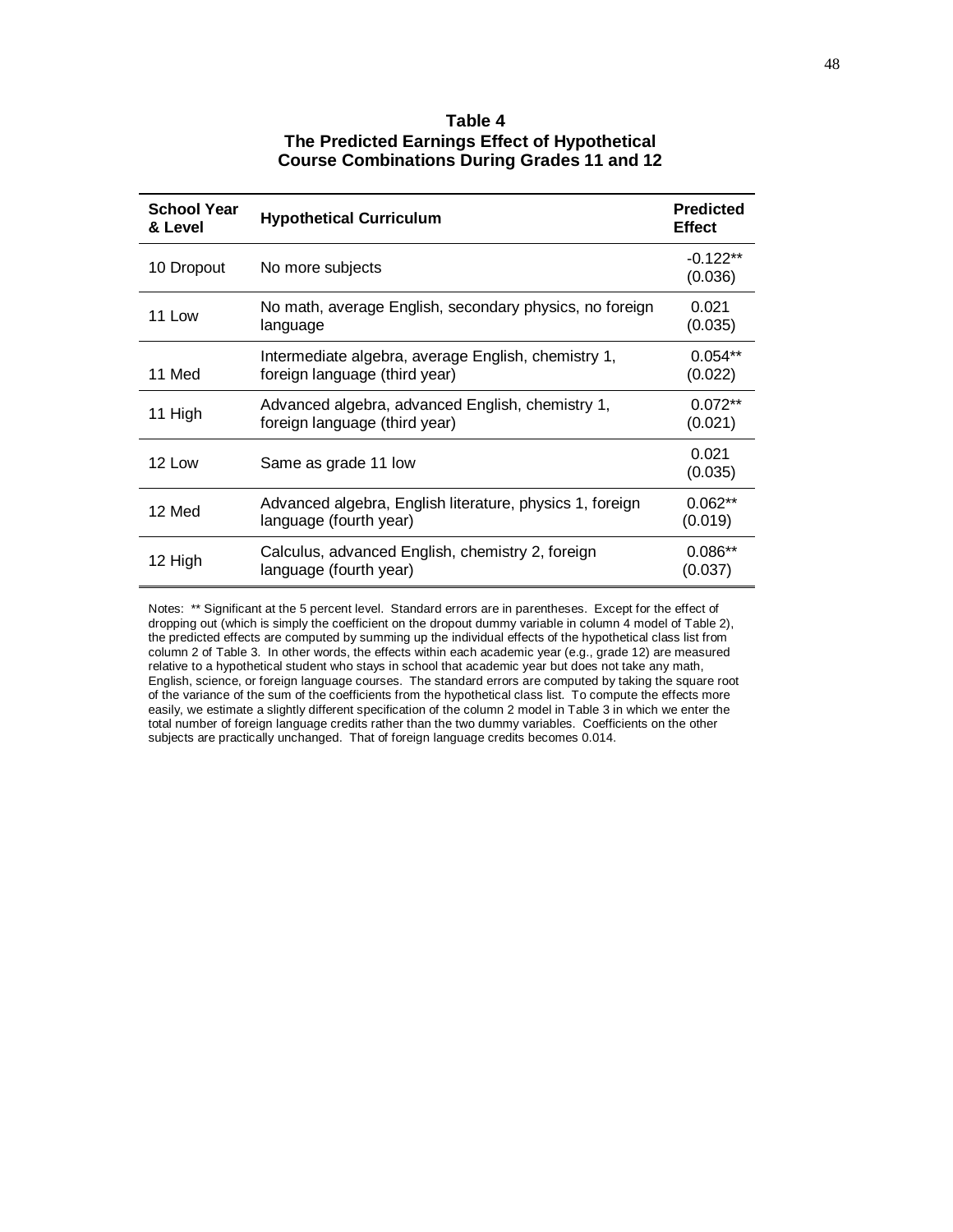**Table 4**
**The Predicted Earnings Effect of Hypothetical Course Combinations During Grades 11 and 12**

| School Year & Level | Hypothetical Curriculum | Predicted Effect |
|---|---|---|
| 10 Dropout | No more subjects | -0.122** (0.036) |
| 11 Low | No math, average English, secondary physics, no foreign language | 0.021 (0.035) |
| 11 Med | Intermediate algebra, average English, chemistry 1, foreign language (third year) | 0.054** (0.022) |
| 11 High | Advanced algebra, advanced English, chemistry 1, foreign language (third year) | 0.072** (0.021) |
| 12 Low | Same as grade 11 low | 0.021 (0.035) |
| 12 Med | Advanced algebra, English literature, physics 1, foreign language (fourth year) | 0.062** (0.019) |
| 12 High | Calculus, advanced English, chemistry 2, foreign language (fourth year) | 0.086** (0.037) |

Notes: ** Significant at the 5 percent level. Standard errors are in parentheses. Except for the effect of dropping out (which is simply the coefficient on the dropout dummy variable in column 4 model of Table 2), the predicted effects are computed by summing up the individual effects of the hypothetical class list from column 2 of Table 3. In other words, the effects within each academic year (e.g., grade 12) are measured relative to a hypothetical student who stays in school that academic year but does not take any math, English, science, or foreign language courses. The standard errors are computed by taking the square root of the variance of the sum of the coefficients from the hypothetical class list. To compute the effects more easily, we estimate a slightly different specification of the column 2 model in Table 3 in which we enter the total number of foreign language credits rather than the two dummy variables. Coefficients on the other subjects are practically unchanged. That of foreign language credits becomes 0.014.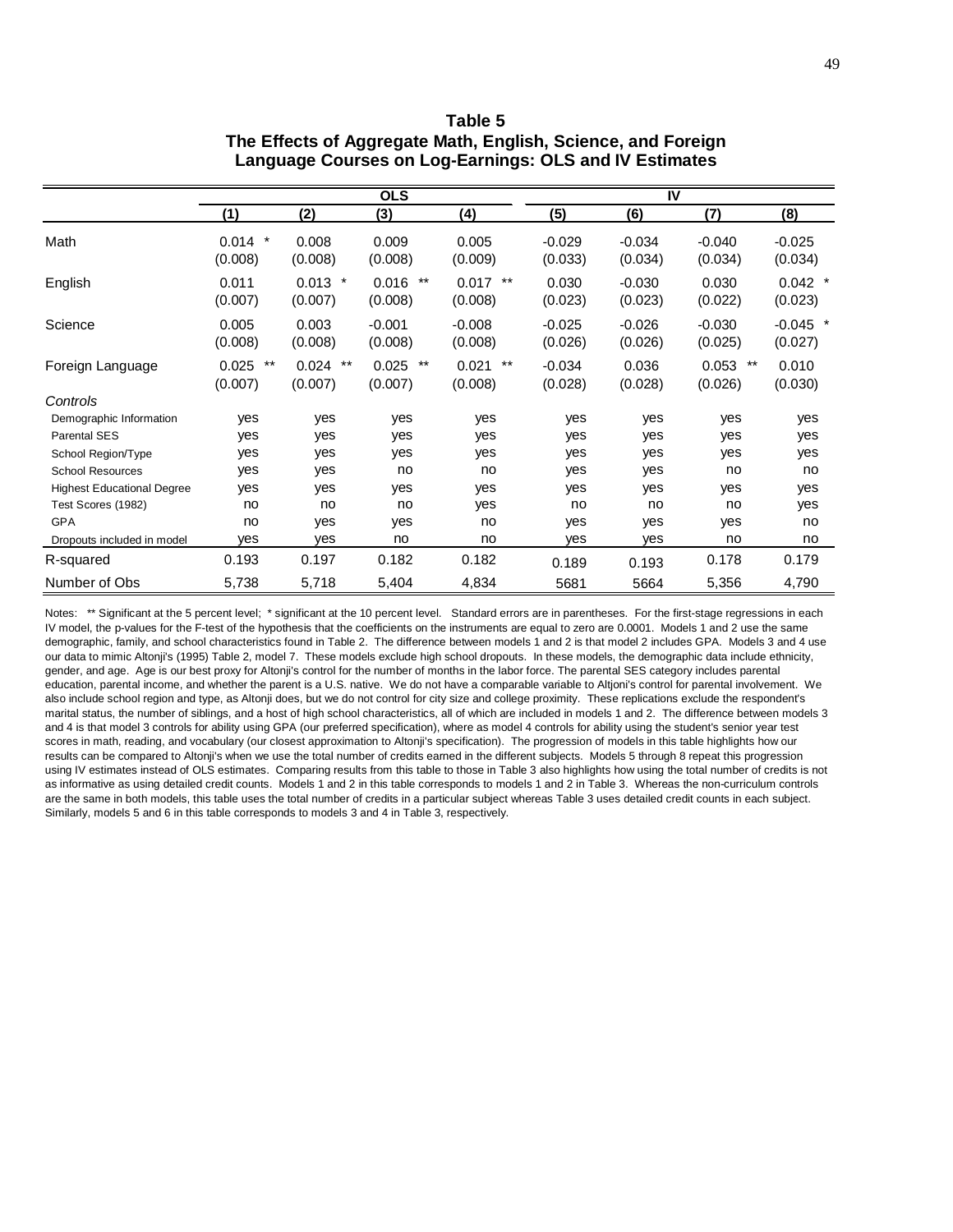**Table 5**
**The Effects of Aggregate Math, English, Science, and Foreign Language Courses on Log-Earnings: OLS and IV Estimates**

| | OLS | | | | IV | | | |
|---|---|---|---|---|---|---|---|---|
| | (1) | (2) | (3) | (4) | (5) | (6) | (7) | (8) |
| Math | 0.014 * | 0.008 | 0.009 | 0.005 | -0.029 | -0.034 | -0.040 | -0.025 |
| | (0.008) | (0.008) | (0.008) | (0.009) | (0.033) | (0.034) | (0.034) | (0.034) |
| English | 0.011 | 0.013 * | 0.016 ** | 0.017 ** | 0.030 | -0.030 | 0.030 | 0.042 * |
| | (0.007) | (0.007) | (0.008) | (0.008) | (0.023) | (0.023) | (0.022) | (0.023) |
| Science | 0.005 | 0.003 | -0.001 | -0.008 | -0.025 | -0.026 | -0.030 | -0.045 * |
| | (0.008) | (0.008) | (0.008) | (0.008) | (0.026) | (0.026) | (0.025) | (0.027) |
| Foreign Language | 0.025 ** | 0.024 ** | 0.025 ** | 0.021 ** | -0.034 | 0.036 | 0.053 ** | 0.010 |
| | (0.007) | (0.007) | (0.007) | (0.008) | (0.028) | (0.028) | (0.026) | (0.030) |
| *Controls* | | | | | | | | |
| Demographic Information | yes | yes | yes | yes | yes | yes | yes | yes |
| Parental SES | yes | yes | yes | yes | yes | yes | yes | yes |
| School Region/Type | yes | yes | yes | yes | yes | yes | yes | yes |
| School Resources | yes | yes | no | no | yes | yes | no | no |
| Highest Educational Degree | yes | yes | yes | yes | yes | yes | yes | yes |
| Test Scores (1982) | no | no | no | yes | no | no | no | yes |
| GPA | no | yes | yes | no | yes | yes | yes | no |
| Dropouts included in model | yes | yes | no | no | yes | yes | no | no |
| R-squared | 0.193 | 0.197 | 0.182 | 0.182 | 0.189 | 0.193 | 0.178 | 0.179 |
| Number of Obs | 5,738 | 5,718 | 5,404 | 4,834 | 5681 | 5664 | 5,356 | 4,790 |

Notes: ** Significant at the 5 percent level; * significant at the 10 percent level. Standard errors are in parentheses. For the first-stage regressions in each IV model, the p-values for the F-test of the hypothesis that the coefficients on the instruments are equal to zero are 0.0001. Models 1 and 2 use the same demographic, family, and school characteristics found in Table 2. The difference between models 1 and 2 is that model 2 includes GPA. Models 3 and 4 use our data to mimic Altonji's (1995) Table 2, model 7. These models exclude high school dropouts. In these models, the demographic data include ethnicity, gender, and age. Age is our best proxy for Altonji's control for the number of months in the labor force. The parental SES category includes parental education, parental income, and whether the parent is a U.S. native. We do not have a comparable variable to Altjoni's control for parental involvement. We also include school region and type, as Altonji does, but we do not control for city size and college proximity. These replications exclude the respondent's marital status, the number of siblings, and a host of high school characteristics, all of which are included in models 1 and 2. The difference between models 3 and 4 is that model 3 controls for ability using GPA (our preferred specification), where as model 4 controls for ability using the student's senior year test scores in math, reading, and vocabulary (our closest approximation to Altonji's specification). The progression of models in this table highlights how our results can be compared to Altonji's when we use the total number of credits earned in the different subjects. Models 5 through 8 repeat this progression using IV estimates instead of OLS estimates. Comparing results from this table to those in Table 3 also highlights how using the total number of credits is not as informative as using detailed credit counts. Models 1 and 2 in this table corresponds to models 1 and 2 in Table 3. Whereas the non-curriculum controls are the same in both models, this table uses the total number of credits in a particular subject whereas Table 3 uses detailed credit counts in each subject. Similarly, models 5 and 6 in this table corresponds to models 3 and 4 in Table 3, respectively.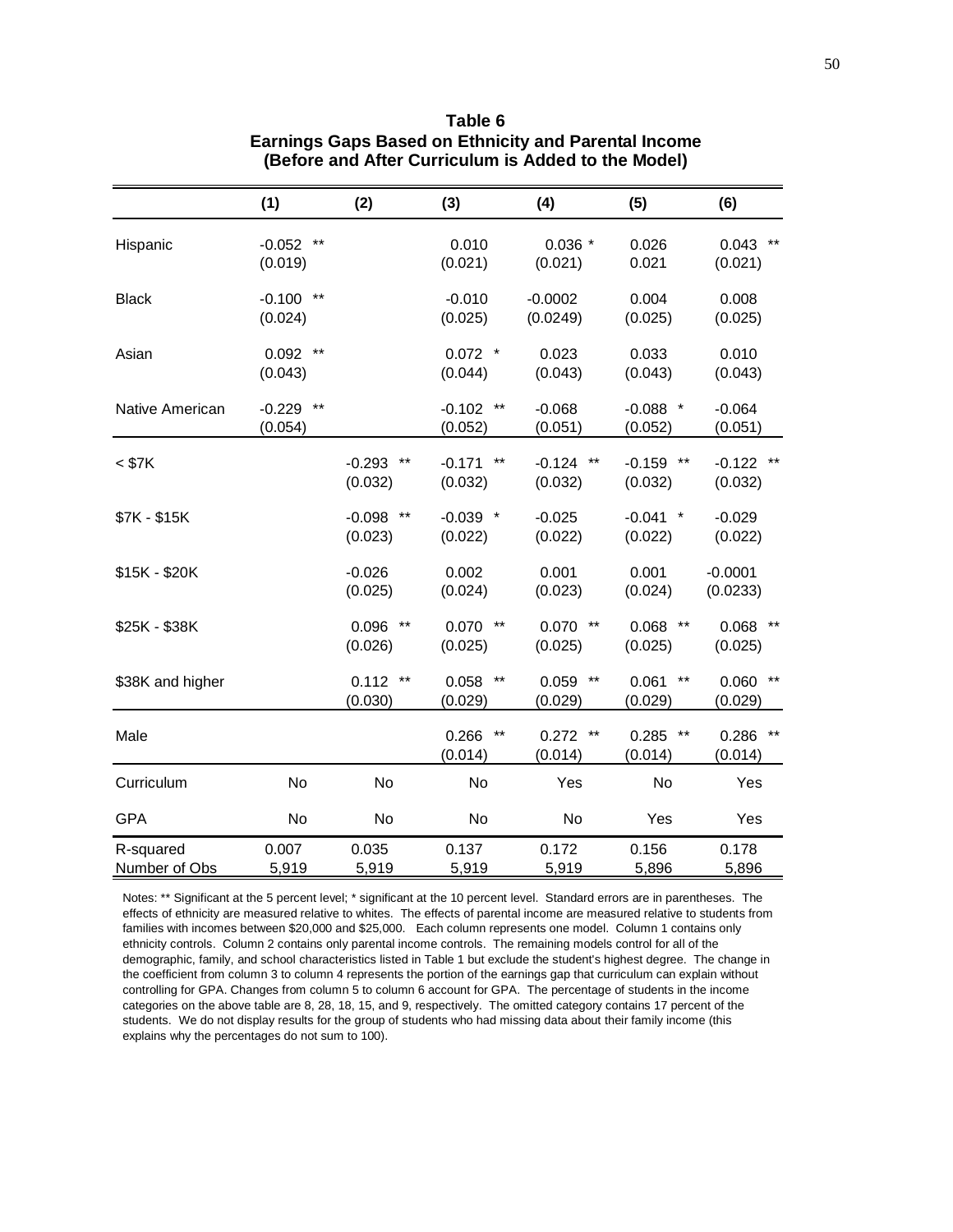**Table 6**
**Earnings Gaps Based on Ethnicity and Parental Income**
**(Before and After Curriculum is Added to the Model)**

| | (1) | (2) | (3) | (4) | (5) | (6) |
|---|---|---|---|---|---|---|
| Hispanic | -0.052 ** | | 0.010 | 0.036 * | 0.026 | 0.043 ** |
| | (0.019) | | (0.021) | (0.021) | 0.021 | (0.021) |
| Black | -0.100 ** | | -0.010 | -0.0002 | 0.004 | 0.008 |
| | (0.024) | | (0.025) | (0.0249) | (0.025) | (0.025) |
| Asian | 0.092 ** | | 0.072 * | 0.023 | 0.033 | 0.010 |
| | (0.043) | | (0.044) | (0.043) | (0.043) | (0.043) |
| Native American | -0.229 ** | | -0.102 ** | -0.068 | -0.088 * | -0.064 |
| | (0.054) | | (0.052) | (0.051) | (0.052) | (0.051) |
| < $7K | | -0.293 ** | -0.171 ** | -0.124 ** | -0.159 ** | -0.122 ** |
| | | (0.032) | (0.032) | (0.032) | (0.032) | (0.032) |
| $7K - $15K | | -0.098 ** | -0.039 * | -0.025 | -0.041 * | -0.029 |
| | | (0.023) | (0.022) | (0.022) | (0.022) | (0.022) |
| $15K - $20K | | -0.026 | 0.002 | 0.001 | 0.001 | -0.0001 |
| | | (0.025) | (0.024) | (0.023) | (0.024) | (0.0233) |
| $25K - $38K | | 0.096 ** | 0.070 ** | 0.070 ** | 0.068 ** | 0.068 ** |
| | | (0.026) | (0.025) | (0.025) | (0.025) | (0.025) |
| $38K and higher | | 0.112 ** | 0.058 ** | 0.059 ** | 0.061 ** | 0.060 ** |
| | | (0.030) | (0.029) | (0.029) | (0.029) | (0.029) |
| Male | | | 0.266 ** | 0.272 ** | 0.285 ** | 0.286 ** |
| | | | (0.014) | (0.014) | (0.014) | (0.014) |
| Curriculum | No | No | No | Yes | No | Yes |
| GPA | No | No | No | No | Yes | Yes |
| R-squared | 0.007 | 0.035 | 0.137 | 0.172 | 0.156 | 0.178 |
| Number of Obs | 5,919 | 5,919 | 5,919 | 5,919 | 5,896 | 5,896 |

Notes: ** Significant at the 5 percent level; * significant at the 10 percent level. Standard errors are in parentheses. The effects of ethnicity are measured relative to whites. The effects of parental income are measured relative to students from families with incomes between $20,000 and $25,000. Each column represents one model. Column 1 contains only ethnicity controls. Column 2 contains only parental income controls. The remaining models control for all of the demographic, family, and school characteristics listed in Table 1 but exclude the student's highest degree. The change in the coefficient from column 3 to column 4 represents the portion of the earnings gap that curriculum can explain without controlling for GPA. Changes from column 5 to column 6 account for GPA. The percentage of students in the income categories on the above table are 8, 28, 18, 15, and 9, respectively. The omitted category contains 17 percent of the students. We do not display results for the group of students who had missing data about their family income (this explains why the percentages do not sum to 100).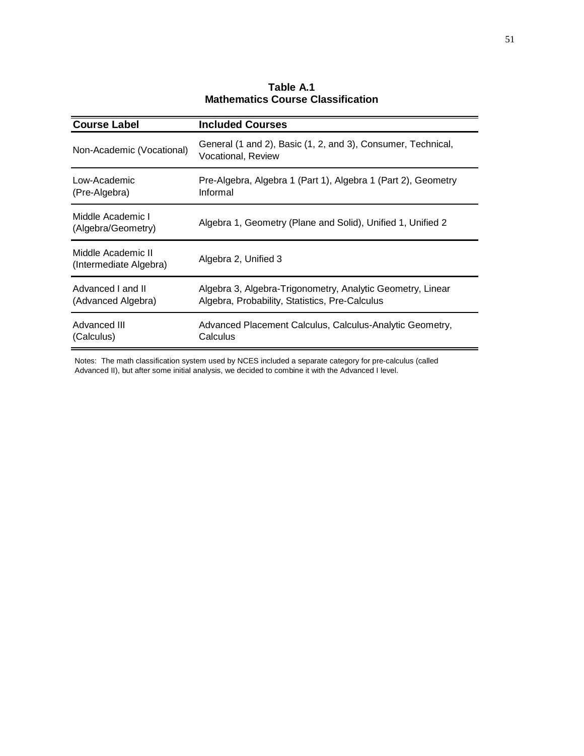**Table A.1**
**Mathematics Course Classification**

| Course Label | Included Courses |
| --- | --- |
| Non-Academic (Vocational) | General (1 and 2), Basic (1, 2, and 3), Consumer, Technical, Vocational, Review |
| Low-Academic (Pre-Algebra) | Pre-Algebra, Algebra 1 (Part 1), Algebra 1 (Part 2), Geometry Informal |
| Middle Academic I (Algebra/Geometry) | Algebra 1, Geometry (Plane and Solid), Unified 1, Unified 2 |
| Middle Academic II (Intermediate Algebra) | Algebra 2, Unified 3 |
| Advanced I and II (Advanced Algebra) | Algebra 3, Algebra-Trigonometry, Analytic Geometry, Linear Algebra, Probability, Statistics, Pre-Calculus |
| Advanced III (Calculus) | Advanced Placement Calculus, Calculus-Analytic Geometry, Calculus |

Notes: The math classification system used by NCES included a separate category for pre-calculus (called Advanced II), but after some initial analysis, we decided to combine it with the Advanced I level.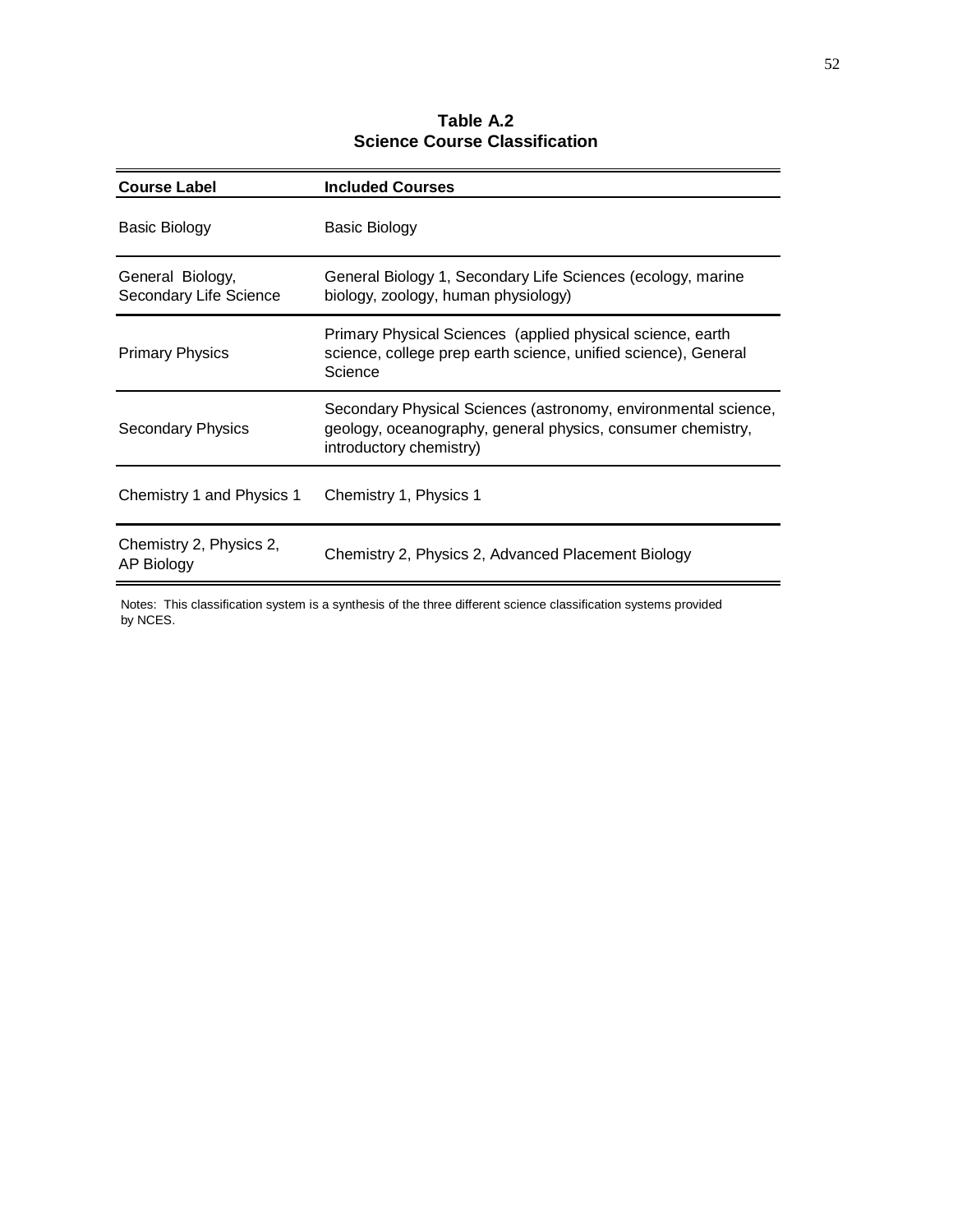**Table A.2**
**Science Course Classification**

| Course Label | Included Courses |
|---|---|
| Basic Biology | Basic Biology |
| General Biology, Secondary Life Science | General Biology 1, Secondary Life Sciences (ecology, marine biology, zoology, human physiology) |
| Primary Physics | Primary Physical Sciences (applied physical science, earth science, college prep earth science, unified science), General Science |
| Secondary Physics | Secondary Physical Sciences (astronomy, environmental science, geology, oceanography, general physics, consumer chemistry, introductory chemistry) |
| Chemistry 1 and Physics 1 | Chemistry 1, Physics 1 |
| Chemistry 2, Physics 2, AP Biology | Chemistry 2, Physics 2, Advanced Placement Biology |

Notes: This classification system is a synthesis of the three different science classification systems provided by NCES.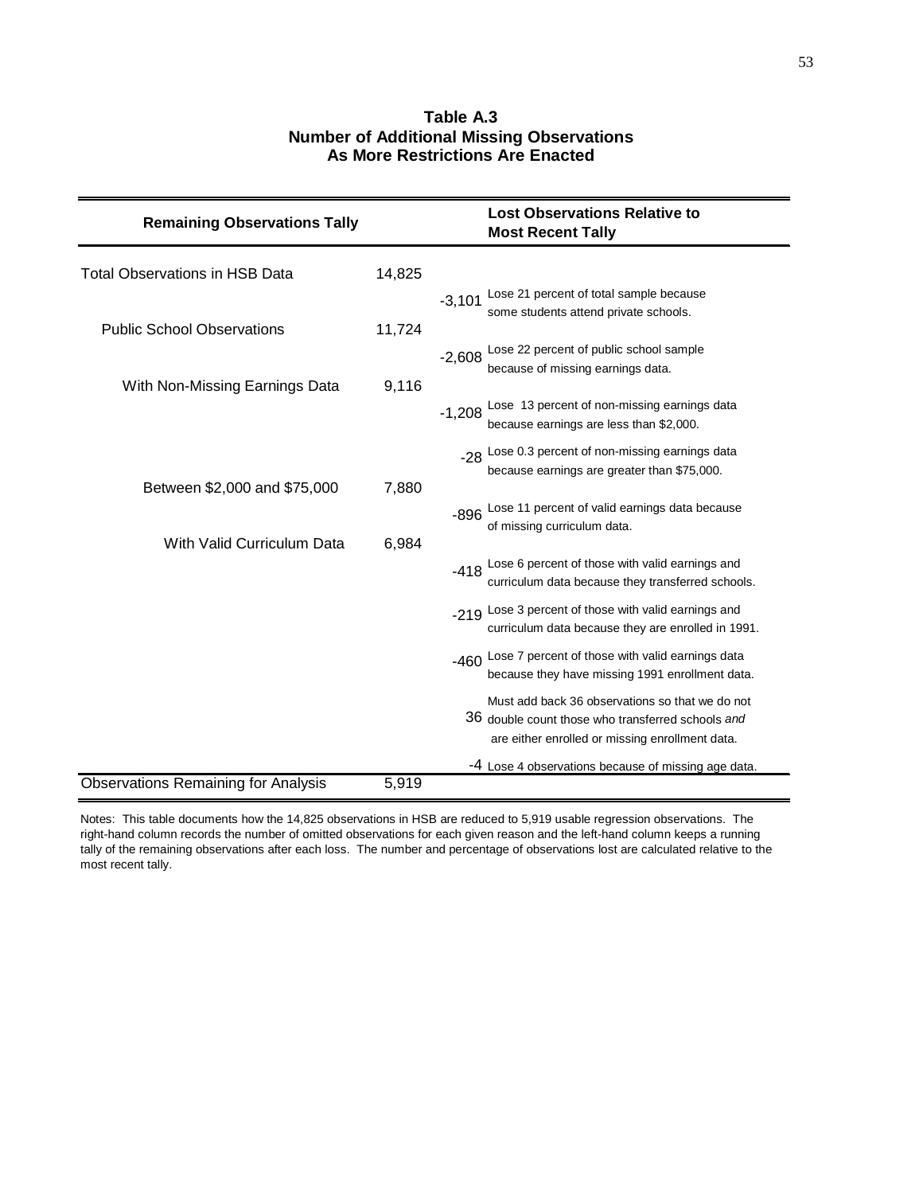**Table A.3**
**Number of Additional Missing Observations**
**As More Restrictions Are Enacted**

| Remaining Observations Tally | | | Lost Observations Relative to Most Recent Tally |
|---|---|---|---|
| Total Observations in HSB Data | 14,825 | | |
| | | -3,101 | Lose 21 percent of total sample because some students attend private schools. |
| Public School Observations | 11,724 | | |
| | | -2,608 | Lose 22 percent of public school sample because of missing earnings data. |
| With Non-Missing Earnings Data | 9,116 | | |
| | | -1,208 | Lose 13 percent of non-missing earnings data because earnings are less than $2,000. |
| | | -28 | Lose 0.3 percent of non-missing earnings data because earnings are greater than $75,000. |
| Between $2,000 and $75,000 | 7,880 | | |
| | | -896 | Lose 11 percent of valid earnings data because of missing curriculum data. |
| With Valid Curriculum Data | 6,984 | | |
| | | -418 | Lose 6 percent of those with valid earnings and curriculum data because they transferred schools. |
| | | -219 | Lose 3 percent of those with valid earnings and curriculum data because they are enrolled in 1991. |
| | | -460 | Lose 7 percent of those with valid earnings data because they have missing 1991 enrollment data. |
| | | 36 | Must add back 36 observations so that we do not double count those who transferred schools *and* are either enrolled or missing enrollment data. |
| | | -4 | Lose 4 observations because of missing age data. |
| Observations Remaining for Analysis | 5,919 | | |

Notes: This table documents how the 14,825 observations in HSB are reduced to 5,919 usable regression observations. The right-hand column records the number of omitted observations for each given reason and the left-hand column keeps a running tally of the remaining observations after each loss. The number and percentage of observations lost are calculated relative to the most recent tally.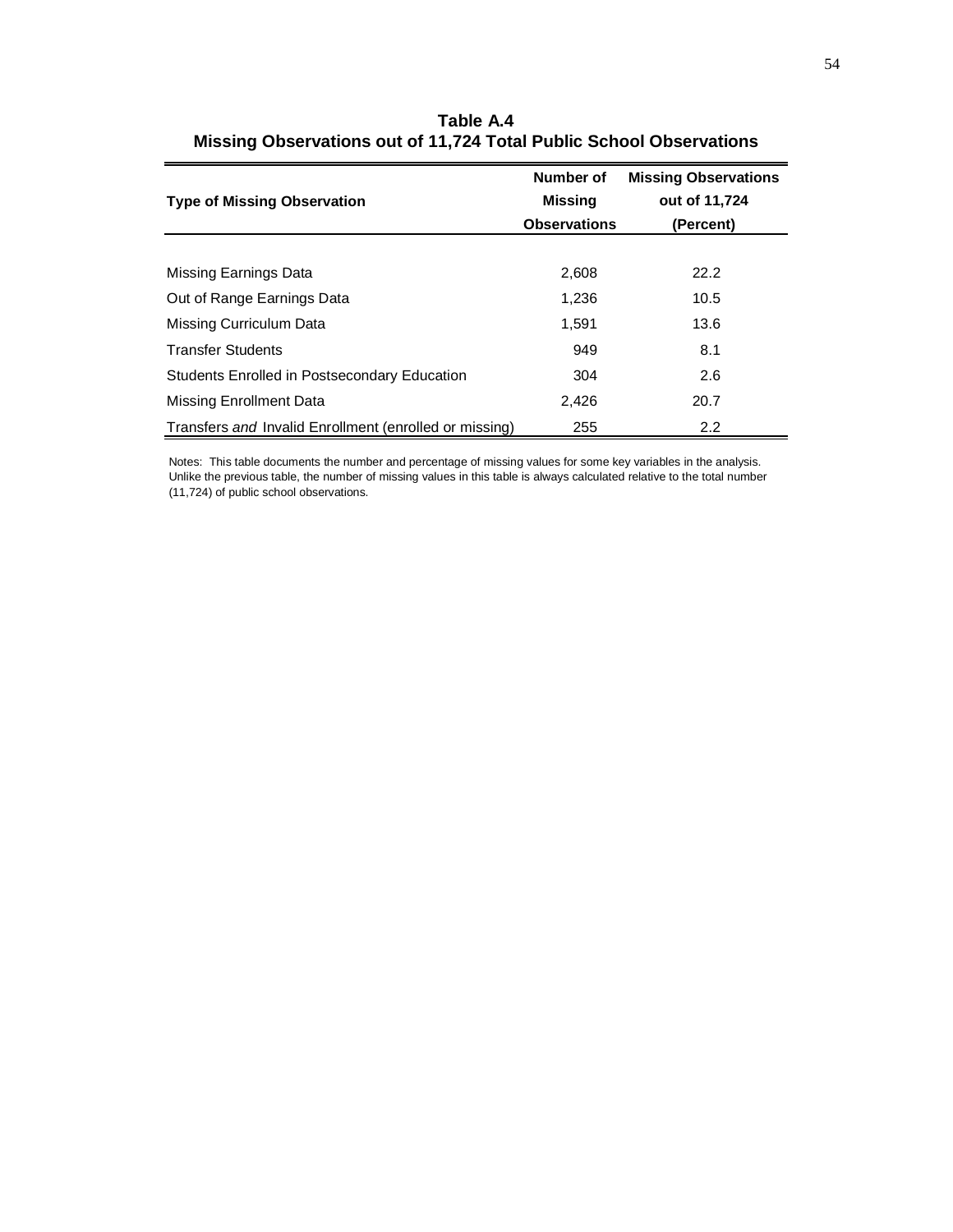**Table A.4**
**Missing Observations out of 11,724 Total Public School Observations**

| Type of Missing Observation | Number of Missing Observations | Missing Observations out of 11,724 (Percent) |
|---|---|---|
| Missing Earnings Data | 2,608 | 22.2 |
| Out of Range Earnings Data | 1,236 | 10.5 |
| Missing Curriculum Data | 1,591 | 13.6 |
| Transfer Students | 949 | 8.1 |
| Students Enrolled in Postsecondary Education | 304 | 2.6 |
| Missing Enrollment Data | 2,426 | 20.7 |
| Transfers *and* Invalid Enrollment (enrolled or missing) | 255 | 2.2 |

Notes: This table documents the number and percentage of missing values for some key variables in the analysis. Unlike the previous table, the number of missing values in this table is always calculated relative to the total number (11,724) of public school observations.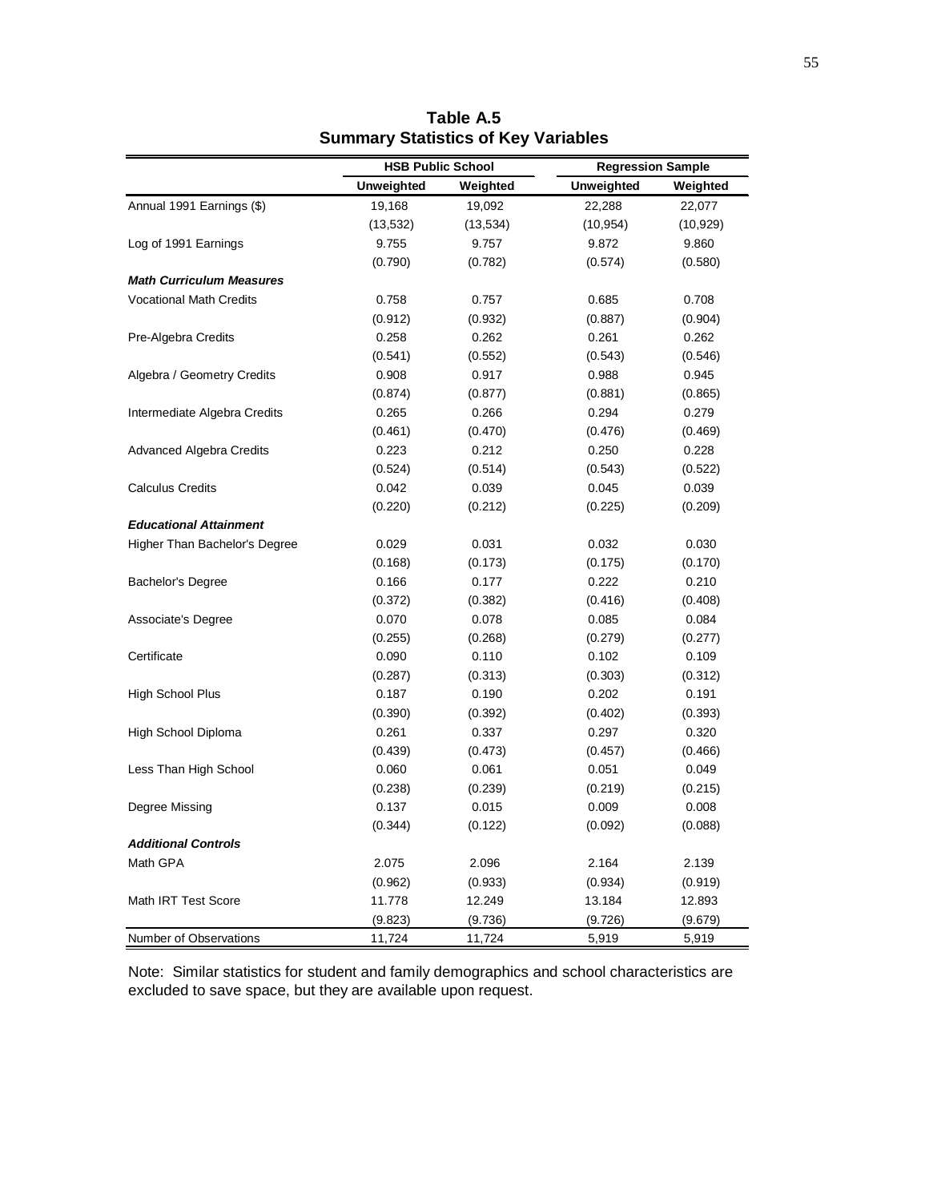**Table A.5**
**Summary Statistics of Key Variables**

| | HSB Public School | | Regression Sample | |
|---|---|---|---|---|
| | Unweighted | Weighted | Unweighted | Weighted |
| Annual 1991 Earnings ($) | 19,168 | 19,092 | 22,288 | 22,077 |
| | (13,532) | (13,534) | (10,954) | (10,929) |
| Log of 1991 Earnings | 9.755 | 9.757 | 9.872 | 9.860 |
| | (0.790) | (0.782) | (0.574) | (0.580) |
| ***Math Curriculum Measures*** | | | | |
| Vocational Math Credits | 0.758 | 0.757 | 0.685 | 0.708 |
| | (0.912) | (0.932) | (0.887) | (0.904) |
| Pre-Algebra Credits | 0.258 | 0.262 | 0.261 | 0.262 |
| | (0.541) | (0.552) | (0.543) | (0.546) |
| Algebra / Geometry Credits | 0.908 | 0.917 | 0.988 | 0.945 |
| | (0.874) | (0.877) | (0.881) | (0.865) |
| Intermediate Algebra Credits | 0.265 | 0.266 | 0.294 | 0.279 |
| | (0.461) | (0.470) | (0.476) | (0.469) |
| Advanced Algebra Credits | 0.223 | 0.212 | 0.250 | 0.228 |
| | (0.524) | (0.514) | (0.543) | (0.522) |
| Calculus Credits | 0.042 | 0.039 | 0.045 | 0.039 |
| | (0.220) | (0.212) | (0.225) | (0.209) |
| ***Educational Attainment*** | | | | |
| Higher Than Bachelor's Degree | 0.029 | 0.031 | 0.032 | 0.030 |
| | (0.168) | (0.173) | (0.175) | (0.170) |
| Bachelor's Degree | 0.166 | 0.177 | 0.222 | 0.210 |
| | (0.372) | (0.382) | (0.416) | (0.408) |
| Associate's Degree | 0.070 | 0.078 | 0.085 | 0.084 |
| | (0.255) | (0.268) | (0.279) | (0.277) |
| Certificate | 0.090 | 0.110 | 0.102 | 0.109 |
| | (0.287) | (0.313) | (0.303) | (0.312) |
| High School Plus | 0.187 | 0.190 | 0.202 | 0.191 |
| | (0.390) | (0.392) | (0.402) | (0.393) |
| High School Diploma | 0.261 | 0.337 | 0.297 | 0.320 |
| | (0.439) | (0.473) | (0.457) | (0.466) |
| Less Than High School | 0.060 | 0.061 | 0.051 | 0.049 |
| | (0.238) | (0.239) | (0.219) | (0.215) |
| Degree Missing | 0.137 | 0.015 | 0.009 | 0.008 |
| | (0.344) | (0.122) | (0.092) | (0.088) |
| ***Additional Controls*** | | | | |
| Math GPA | 2.075 | 2.096 | 2.164 | 2.139 |
| | (0.962) | (0.933) | (0.934) | (0.919) |
| Math IRT Test Score | 11.778 | 12.249 | 13.184 | 12.893 |
| | (9.823) | (9.736) | (9.726) | (9.679) |
| Number of Observations | 11,724 | 11,724 | 5,919 | 5,919 |

Note: Similar statistics for student and family demographics and school characteristics are excluded to save space, but they are available upon request.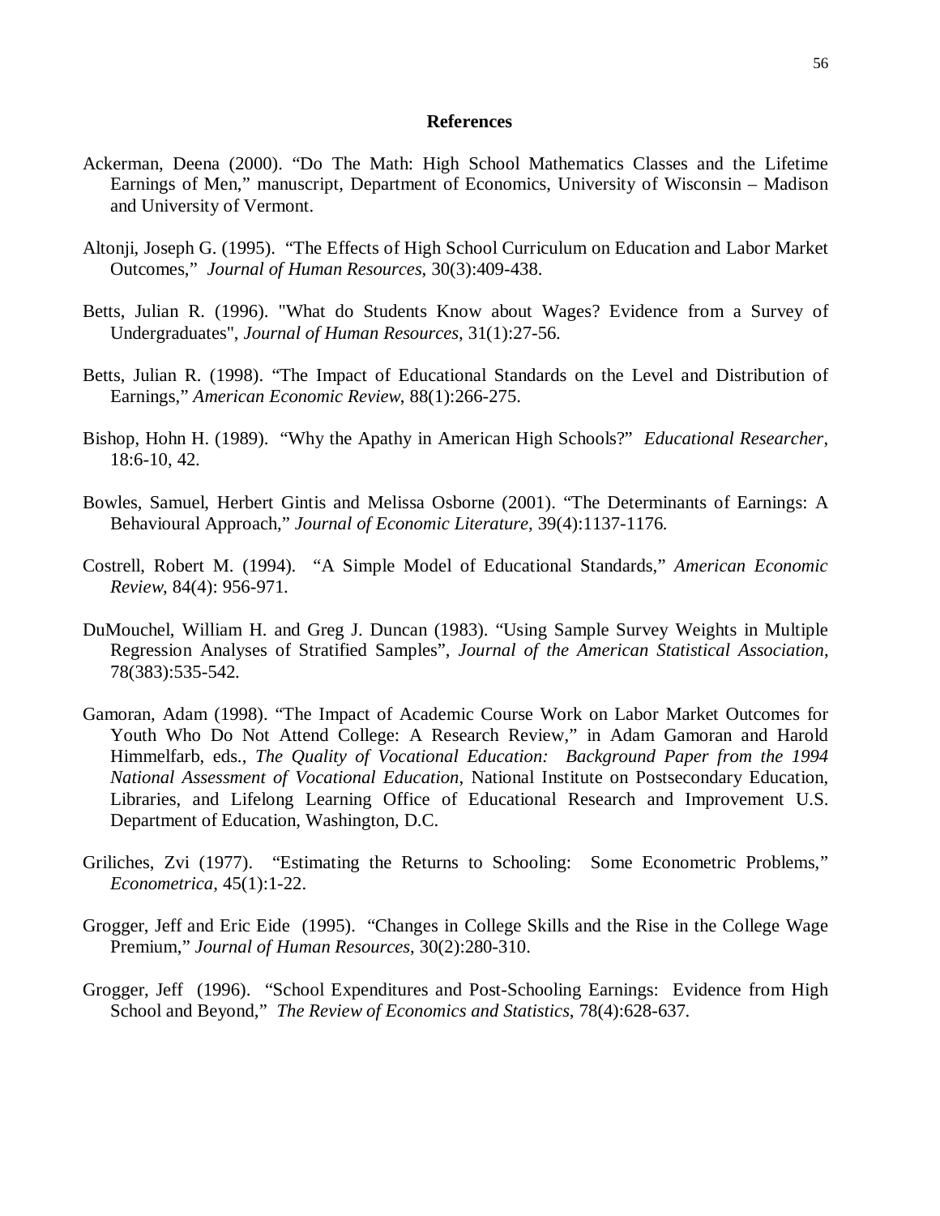## References

Ackerman, Deena (2000). "Do The Math: High School Mathematics Classes and the Lifetime Earnings of Men," manuscript, Department of Economics, University of Wisconsin – Madison and University of Vermont.

Altonji, Joseph G. (1995). "The Effects of High School Curriculum on Education and Labor Market Outcomes," *Journal of Human Resources*, 30(3):409-438.

Betts, Julian R. (1996). "What do Students Know about Wages? Evidence from a Survey of Undergraduates", *Journal of Human Resources*, 31(1):27-56.

Betts, Julian R. (1998). "The Impact of Educational Standards on the Level and Distribution of Earnings," *American Economic Review*, 88(1):266-275.

Bishop, Hohn H. (1989). "Why the Apathy in American High Schools?" *Educational Researcher*, 18:6-10, 42.

Bowles, Samuel, Herbert Gintis and Melissa Osborne (2001). "The Determinants of Earnings: A Behavioural Approach," *Journal of Economic Literature*, 39(4):1137-1176.

Costrell, Robert M. (1994). "A Simple Model of Educational Standards," *American Economic Review*, 84(4): 956-971.

DuMouchel, William H. and Greg J. Duncan (1983). "Using Sample Survey Weights in Multiple Regression Analyses of Stratified Samples", *Journal of the American Statistical Association*, 78(383):535-542.

Gamoran, Adam (1998). "The Impact of Academic Course Work on Labor Market Outcomes for Youth Who Do Not Attend College: A Research Review," in Adam Gamoran and Harold Himmelfarb, eds., *The Quality of Vocational Education: Background Paper from the 1994 National Assessment of Vocational Education*, National Institute on Postsecondary Education, Libraries, and Lifelong Learning Office of Educational Research and Improvement U.S. Department of Education, Washington, D.C.

Griliches, Zvi (1977). "Estimating the Returns to Schooling: Some Econometric Problems," *Econometrica*, 45(1):1-22.

Grogger, Jeff and Eric Eide (1995). "Changes in College Skills and the Rise in the College Wage Premium," *Journal of Human Resources*, 30(2):280-310.

Grogger, Jeff (1996). "School Expenditures and Post-Schooling Earnings: Evidence from High School and Beyond," *The Review of Economics and Statistics*, 78(4):628-637.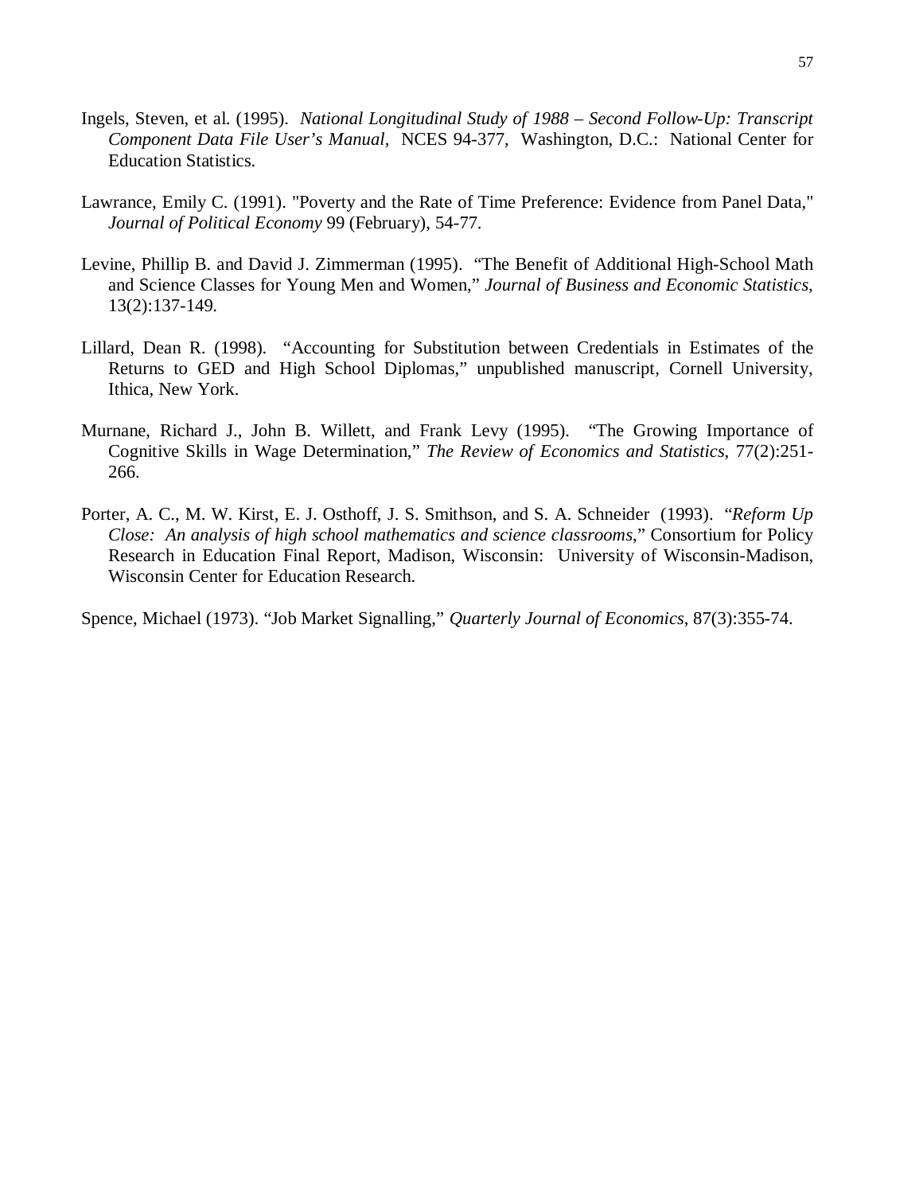Ingels, Steven, et al. (1995). *National Longitudinal Study of 1988 – Second Follow-Up: Transcript Component Data File User's Manual*, NCES 94-377, Washington, D.C.: National Center for Education Statistics.

Lawrance, Emily C. (1991). "Poverty and the Rate of Time Preference: Evidence from Panel Data," *Journal of Political Economy* 99 (February), 54-77.

Levine, Phillip B. and David J. Zimmerman (1995). "The Benefit of Additional High-School Math and Science Classes for Young Men and Women," *Journal of Business and Economic Statistics,* 13(2):137-149.

Lillard, Dean R. (1998). "Accounting for Substitution between Credentials in Estimates of the Returns to GED and High School Diplomas," unpublished manuscript, Cornell University, Ithica, New York.

Murnane, Richard J., John B. Willett, and Frank Levy (1995). "The Growing Importance of Cognitive Skills in Wage Determination," *The Review of Economics and Statistics*, 77(2):251-266.

Porter, A. C., M. W. Kirst, E. J. Osthoff, J. S. Smithson, and S. A. Schneider (1993). "*Reform Up Close: An analysis of high school mathematics and science classrooms*," Consortium for Policy Research in Education Final Report, Madison, Wisconsin: University of Wisconsin-Madison, Wisconsin Center for Education Research.

Spence, Michael (1973). "Job Market Signalling," *Quarterly Journal of Economics*, 87(3):355-74.